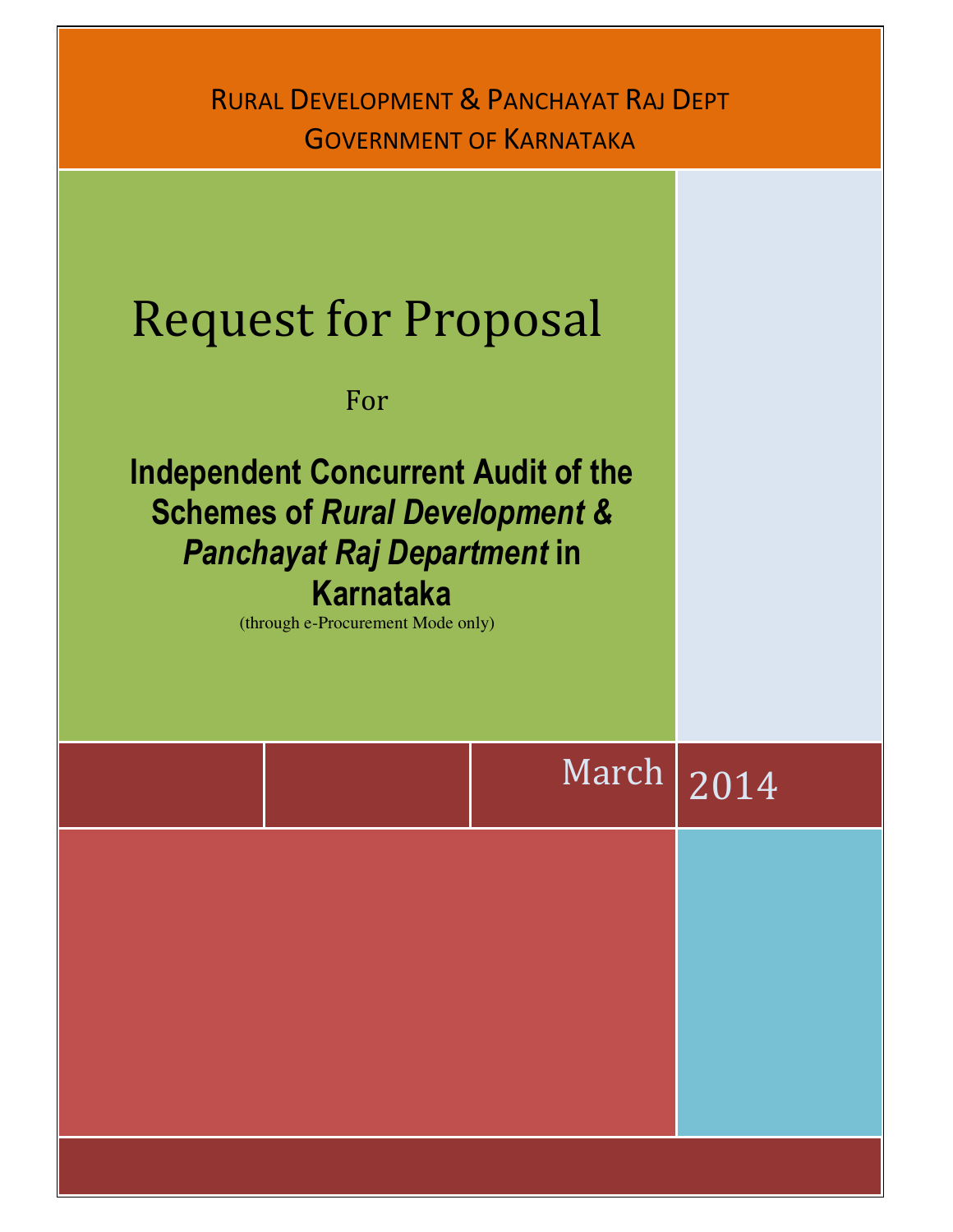RURAL DEVELOPMENT & PANCHAYAT RAJ DEPT

GOVERNMENT OF KARNATAKA

# Request for Proposal

For

## Independent Concurrent Audit of the Schemes of *Rural Development & Panchayat Raj Department* in Karnataka

(through e-Procurement Mode only)

March 2014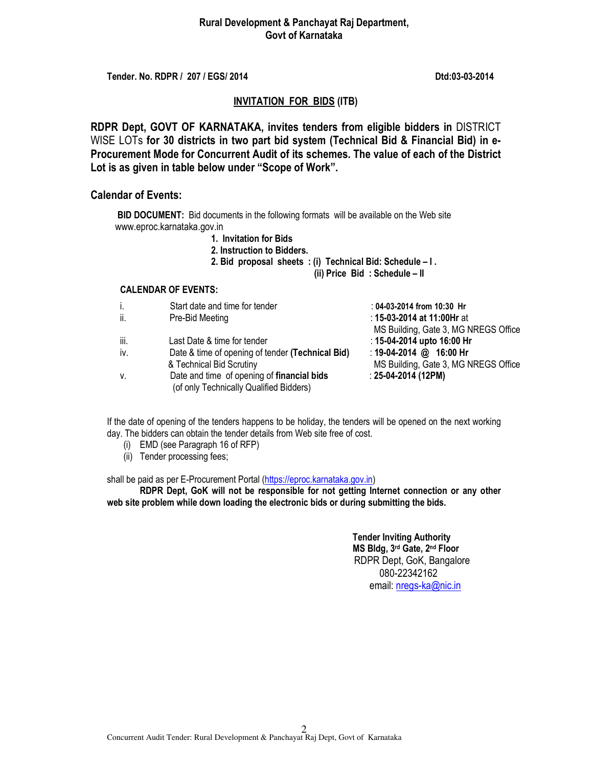**Rural Development & Panchayat Raj Department,**
**Govt of Karnataka**

**Tender. No. RDPR / 207 / EGS/ 2014** **Dtd:03-03-2014**

## INVITATION FOR BIDS (ITB)

**RDPR Dept, GOVT OF KARNATAKA, invites tenders from eligible bidders in** DISTRICT WISE LOTs **for 30 districts in two part bid system (Technical Bid & Financial Bid) in e-Procurement Mode for Concurrent Audit of its schemes. The value of each of the District Lot is as given in table below under "Scope of Work".**

### Calendar of Events:

**BID DOCUMENT:** Bid documents in the following formats will be available on the Web site www.eproc.karnataka.gov.in

1. **Invitation for Bids**
2. **Instruction to Bidders.**
3. **Bid proposal sheets : (i) Technical Bid: Schedule – I .**
   **(ii) Price Bid : Schedule – II**

**CALENDAR OF EVENTS:**

| | | |
|---|---|---|
| i. | Start date and time for tender | : **04-03-2014 from 10:30 Hr** |
| ii. | Pre-Bid Meeting | : **15-03-2014 at 11:00Hr** at MS Building, Gate 3, MG NREGS Office |
| iii. | Last Date & time for tender | : **15-04-2014 upto 16:00 Hr** |
| iv. | Date & time of opening of tender **(Technical Bid)** & Technical Bid Scrutiny | : **19-04-2014 @ 16:00 Hr** MS Building, Gate 3, MG NREGS Office |
| v. | Date and time of opening of **financial bids** (of only Technically Qualified Bidders) | : **25-04-2014 (12PM)** |

If the date of opening of the tenders happens to be holiday, the tenders will be opened on the next working day. The bidders can obtain the tender details from Web site free of cost.

(i) EMD (see Paragraph 16 of RFP)
(ii) Tender processing fees;

shall be paid as per E-Procurement Portal (https://eproc.karnataka.gov.in)

**RDPR Dept, GoK will not be responsible for not getting Internet connection or any other web site problem while down loading the electronic bids or during submitting the bids.**

**Tender Inviting Authority**
**MS Bldg, 3rd Gate, 2nd Floor**
RDPR Dept, GoK, Bangalore
080-22342162
email: nregs-ka@nic.in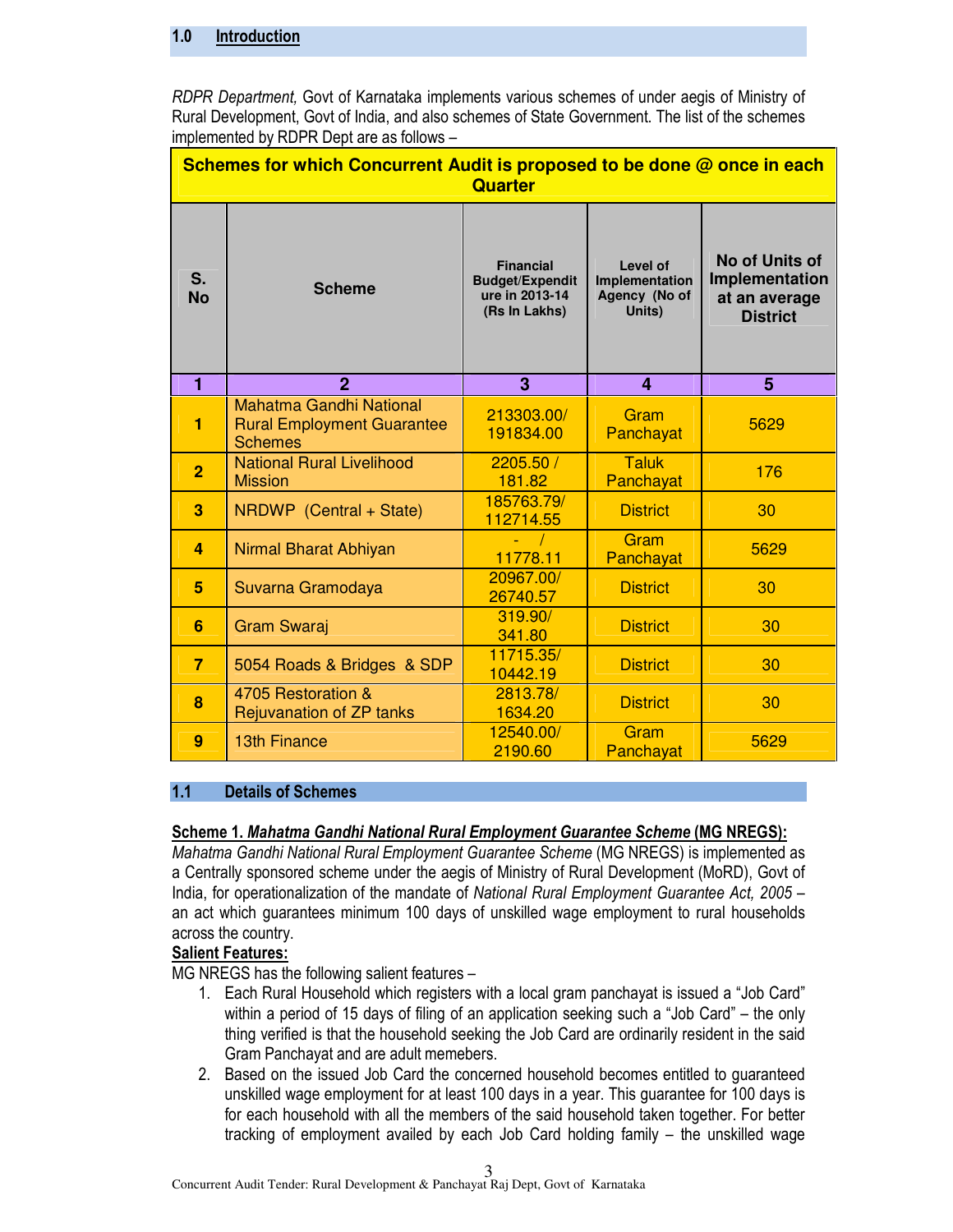## 1.0 Introduction

*RDPR Department,* Govt of Karnataka implements various schemes of under aegis of Ministry of Rural Development, Govt of India, and also schemes of State Government. The list of the schemes implemented by RDPR Dept are as follows –

**Schemes for which Concurrent Audit is proposed to be done @ once in each Quarter**

| S. No | Scheme | Financial Budget/Expenditure in 2013-14 (Rs In Lakhs) | Level of Implementation Agency (No of Units) | No of Units of Implementation at an average District |
|---|---|---|---|---|
| 1 | 2 | 3 | 4 | 5 |
| 1 | Mahatma Gandhi National Rural Employment Guarantee Schemes | 213303.00/ 191834.00 | Gram Panchayat | 5629 |
| 2 | National Rural Livelihood Mission | 2205.50 / 181.82 | Taluk Panchayat | 176 |
| 3 | NRDWP (Central + State) | 185763.79/ 112714.55 | District | 30 |
| 4 | Nirmal Bharat Abhiyan | - / 11778.11 | Gram Panchayat | 5629 |
| 5 | Suvarna Gramodaya | 20967.00/ 26740.57 | District | 30 |
| 6 | Gram Swaraj | 319.90/ 341.80 | District | 30 |
| 7 | 5054 Roads & Bridges & SDP | 11715.35/ 10442.19 | District | 30 |
| 8 | 4705 Restoration & Rejuvenation of ZP tanks | 2813.78/ 1634.20 | District | 30 |
| 9 | 13th Finance | 12540.00/ 2190.60 | Gram Panchayat | 5629 |

## 1.1 Details of Schemes

**Scheme 1. *Mahatma Gandhi National Rural Employment Guarantee Scheme* (MG NREGS):**

*Mahatma Gandhi National Rural Employment Guarantee Scheme* (MG NREGS) is implemented as a Centrally sponsored scheme under the aegis of Ministry of Rural Development (MoRD), Govt of India, for operationalization of the mandate of *National Rural Employment Guarantee Act, 2005* – an act which guarantees minimum 100 days of unskilled wage employment to rural households across the country.

**Salient Features:**

MG NREGS has the following salient features –

1. Each Rural Household which registers with a local gram panchayat is issued a "Job Card" within a period of 15 days of filing of an application seeking such a "Job Card" – the only thing verified is that the household seeking the Job Card are ordinarily resident in the said Gram Panchayat and are adult memebers.
2. Based on the issued Job Card the concerned household becomes entitled to guaranteed unskilled wage employment for at least 100 days in a year. This guarantee for 100 days is for each household with all the members of the said household taken together. For better tracking of employment availed by each Job Card holding family – the unskilled wage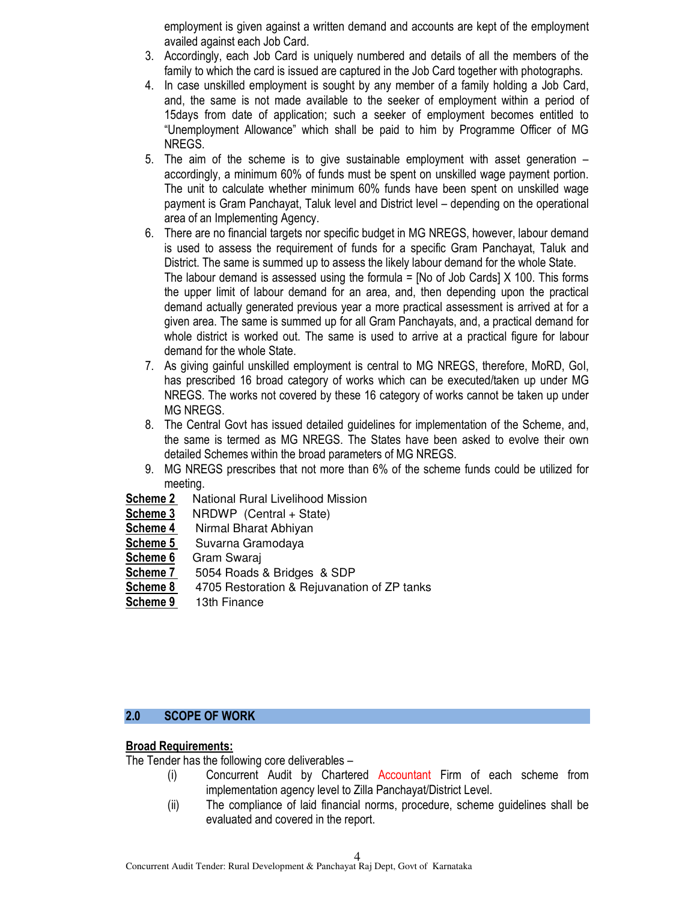employment is given against a written demand and accounts are kept of the employment availed against each Job Card.

3. Accordingly, each Job Card is uniquely numbered and details of all the members of the family to which the card is issued are captured in the Job Card together with photographs.
4. In case unskilled employment is sought by any member of a family holding a Job Card, and, the same is not made available to the seeker of employment within a period of 15days from date of application; such a seeker of employment becomes entitled to "Unemployment Allowance" which shall be paid to him by Programme Officer of MG NREGS.
5. The aim of the scheme is to give sustainable employment with asset generation – accordingly, a minimum 60% of funds must be spent on unskilled wage payment portion. The unit to calculate whether minimum 60% funds have been spent on unskilled wage payment is Gram Panchayat, Taluk level and District level – depending on the operational area of an Implementing Agency.
6. There are no financial targets nor specific budget in MG NREGS, however, labour demand is used to assess the requirement of funds for a specific Gram Panchayat, Taluk and District. The same is summed up to assess the likely labour demand for the whole State. The labour demand is assessed using the formula = [No of Job Cards] X 100. This forms the upper limit of labour demand for an area, and, then depending upon the practical demand actually generated previous year a more practical assessment is arrived at for a given area. The same is summed up for all Gram Panchayats, and, a practical demand for whole district is worked out. The same is used to arrive at a practical figure for labour demand for the whole State.
7. As giving gainful unskilled employment is central to MG NREGS, therefore, MoRD, GoI, has prescribed 16 broad category of works which can be executed/taken up under MG NREGS. The works not covered by these 16 category of works cannot be taken up under MG NREGS.
8. The Central Govt has issued detailed guidelines for implementation of the Scheme, and, the same is termed as MG NREGS. The States have been asked to evolve their own detailed Schemes within the broad parameters of MG NREGS.
9. MG NREGS prescribes that not more than 6% of the scheme funds could be utilized for meeting.

**Scheme 2** National Rural Livelihood Mission
**Scheme 3** NRDWP (Central + State)
**Scheme 4** Nirmal Bharat Abhiyan
**Scheme 5** Suvarna Gramodaya
**Scheme 6** Gram Swaraj
**Scheme 7** 5054 Roads & Bridges & SDP
**Scheme 8** 4705 Restoration & Rejuvanation of ZP tanks
**Scheme 9** 13th Finance

## 2.0 SCOPE OF WORK

**Broad Requirements:**

The Tender has the following core deliverables –

(i) Concurrent Audit by Chartered Accountant Firm of each scheme from implementation agency level to Zilla Panchayat/District Level.

(ii) The compliance of laid financial norms, procedure, scheme guidelines shall be evaluated and covered in the report.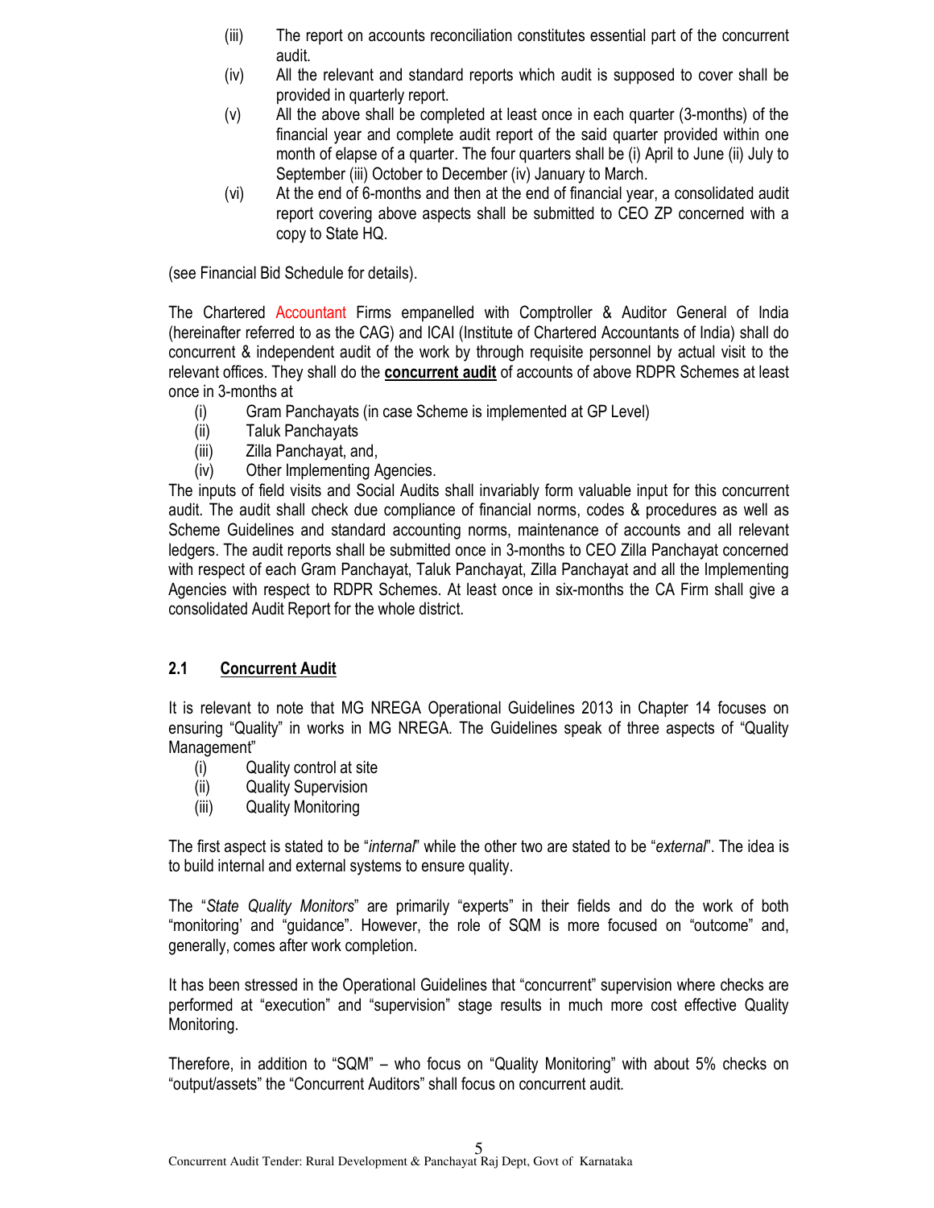(iii) The report on accounts reconciliation constitutes essential part of the concurrent audit.

(iv) All the relevant and standard reports which audit is supposed to cover shall be provided in quarterly report.

(v) All the above shall be completed at least once in each quarter (3-months) of the financial year and complete audit report of the said quarter provided within one month of elapse of a quarter. The four quarters shall be (i) April to June (ii) July to September (iii) October to December (iv) January to March.

(vi) At the end of 6-months and then at the end of financial year, a consolidated audit report covering above aspects shall be submitted to CEO ZP concerned with a copy to State HQ.

(see Financial Bid Schedule for details).

The Chartered Accountant Firms empanelled with Comptroller & Auditor General of India (hereinafter referred to as the CAG) and ICAI (Institute of Chartered Accountants of India) shall do concurrent & independent audit of the work by through requisite personnel by actual visit to the relevant offices. They shall do the **concurrent audit** of accounts of above RDPR Schemes at least once in 3-months at

(i) Gram Panchayats (in case Scheme is implemented at GP Level)
(ii) Taluk Panchayats
(iii) Zilla Panchayat, and,
(iv) Other Implementing Agencies.

The inputs of field visits and Social Audits shall invariably form valuable input for this concurrent audit. The audit shall check due compliance of financial norms, codes & procedures as well as Scheme Guidelines and standard accounting norms, maintenance of accounts and all relevant ledgers. The audit reports shall be submitted once in 3-months to CEO Zilla Panchayat concerned with respect of each Gram Panchayat, Taluk Panchayat, Zilla Panchayat and all the Implementing Agencies with respect to RDPR Schemes. At least once in six-months the CA Firm shall give a consolidated Audit Report for the whole district.

## 2.1 Concurrent Audit

It is relevant to note that MG NREGA Operational Guidelines 2013 in Chapter 14 focuses on ensuring "Quality" in works in MG NREGA. The Guidelines speak of three aspects of "Quality Management"

(i) Quality control at site
(ii) Quality Supervision
(iii) Quality Monitoring

The first aspect is stated to be "*internal*" while the other two are stated to be "*external*". The idea is to build internal and external systems to ensure quality.

The "*State Quality Monitors*" are primarily "experts" in their fields and do the work of both "monitoring' and "guidance". However, the role of SQM is more focused on "outcome" and, generally, comes after work completion.

It has been stressed in the Operational Guidelines that "concurrent" supervision where checks are performed at "execution" and "supervision" stage results in much more cost effective Quality Monitoring.

Therefore, in addition to "SQM" – who focus on "Quality Monitoring" with about 5% checks on "output/assets" the "Concurrent Auditors" shall focus on concurrent audit.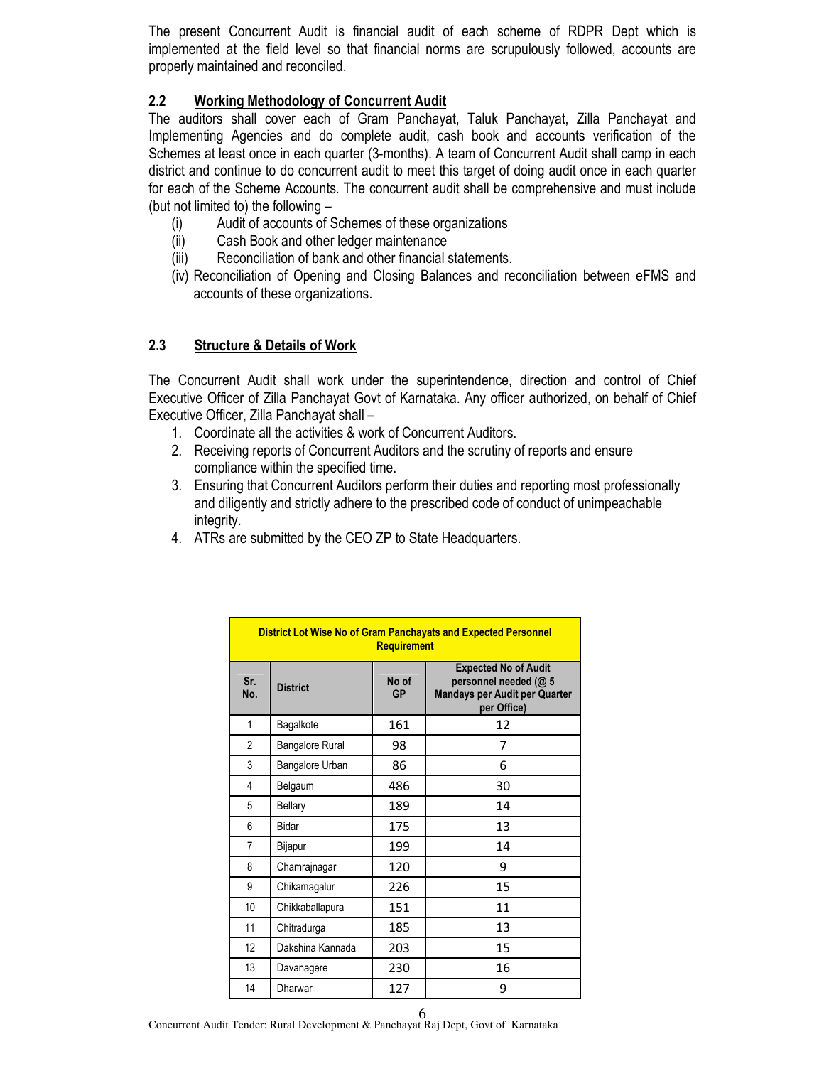The present Concurrent Audit is financial audit of each scheme of RDPR Dept which is implemented at the field level so that financial norms are scrupulously followed, accounts are properly maintained and reconciled.

## 2.2 Working Methodology of Concurrent Audit

The auditors shall cover each of Gram Panchayat, Taluk Panchayat, Zilla Panchayat and Implementing Agencies and do complete audit, cash book and accounts verification of the Schemes at least once in each quarter (3-months). A team of Concurrent Audit shall camp in each district and continue to do concurrent audit to meet this target of doing audit once in each quarter for each of the Scheme Accounts. The concurrent audit shall be comprehensive and must include (but not limited to) the following –

- (i) Audit of accounts of Schemes of these organizations
- (ii) Cash Book and other ledger maintenance
- (iii) Reconciliation of bank and other financial statements.
- (iv) Reconciliation of Opening and Closing Balances and reconciliation between eFMS and accounts of these organizations.

## 2.3 Structure & Details of Work

The Concurrent Audit shall work under the superintendence, direction and control of Chief Executive Officer of Zilla Panchayat Govt of Karnataka. Any officer authorized, on behalf of Chief Executive Officer, Zilla Panchayat shall –

1. Coordinate all the activities & work of Concurrent Auditors.
2. Receiving reports of Concurrent Auditors and the scrutiny of reports and ensure compliance within the specified time.
3. Ensuring that Concurrent Auditors perform their duties and reporting most professionally and diligently and strictly adhere to the prescribed code of conduct of unimpeachable integrity.
4. ATRs are submitted by the CEO ZP to State Headquarters.

**District Lot Wise No of Gram Panchayats and Expected Personnel Requirement**

| Sr. No. | District | No of GP | Expected No of Audit personnel needed (@ 5 Mandays per Audit per Quarter per Office) |
|---|---|---|---|
| 1 | Bagalkote | 161 | 12 |
| 2 | Bangalore Rural | 98 | 7 |
| 3 | Bangalore Urban | 86 | 6 |
| 4 | Belgaum | 486 | 30 |
| 5 | Bellary | 189 | 14 |
| 6 | Bidar | 175 | 13 |
| 7 | Bijapur | 199 | 14 |
| 8 | Chamrajnagar | 120 | 9 |
| 9 | Chikamagalur | 226 | 15 |
| 10 | Chikkaballapura | 151 | 11 |
| 11 | Chitradurga | 185 | 13 |
| 12 | Dakshina Kannada | 203 | 15 |
| 13 | Davanagere | 230 | 16 |
| 14 | Dharwar | 127 | 9 |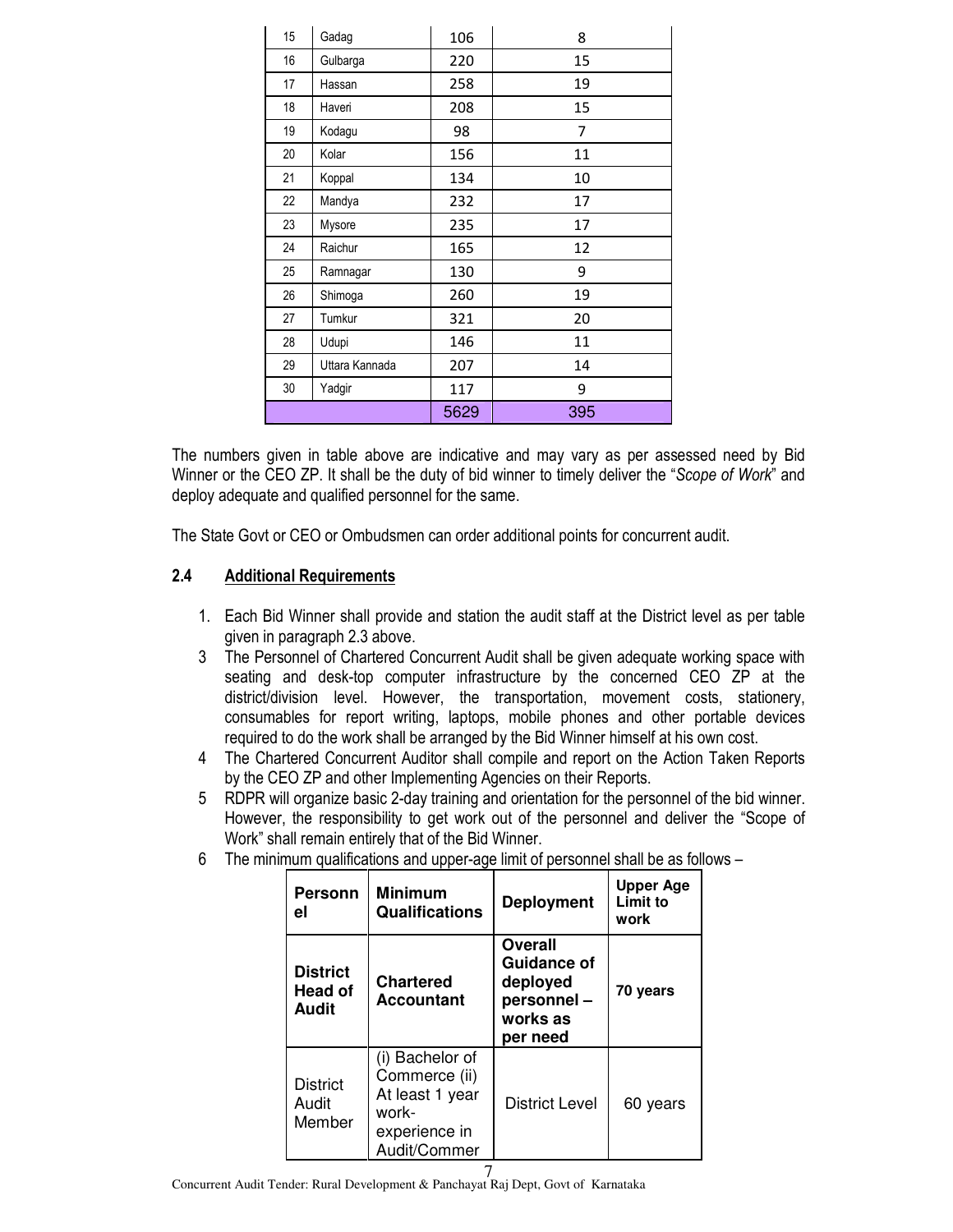| 15 | Gadag | 106 | 8 |
|---|---|---|---|
| 16 | Gulbarga | 220 | 15 |
| 17 | Hassan | 258 | 19 |
| 18 | Haveri | 208 | 15 |
| 19 | Kodagu | 98 | 7 |
| 20 | Kolar | 156 | 11 |
| 21 | Koppal | 134 | 10 |
| 22 | Mandya | 232 | 17 |
| 23 | Mysore | 235 | 17 |
| 24 | Raichur | 165 | 12 |
| 25 | Ramnagar | 130 | 9 |
| 26 | Shimoga | 260 | 19 |
| 27 | Tumkur | 321 | 20 |
| 28 | Udupi | 146 | 11 |
| 29 | Uttara Kannada | 207 | 14 |
| 30 | Yadgir | 117 | 9 |
| | | 5629 | 395 |

The numbers given in table above are indicative and may vary as per assessed need by Bid Winner or the CEO ZP. It shall be the duty of bid winner to timely deliver the "*Scope of Work*" and deploy adequate and qualified personnel for the same.

The State Govt or CEO or Ombudsmen can order additional points for concurrent audit.

### 2.4 Additional Requirements

1. Each Bid Winner shall provide and station the audit staff at the District level as per table given in paragraph 2.3 above.
3. The Personnel of Chartered Concurrent Audit shall be given adequate working space with seating and desk-top computer infrastructure by the concerned CEO ZP at the district/division level. However, the transportation, movement costs, stationery, consumables for report writing, laptops, mobile phones and other portable devices required to do the work shall be arranged by the Bid Winner himself at his own cost.
4. The Chartered Concurrent Auditor shall compile and report on the Action Taken Reports by the CEO ZP and other Implementing Agencies on their Reports.
5. RDPR will organize basic 2-day training and orientation for the personnel of the bid winner. However, the responsibility to get work out of the personnel and deliver the "Scope of Work" shall remain entirely that of the Bid Winner.
6. The minimum qualifications and upper-age limit of personnel shall be as follows –

| Personnel | Minimum Qualifications | Deployment | Upper Age Limit to work |
|---|---|---|---|
| **District Head of Audit** | **Chartered Accountant** | **Overall Guidance of deployed personnel – works as per need** | **70 years** |
| District Audit Member | (i) Bachelor of Commerce (ii) At least 1 year work-experience in Audit/Commer | District Level | 60 years |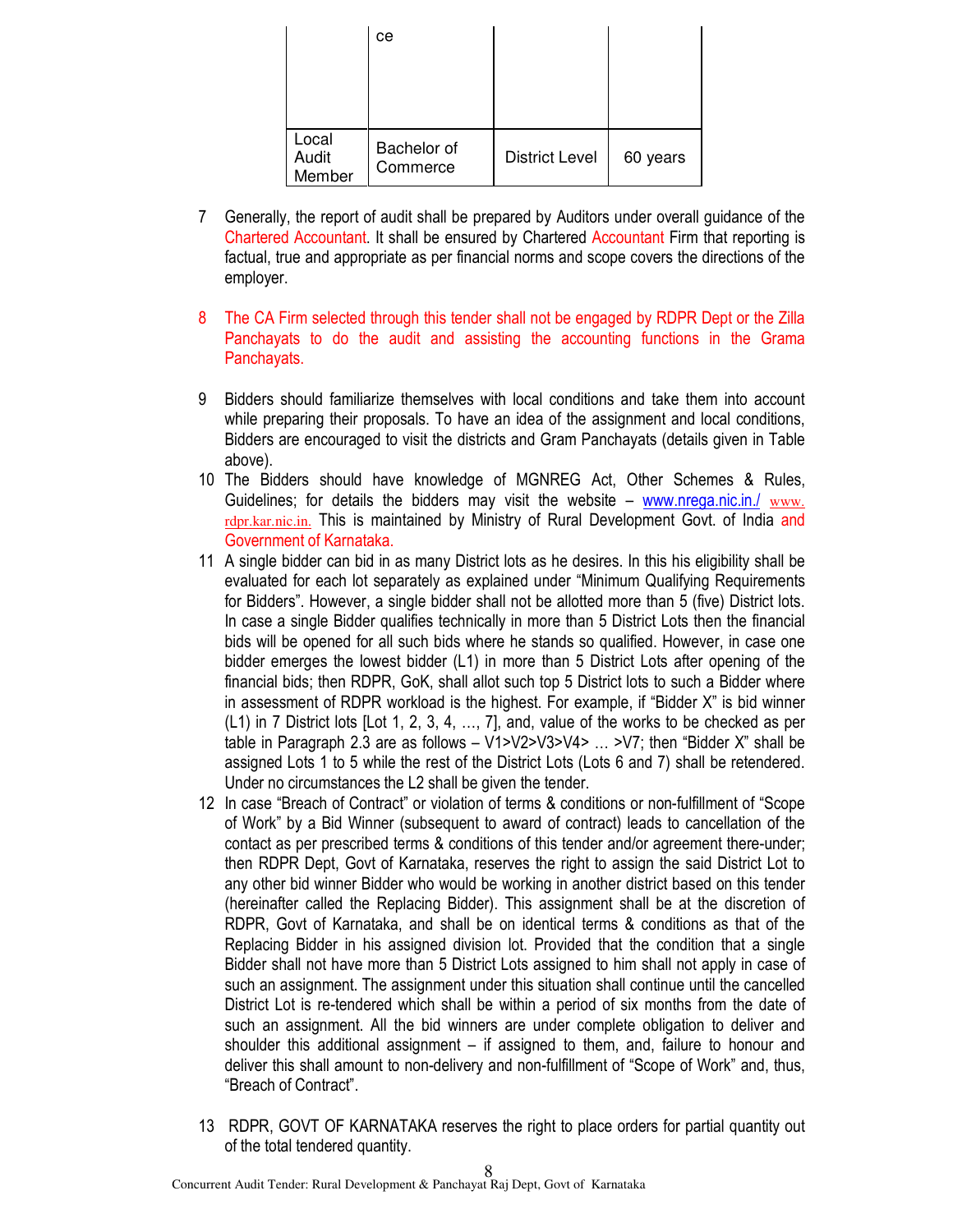|  | ce |  |  |
|---|---|---|---|
| Local Audit Member | Bachelor of Commerce | District Level | 60 years |

7 Generally, the report of audit shall be prepared by Auditors under overall guidance of the Chartered Accountant. It shall be ensured by Chartered Accountant Firm that reporting is factual, true and appropriate as per financial norms and scope covers the directions of the employer.

8 The CA Firm selected through this tender shall not be engaged by RDPR Dept or the Zilla Panchayats to do the audit and assisting the accounting functions in the Grama Panchayats.

9 Bidders should familiarize themselves with local conditions and take them into account while preparing their proposals. To have an idea of the assignment and local conditions, Bidders are encouraged to visit the districts and Gram Panchayats (details given in Table above).

10 The Bidders should have knowledge of MGNREG Act, Other Schemes & Rules, Guidelines; for details the bidders may visit the website – www.nrega.nic.in./ www.rdpr.kar.nic.in. This is maintained by Ministry of Rural Development Govt. of India and Government of Karnataka.

11 A single bidder can bid in as many District lots as he desires. In this his eligibility shall be evaluated for each lot separately as explained under "Minimum Qualifying Requirements for Bidders". However, a single bidder shall not be allotted more than 5 (five) District lots. In case a single Bidder qualifies technically in more than 5 District Lots then the financial bids will be opened for all such bids where he stands so qualified. However, in case one bidder emerges the lowest bidder (L1) in more than 5 District Lots after opening of the financial bids; then RDPR, GoK, shall allot such top 5 District lots to such a Bidder where in assessment of RDPR workload is the highest. For example, if "Bidder X" is bid winner (L1) in 7 District lots [Lot 1, 2, 3, 4, …, 7], and, value of the works to be checked as per table in Paragraph 2.3 are as follows – V1>V2>V3>V4> … >V7; then "Bidder X" shall be assigned Lots 1 to 5 while the rest of the District Lots (Lots 6 and 7) shall be retendered. Under no circumstances the L2 shall be given the tender.

12 In case "Breach of Contract" or violation of terms & conditions or non-fulfillment of "Scope of Work" by a Bid Winner (subsequent to award of contract) leads to cancellation of the contact as per prescribed terms & conditions of this tender and/or agreement there-under; then RDPR Dept, Govt of Karnataka, reserves the right to assign the said District Lot to any other bid winner Bidder who would be working in another district based on this tender (hereinafter called the Replacing Bidder). This assignment shall be at the discretion of RDPR, Govt of Karnataka, and shall be on identical terms & conditions as that of the Replacing Bidder in his assigned division lot. Provided that the condition that a single Bidder shall not have more than 5 District Lots assigned to him shall not apply in case of such an assignment. The assignment under this situation shall continue until the cancelled District Lot is re-tendered which shall be within a period of six months from the date of such an assignment. All the bid winners are under complete obligation to deliver and shoulder this additional assignment – if assigned to them, and, failure to honour and deliver this shall amount to non-delivery and non-fulfillment of "Scope of Work" and, thus, "Breach of Contract".

13 RDPR, GOVT OF KARNATAKA reserves the right to place orders for partial quantity out of the total tendered quantity.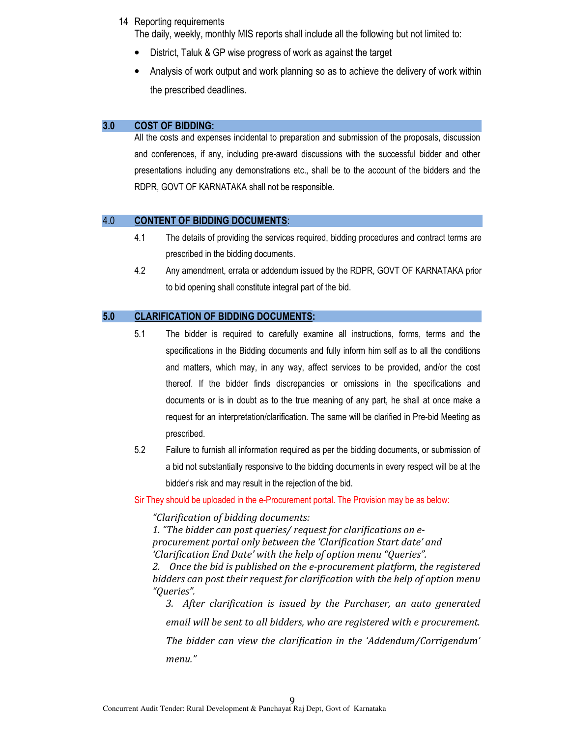14 Reporting requirements

The daily, weekly, monthly MIS reports shall include all the following but not limited to:

- District, Taluk & GP wise progress of work as against the target
- Analysis of work output and work planning so as to achieve the delivery of work within the prescribed deadlines.

## 3.0 COST OF BIDDING:

All the costs and expenses incidental to preparation and submission of the proposals, discussion and conferences, if any, including pre-award discussions with the successful bidder and other presentations including any demonstrations etc., shall be to the account of the bidders and the RDPR, GOVT OF KARNATAKA shall not be responsible.

## 4.0 CONTENT OF BIDDING DOCUMENTS:

4.1 The details of providing the services required, bidding procedures and contract terms are prescribed in the bidding documents.

4.2 Any amendment, errata or addendum issued by the RDPR, GOVT OF KARNATAKA prior to bid opening shall constitute integral part of the bid.

## 5.0 CLARIFICATION OF BIDDING DOCUMENTS:

5.1 The bidder is required to carefully examine all instructions, forms, terms and the specifications in the Bidding documents and fully inform him self as to all the conditions and matters, which may, in any way, affect services to be provided, and/or the cost thereof. If the bidder finds discrepancies or omissions in the specifications and documents or is in doubt as to the true meaning of any part, he shall at once make a request for an interpretation/clarification. The same will be clarified in Pre-bid Meeting as prescribed.

5.2 Failure to furnish all information required as per the bidding documents, or submission of a bid not substantially responsive to the bidding documents in every respect will be at the bidder's risk and may result in the rejection of the bid.

Sir They should be uploaded in the e-Procurement portal. The Provision may be as below:

*"Clarification of bidding documents:*

*1. "The bidder can post queries/ request for clarifications on e-procurement portal only between the 'Clarification Start date' and 'Clarification End Date' with the help of option menu "Queries".*

*2. Once the bid is published on the e-procurement platform, the registered bidders can post their request for clarification with the help of option menu "Queries".*

*3. After clarification is issued by the Purchaser, an auto generated email will be sent to all bidders, who are registered with e procurement. The bidder can view the clarification in the 'Addendum/Corrigendum' menu."*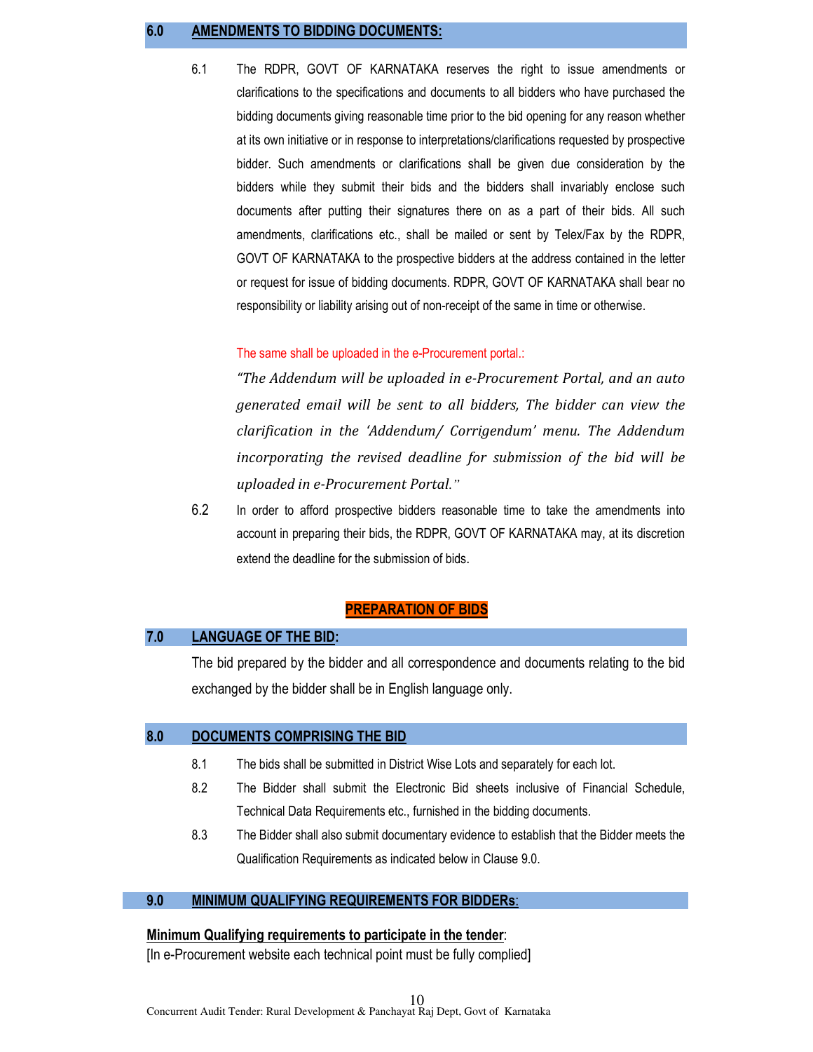## 6.0 AMENDMENTS TO BIDDING DOCUMENTS:

6.1 The RDPR, GOVT OF KARNATAKA reserves the right to issue amendments or clarifications to the specifications and documents to all bidders who have purchased the bidding documents giving reasonable time prior to the bid opening for any reason whether at its own initiative or in response to interpretations/clarifications requested by prospective bidder. Such amendments or clarifications shall be given due consideration by the bidders while they submit their bids and the bidders shall invariably enclose such documents after putting their signatures there on as a part of their bids. All such amendments, clarifications etc., shall be mailed or sent by Telex/Fax by the RDPR, GOVT OF KARNATAKA to the prospective bidders at the address contained in the letter or request for issue of bidding documents. RDPR, GOVT OF KARNATAKA shall bear no responsibility or liability arising out of non-receipt of the same in time or otherwise.

The same shall be uploaded in the e-Procurement portal.:

*"The Addendum will be uploaded in e-Procurement Portal, and an auto generated email will be sent to all bidders, The bidder can view the clarification in the 'Addendum/ Corrigendum' menu. The Addendum incorporating the revised deadline for submission of the bid will be uploaded in e-Procurement Portal."*

6.2 In order to afford prospective bidders reasonable time to take the amendments into account in preparing their bids, the RDPR, GOVT OF KARNATAKA may, at its discretion extend the deadline for the submission of bids.

# PREPARATION OF BIDS

## 7.0 LANGUAGE OF THE BID:

The bid prepared by the bidder and all correspondence and documents relating to the bid exchanged by the bidder shall be in English language only.

## 8.0 DOCUMENTS COMPRISING THE BID

8.1 The bids shall be submitted in District Wise Lots and separately for each lot.

8.2 The Bidder shall submit the Electronic Bid sheets inclusive of Financial Schedule, Technical Data Requirements etc., furnished in the bidding documents.

8.3 The Bidder shall also submit documentary evidence to establish that the Bidder meets the Qualification Requirements as indicated below in Clause 9.0.

## 9.0 MINIMUM QUALIFYING REQUIREMENTS FOR BIDDERs:

**Minimum Qualifying requirements to participate in the tender**:

[In e-Procurement website each technical point must be fully complied]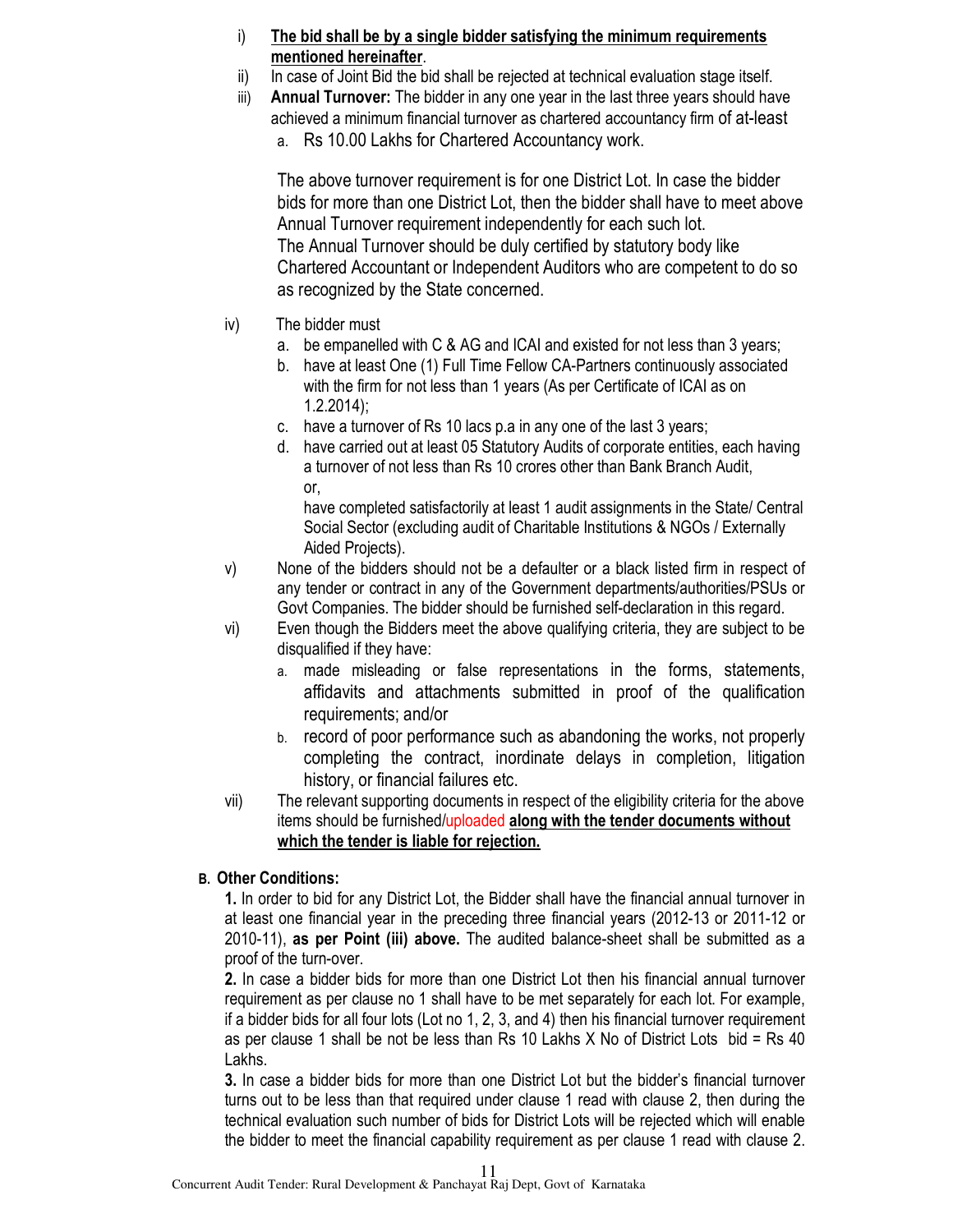i) **<u>The bid shall be by a single bidder satisfying the minimum requirements mentioned hereinafter</u>**.

ii) In case of Joint Bid the bid shall be rejected at technical evaluation stage itself.

iii) **Annual Turnover:** The bidder in any one year in the last three years should have achieved a minimum financial turnover as chartered accountancy firm of at-least

   a. Rs 10.00 Lakhs for Chartered Accountancy work.

   The above turnover requirement is for one District Lot. In case the bidder bids for more than one District Lot, then the bidder shall have to meet above Annual Turnover requirement independently for each such lot.
   The Annual Turnover should be duly certified by statutory body like Chartered Accountant or Independent Auditors who are competent to do so as recognized by the State concerned.

iv) The bidder must

   a. be empanelled with C & AG and ICAI and existed for not less than 3 years;
   b. have at least One (1) Full Time Fellow CA-Partners continuously associated with the firm for not less than 1 years (As per Certificate of ICAI as on 1.2.2014);
   c. have a turnover of Rs 10 lacs p.a in any one of the last 3 years;
   d. have carried out at least 05 Statutory Audits of corporate entities, each having a turnover of not less than Rs 10 crores other than Bank Branch Audit,
   or,
   have completed satisfactorily at least 1 audit assignments in the State/ Central Social Sector (excluding audit of Charitable Institutions & NGOs / Externally Aided Projects).

v) None of the bidders should not be a defaulter or a black listed firm in respect of any tender or contract in any of the Government departments/authorities/PSUs or Govt Companies. The bidder should be furnished self-declaration in this regard.

vi) Even though the Bidders meet the above qualifying criteria, they are subject to be disqualified if they have:

   a. made misleading or false representations in the forms, statements, affidavits and attachments submitted in proof of the qualification requirements; and/or
   b. record of poor performance such as abandoning the works, not properly completing the contract, inordinate delays in completion, litigation history, or financial failures etc.

vii) The relevant supporting documents in respect of the eligibility criteria for the above items should be furnished/uploaded **<u>along with the tender documents without which the tender is liable for rejection.</u>**

**B. Other Conditions:**

**1.** In order to bid for any District Lot, the Bidder shall have the financial annual turnover in at least one financial year in the preceding three financial years (2012-13 or 2011-12 or 2010-11), **as per Point (iii) above.** The audited balance-sheet shall be submitted as a proof of the turn-over.

**2.** In case a bidder bids for more than one District Lot then his financial annual turnover requirement as per clause no 1 shall have to be met separately for each lot. For example, if a bidder bids for all four lots (Lot no 1, 2, 3, and 4) then his financial turnover requirement as per clause 1 shall be not be less than Rs 10 Lakhs X No of District Lots bid = Rs 40 Lakhs.

**3.** In case a bidder bids for more than one District Lot but the bidder's financial turnover turns out to be less than that required under clause 1 read with clause 2, then during the technical evaluation such number of bids for District Lots will be rejected which will enable the bidder to meet the financial capability requirement as per clause 1 read with clause 2.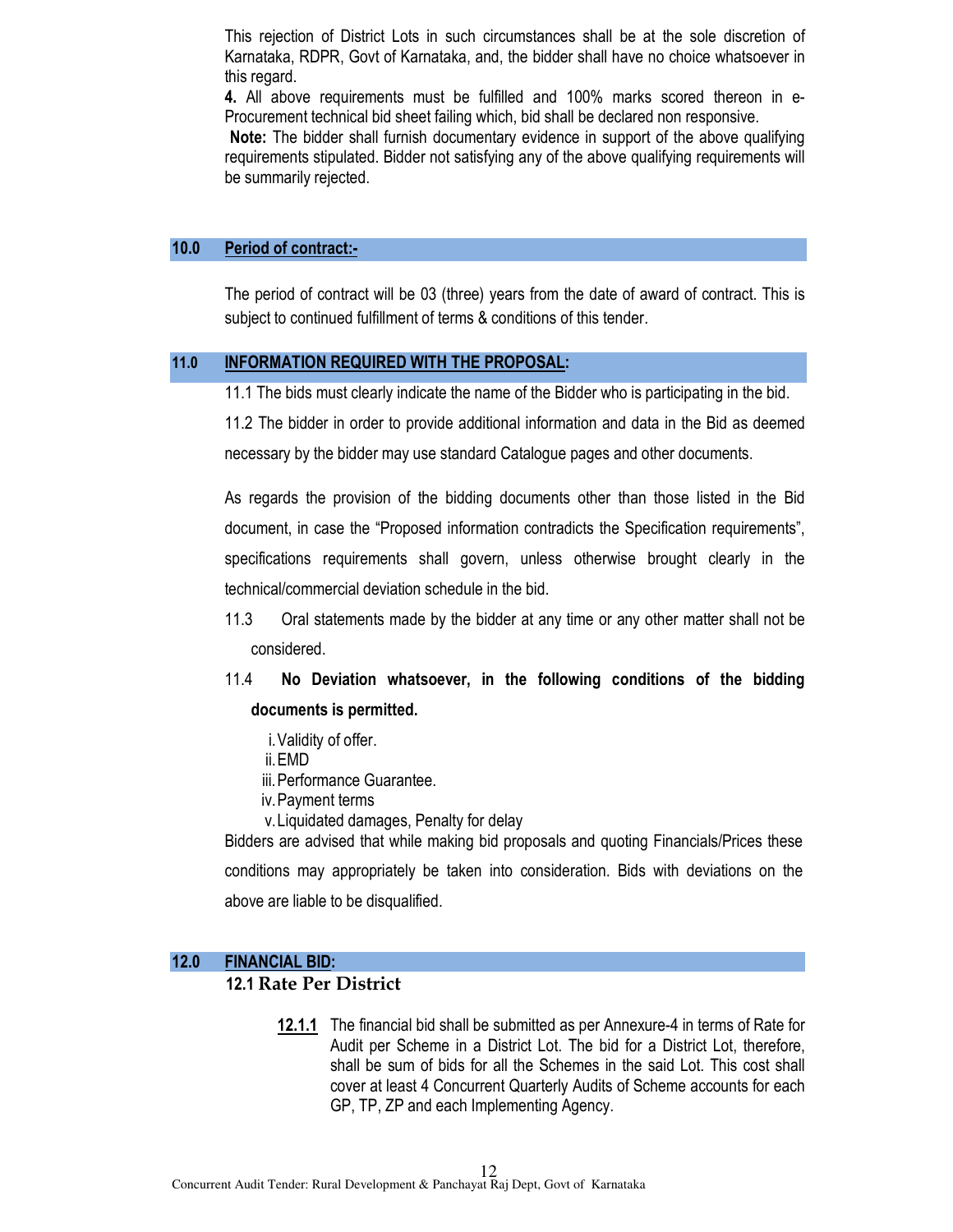This rejection of District Lots in such circumstances shall be at the sole discretion of Karnataka, RDPR, Govt of Karnataka, and, the bidder shall have no choice whatsoever in this regard.

**4.** All above requirements must be fulfilled and 100% marks scored thereon in e-Procurement technical bid sheet failing which, bid shall be declared non responsive.

**Note:** The bidder shall furnish documentary evidence in support of the above qualifying requirements stipulated. Bidder not satisfying any of the above qualifying requirements will be summarily rejected.

## 10.0 Period of contract:-

The period of contract will be 03 (three) years from the date of award of contract. This is subject to continued fulfillment of terms & conditions of this tender.

## 11.0 INFORMATION REQUIRED WITH THE PROPOSAL:

11.1 The bids must clearly indicate the name of the Bidder who is participating in the bid.

11.2 The bidder in order to provide additional information and data in the Bid as deemed necessary by the bidder may use standard Catalogue pages and other documents.

As regards the provision of the bidding documents other than those listed in the Bid document, in case the "Proposed information contradicts the Specification requirements", specifications requirements shall govern, unless otherwise brought clearly in the technical/commercial deviation schedule in the bid.

11.3 Oral statements made by the bidder at any time or any other matter shall not be considered.

11.4 **No Deviation whatsoever, in the following conditions of the bidding documents is permitted.**

i. Validity of offer.
ii. EMD
iii. Performance Guarantee.
iv. Payment terms
v. Liquidated damages, Penalty for delay

Bidders are advised that while making bid proposals and quoting Financials/Prices these conditions may appropriately be taken into consideration. Bids with deviations on the above are liable to be disqualified.

## 12.0 FINANCIAL BID:

### 12.1 Rate Per District

**12.1.1** The financial bid shall be submitted as per Annexure-4 in terms of Rate for Audit per Scheme in a District Lot. The bid for a District Lot, therefore, shall be sum of bids for all the Schemes in the said Lot. This cost shall cover at least 4 Concurrent Quarterly Audits of Scheme accounts for each GP, TP, ZP and each Implementing Agency.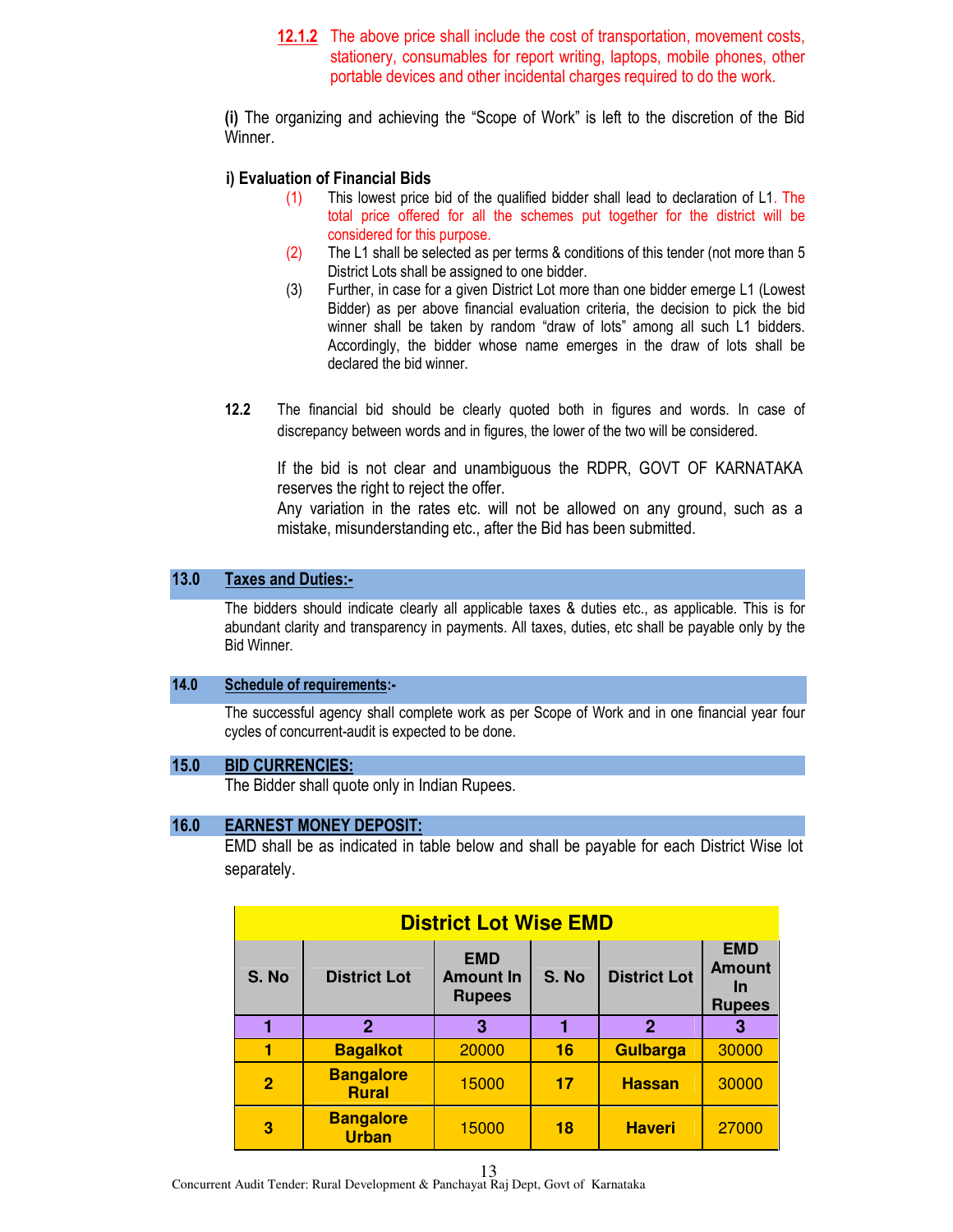**12.1.2** The above price shall include the cost of transportation, movement costs, stationery, consumables for report writing, laptops, mobile phones, other portable devices and other incidental charges required to do the work.

**(i)** The organizing and achieving the "Scope of Work" is left to the discretion of the Bid Winner.

**i) Evaluation of Financial Bids**

(1) This lowest price bid of the qualified bidder shall lead to declaration of L1. The total price offered for all the schemes put together for the district will be considered for this purpose.

(2) The L1 shall be selected as per terms & conditions of this tender (not more than 5 District Lots shall be assigned to one bidder.

(3) Further, in case for a given District Lot more than one bidder emerge L1 (Lowest Bidder) as per above financial evaluation criteria, the decision to pick the bid winner shall be taken by random "draw of lots" among all such L1 bidders. Accordingly, the bidder whose name emerges in the draw of lots shall be declared the bid winner.

**12.2** The financial bid should be clearly quoted both in figures and words. In case of discrepancy between words and in figures, the lower of the two will be considered.

If the bid is not clear and unambiguous the RDPR, GOVT OF KARNATAKA reserves the right to reject the offer.
Any variation in the rates etc. will not be allowed on any ground, such as a mistake, misunderstanding etc., after the Bid has been submitted.

## 13.0 Taxes and Duties:-

The bidders should indicate clearly all applicable taxes & duties etc., as applicable. This is for abundant clarity and transparency in payments. All taxes, duties, etc shall be payable only by the Bid Winner.

## 14.0 Schedule of requirements:-

The successful agency shall complete work as per Scope of Work and in one financial year four cycles of concurrent-audit is expected to be done.

## 15.0 BID CURRENCIES:

The Bidder shall quote only in Indian Rupees.

## 16.0 EARNEST MONEY DEPOSIT:

EMD shall be as indicated in table below and shall be payable for each District Wise lot separately.

| District Lot Wise EMD | | | | | |
|---|---|---|---|---|---|
| **S. No** | **District Lot** | **EMD Amount In Rupees** | **S. No** | **District Lot** | **EMD Amount In Rupees** |
| **1** | **2** | **3** | **1** | **2** | **3** |
| **1** | **Bagalkot** | 20000 | **16** | **Gulbarga** | 30000 |
| **2** | **Bangalore Rural** | 15000 | **17** | **Hassan** | 30000 |
| **3** | **Bangalore Urban** | 15000 | **18** | **Haveri** | 27000 |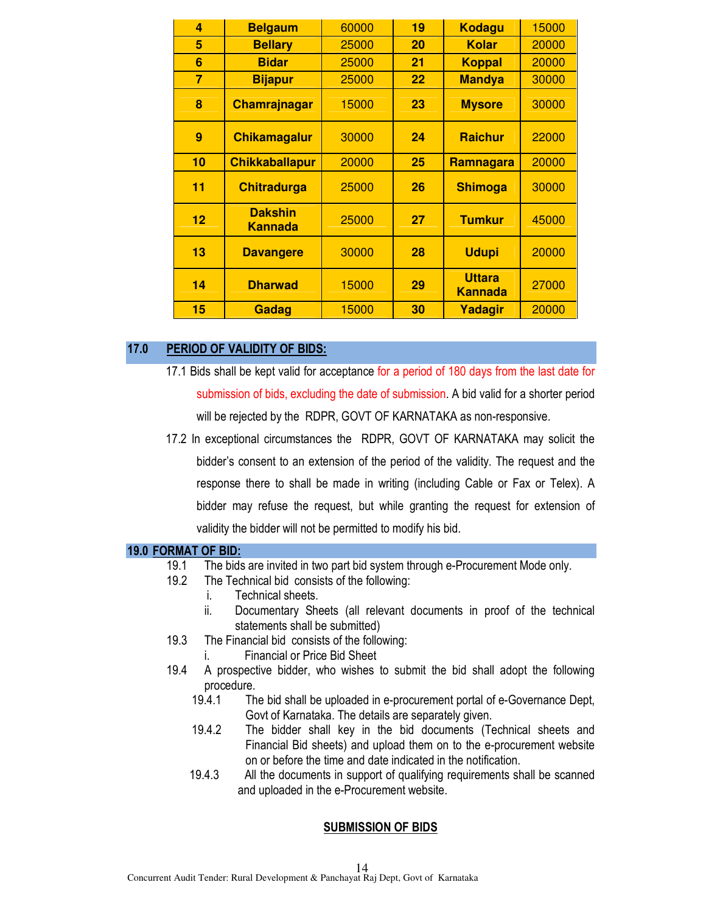| 4 | Belgaum | 60000 | 19 | Kodagu | 15000 |
|---|---|---|---|---|---|
| 5 | Bellary | 25000 | 20 | Kolar | 20000 |
| 6 | Bidar | 25000 | 21 | Koppal | 20000 |
| 7 | Bijapur | 25000 | 22 | Mandya | 30000 |
| 8 | Chamrajnagar | 15000 | 23 | Mysore | 30000 |
| 9 | Chikamagalur | 30000 | 24 | Raichur | 22000 |
| 10 | Chikkaballapur | 20000 | 25 | Ramnagara | 20000 |
| 11 | Chitradurga | 25000 | 26 | Shimoga | 30000 |
| 12 | Dakshin Kannada | 25000 | 27 | Tumkur | 45000 |
| 13 | Davangere | 30000 | 28 | Udupi | 20000 |
| 14 | Dharwad | 15000 | 29 | Uttara Kannada | 27000 |
| 15 | Gadag | 15000 | 30 | Yadagir | 20000 |

## 17.0 PERIOD OF VALIDITY OF BIDS:

17.1 Bids shall be kept valid for acceptance for a period of 180 days from the last date for submission of bids, excluding the date of submission. A bid valid for a shorter period will be rejected by the RDPR, GOVT OF KARNATAKA as non-responsive.

17.2 In exceptional circumstances the RDPR, GOVT OF KARNATAKA may solicit the bidder's consent to an extension of the period of the validity. The request and the response there to shall be made in writing (including Cable or Fax or Telex). A bidder may refuse the request, but while granting the request for extension of validity the bidder will not be permitted to modify his bid.

## 19.0 FORMAT OF BID:

19.1 The bids are invited in two part bid system through e-Procurement Mode only.

19.2 The Technical bid consists of the following:

i. Technical sheets.

ii. Documentary Sheets (all relevant documents in proof of the technical statements shall be submitted)

19.3 The Financial bid consists of the following:

i. Financial or Price Bid Sheet

19.4 A prospective bidder, who wishes to submit the bid shall adopt the following procedure.

19.4.1 The bid shall be uploaded in e-procurement portal of e-Governance Dept, Govt of Karnataka. The details are separately given.

19.4.2 The bidder shall key in the bid documents (Technical sheets and Financial Bid sheets) and upload them on to the e-procurement website on or before the time and date indicated in the notification.

19.4.3 All the documents in support of qualifying requirements shall be scanned and uploaded in the e-Procurement website.

**SUBMISSION OF BIDS**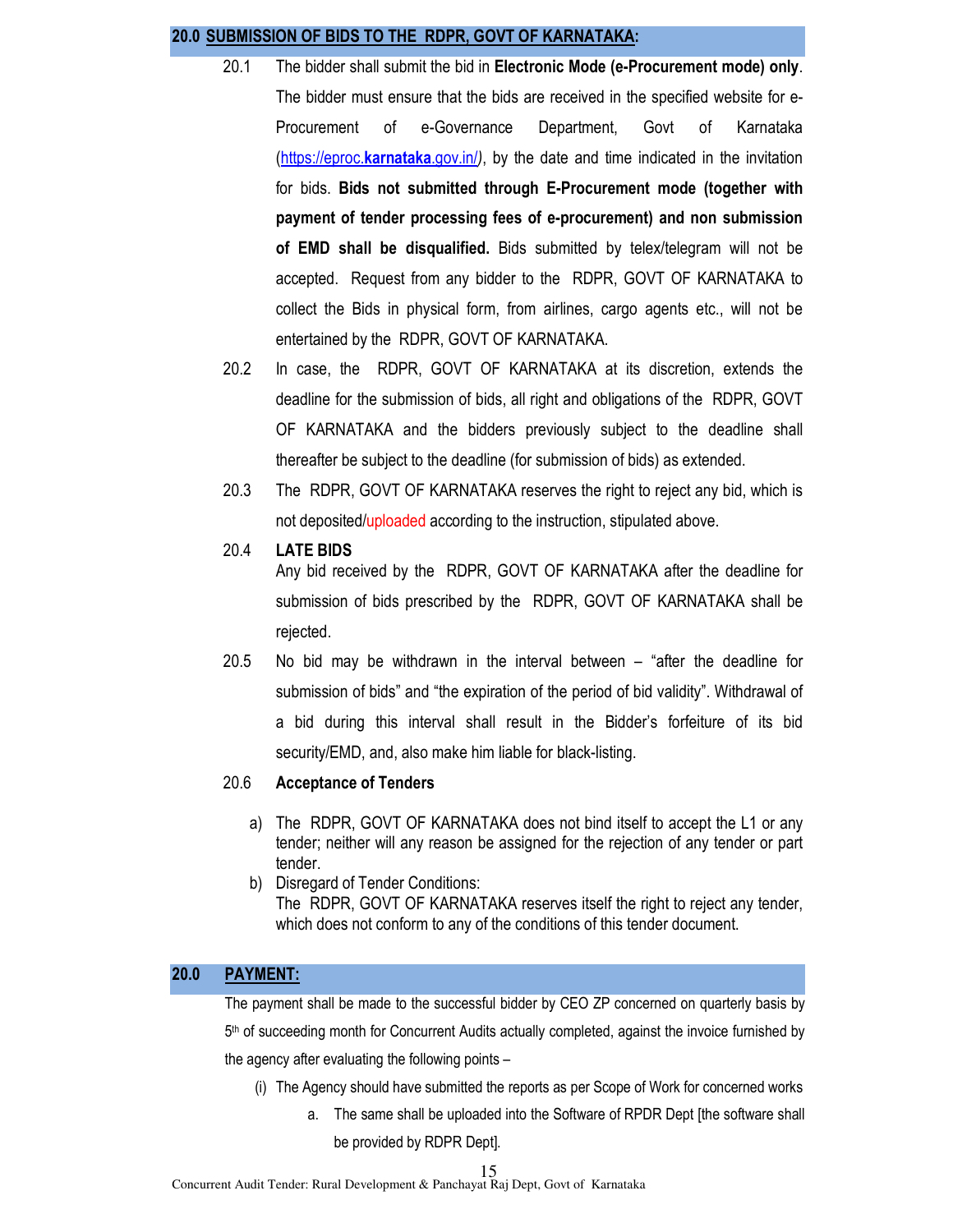## 20.0 SUBMISSION OF BIDS TO THE RDPR, GOVT OF KARNATAKA:

20.1 The bidder shall submit the bid in **Electronic Mode (e-Procurement mode) only**. The bidder must ensure that the bids are received in the specified website for e-Procurement of e-Governance Department, Govt of Karnataka ([https://eproc.karnataka.gov.in/](https://eproc.karnataka.gov.in/)), by the date and time indicated in the invitation for bids. **Bids not submitted through E-Procurement mode (together with payment of tender processing fees of e-procurement) and non submission of EMD shall be disqualified.** Bids submitted by telex/telegram will not be accepted. Request from any bidder to the RDPR, GOVT OF KARNATAKA to collect the Bids in physical form, from airlines, cargo agents etc., will not be entertained by the RDPR, GOVT OF KARNATAKA.

20.2 In case, the RDPR, GOVT OF KARNATAKA at its discretion, extends the deadline for the submission of bids, all right and obligations of the RDPR, GOVT OF KARNATAKA and the bidders previously subject to the deadline shall thereafter be subject to the deadline (for submission of bids) as extended.

20.3 The RDPR, GOVT OF KARNATAKA reserves the right to reject any bid, which is not deposited/uploaded according to the instruction, stipulated above.

20.4 **LATE BIDS**
Any bid received by the RDPR, GOVT OF KARNATAKA after the deadline for submission of bids prescribed by the RDPR, GOVT OF KARNATAKA shall be rejected.

20.5 No bid may be withdrawn in the interval between – "after the deadline for submission of bids" and "the expiration of the period of bid validity". Withdrawal of a bid during this interval shall result in the Bidder's forfeiture of its bid security/EMD, and, also make him liable for black-listing.

20.6 **Acceptance of Tenders**

a) The RDPR, GOVT OF KARNATAKA does not bind itself to accept the L1 or any tender; neither will any reason be assigned for the rejection of any tender or part tender.
b) Disregard of Tender Conditions:
The RDPR, GOVT OF KARNATAKA reserves itself the right to reject any tender, which does not conform to any of the conditions of this tender document.

## 20.0 PAYMENT:

The payment shall be made to the successful bidder by CEO ZP concerned on quarterly basis by 5th of succeeding month for Concurrent Audits actually completed, against the invoice furnished by the agency after evaluating the following points –

(i) The Agency should have submitted the reports as per Scope of Work for concerned works
   a. The same shall be uploaded into the Software of RPDR Dept [the software shall be provided by RDPR Dept].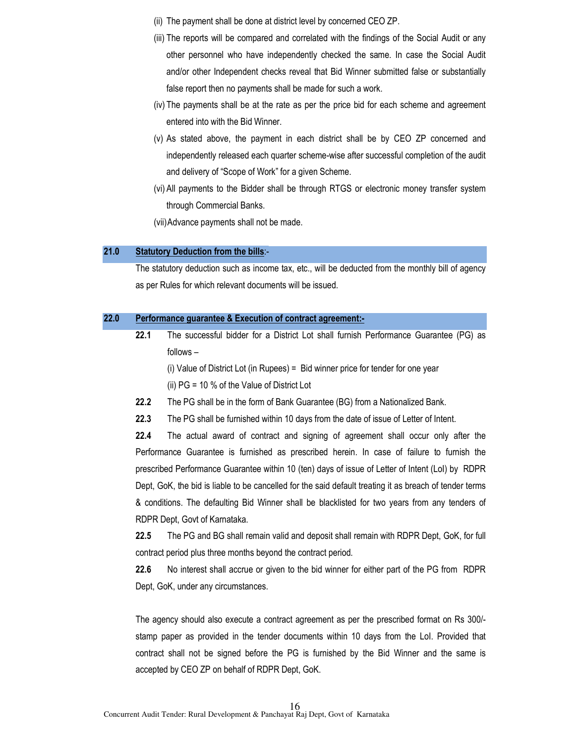(ii) The payment shall be done at district level by concerned CEO ZP.

(iii) The reports will be compared and correlated with the findings of the Social Audit or any other personnel who have independently checked the same. In case the Social Audit and/or other Independent checks reveal that Bid Winner submitted false or substantially false report then no payments shall be made for such a work.

(iv) The payments shall be at the rate as per the price bid for each scheme and agreement entered into with the Bid Winner.

(v) As stated above, the payment in each district shall be by CEO ZP concerned and independently released each quarter scheme-wise after successful completion of the audit and delivery of "Scope of Work" for a given Scheme.

(vi) All payments to the Bidder shall be through RTGS or electronic money transfer system through Commercial Banks.

(vii) Advance payments shall not be made.

## 21.0 **Statutory Deduction from the bills**:-

The statutory deduction such as income tax, etc., will be deducted from the monthly bill of agency as per Rules for which relevant documents will be issued.

## 22.0 **Performance guarantee & Execution of contract agreement:-**

**22.1** The successful bidder for a District Lot shall furnish Performance Guarantee (PG) as follows –

(i) Value of District Lot (in Rupees) = Bid winner price for tender for one year

(ii) PG = 10 % of the Value of District Lot

**22.2** The PG shall be in the form of Bank Guarantee (BG) from a Nationalized Bank.

**22.3** The PG shall be furnished within 10 days from the date of issue of Letter of Intent.

**22.4** The actual award of contract and signing of agreement shall occur only after the Performance Guarantee is furnished as prescribed herein. In case of failure to furnish the prescribed Performance Guarantee within 10 (ten) days of issue of Letter of Intent (LoI) by RDPR Dept, GoK, the bid is liable to be cancelled for the said default treating it as breach of tender terms & conditions. The defaulting Bid Winner shall be blacklisted for two years from any tenders of RDPR Dept, Govt of Karnataka.

**22.5** The PG and BG shall remain valid and deposit shall remain with RDPR Dept, GoK, for full contract period plus three months beyond the contract period.

**22.6** No interest shall accrue or given to the bid winner for either part of the PG from RDPR Dept, GoK, under any circumstances.

The agency should also execute a contract agreement as per the prescribed format on Rs 300/- stamp paper as provided in the tender documents within 10 days from the LoI. Provided that contract shall not be signed before the PG is furnished by the Bid Winner and the same is accepted by CEO ZP on behalf of RDPR Dept, GoK.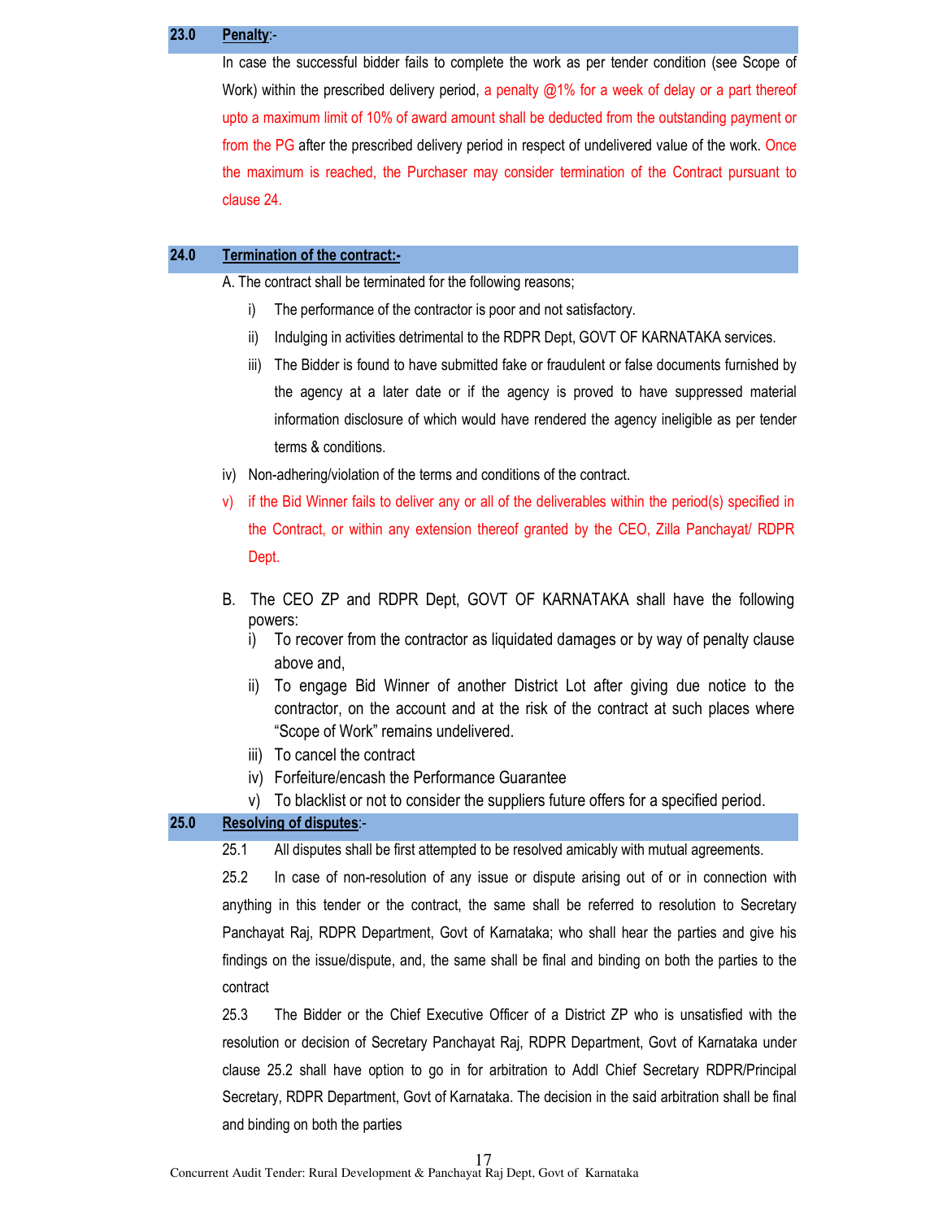## 23.0 Penalty:-

In case the successful bidder fails to complete the work as per tender condition (see Scope of Work) within the prescribed delivery period, a penalty @1% for a week of delay or a part thereof upto a maximum limit of 10% of award amount shall be deducted from the outstanding payment or from the PG after the prescribed delivery period in respect of undelivered value of the work. Once the maximum is reached, the Purchaser may consider termination of the Contract pursuant to clause 24.

## 24.0 Termination of the contract:-

A. The contract shall be terminated for the following reasons;

i) The performance of the contractor is poor and not satisfactory.

ii) Indulging in activities detrimental to the RDPR Dept, GOVT OF KARNATAKA services.

iii) The Bidder is found to have submitted fake or fraudulent or false documents furnished by the agency at a later date or if the agency is proved to have suppressed material information disclosure of which would have rendered the agency ineligible as per tender terms & conditions.

iv) Non-adhering/violation of the terms and conditions of the contract.

v) if the Bid Winner fails to deliver any or all of the deliverables within the period(s) specified in the Contract, or within any extension thereof granted by the CEO, Zilla Panchayat/ RDPR Dept.

B. The CEO ZP and RDPR Dept, GOVT OF KARNATAKA shall have the following powers:

i) To recover from the contractor as liquidated damages or by way of penalty clause above and,

ii) To engage Bid Winner of another District Lot after giving due notice to the contractor, on the account and at the risk of the contract at such places where "Scope of Work" remains undelivered.

iii) To cancel the contract

iv) Forfeiture/encash the Performance Guarantee

v) To blacklist or not to consider the suppliers future offers for a specified period.

## 25.0 Resolving of disputes:-

25.1 All disputes shall be first attempted to be resolved amicably with mutual agreements.

25.2 In case of non-resolution of any issue or dispute arising out of or in connection with anything in this tender or the contract, the same shall be referred to resolution to Secretary Panchayat Raj, RDPR Department, Govt of Karnataka; who shall hear the parties and give his findings on the issue/dispute, and, the same shall be final and binding on both the parties to the contract

25.3 The Bidder or the Chief Executive Officer of a District ZP who is unsatisfied with the resolution or decision of Secretary Panchayat Raj, RDPR Department, Govt of Karnataka under clause 25.2 shall have option to go in for arbitration to Addl Chief Secretary RDPR/Principal Secretary, RDPR Department, Govt of Karnataka. The decision in the said arbitration shall be final and binding on both the parties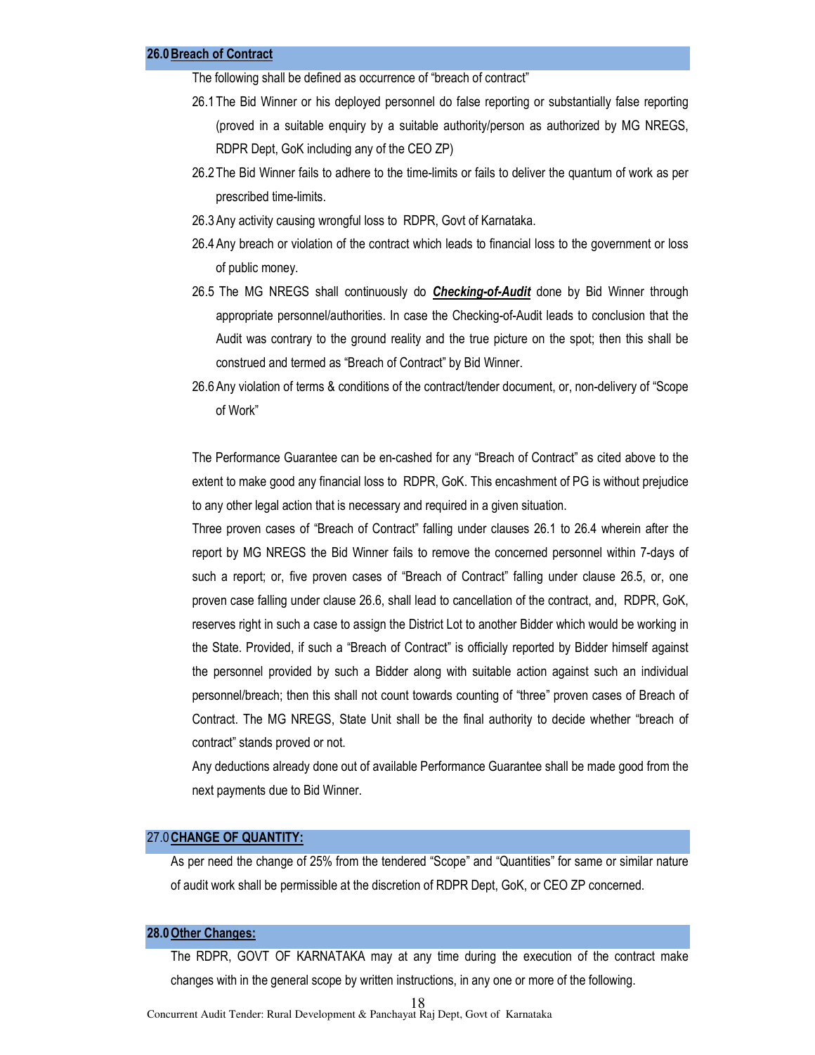## 26.0 Breach of Contract

The following shall be defined as occurrence of "breach of contract"

26.1 The Bid Winner or his deployed personnel do false reporting or substantially false reporting (proved in a suitable enquiry by a suitable authority/person as authorized by MG NREGS, RDPR Dept, GoK including any of the CEO ZP)

26.2 The Bid Winner fails to adhere to the time-limits or fails to deliver the quantum of work as per prescribed time-limits.

26.3 Any activity causing wrongful loss to RDPR, Govt of Karnataka.

26.4 Any breach or violation of the contract which leads to financial loss to the government or loss of public money.

26.5 The MG NREGS shall continuously do ***Checking-of-Audit*** done by Bid Winner through appropriate personnel/authorities. In case the Checking-of-Audit leads to conclusion that the Audit was contrary to the ground reality and the true picture on the spot; then this shall be construed and termed as "Breach of Contract" by Bid Winner.

26.6 Any violation of terms & conditions of the contract/tender document, or, non-delivery of "Scope of Work"

The Performance Guarantee can be en-cashed for any "Breach of Contract" as cited above to the extent to make good any financial loss to RDPR, GoK. This encashment of PG is without prejudice to any other legal action that is necessary and required in a given situation.

Three proven cases of "Breach of Contract" falling under clauses 26.1 to 26.4 wherein after the report by MG NREGS the Bid Winner fails to remove the concerned personnel within 7-days of such a report; or, five proven cases of "Breach of Contract" falling under clause 26.5, or, one proven case falling under clause 26.6, shall lead to cancellation of the contract, and, RDPR, GoK, reserves right in such a case to assign the District Lot to another Bidder which would be working in the State. Provided, if such a "Breach of Contract" is officially reported by Bidder himself against the personnel provided by such a Bidder along with suitable action against such an individual personnel/breach; then this shall not count towards counting of "three" proven cases of Breach of Contract. The MG NREGS, State Unit shall be the final authority to decide whether "breach of contract" stands proved or not.

Any deductions already done out of available Performance Guarantee shall be made good from the next payments due to Bid Winner.

## 27.0 CHANGE OF QUANTITY:

As per need the change of 25% from the tendered "Scope" and "Quantities" for same or similar nature of audit work shall be permissible at the discretion of RDPR Dept, GoK, or CEO ZP concerned.

## 28.0 Other Changes:

The RDPR, GOVT OF KARNATAKA may at any time during the execution of the contract make changes with in the general scope by written instructions, in any one or more of the following.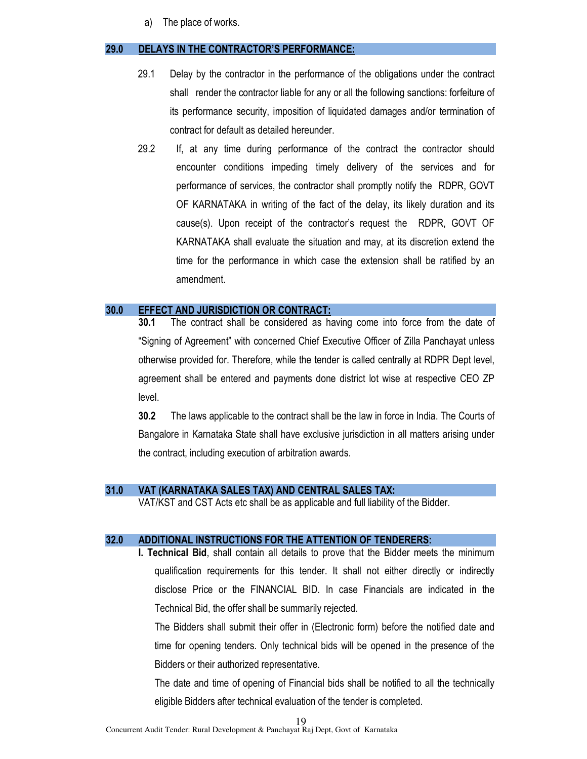a) The place of works.

## 29.0 DELAYS IN THE CONTRACTOR'S PERFORMANCE:

29.1 Delay by the contractor in the performance of the obligations under the contract shall render the contractor liable for any or all the following sanctions: forfeiture of its performance security, imposition of liquidated damages and/or termination of contract for default as detailed hereunder.

29.2 If, at any time during performance of the contract the contractor should encounter conditions impeding timely delivery of the services and for performance of services, the contractor shall promptly notify the RDPR, GOVT OF KARNATAKA in writing of the fact of the delay, its likely duration and its cause(s). Upon receipt of the contractor's request the RDPR, GOVT OF KARNATAKA shall evaluate the situation and may, at its discretion extend the time for the performance in which case the extension shall be ratified by an amendment.

## 30.0 EFFECT AND JURISDICTION OR CONTRACT:

**30.1** The contract shall be considered as having come into force from the date of "Signing of Agreement" with concerned Chief Executive Officer of Zilla Panchayat unless otherwise provided for. Therefore, while the tender is called centrally at RDPR Dept level, agreement shall be entered and payments done district lot wise at respective CEO ZP level.

**30.2** The laws applicable to the contract shall be the law in force in India. The Courts of Bangalore in Karnataka State shall have exclusive jurisdiction in all matters arising under the contract, including execution of arbitration awards.

## 31.0 VAT (KARNATAKA SALES TAX) AND CENTRAL SALES TAX:

VAT/KST and CST Acts etc shall be as applicable and full liability of the Bidder.

## 32.0 ADDITIONAL INSTRUCTIONS FOR THE ATTENTION OF TENDERERS:

**I. Technical Bid**, shall contain all details to prove that the Bidder meets the minimum qualification requirements for this tender. It shall not either directly or indirectly disclose Price or the FINANCIAL BID. In case Financials are indicated in the Technical Bid, the offer shall be summarily rejected.

The Bidders shall submit their offer in (Electronic form) before the notified date and time for opening tenders. Only technical bids will be opened in the presence of the Bidders or their authorized representative.

The date and time of opening of Financial bids shall be notified to all the technically eligible Bidders after technical evaluation of the tender is completed.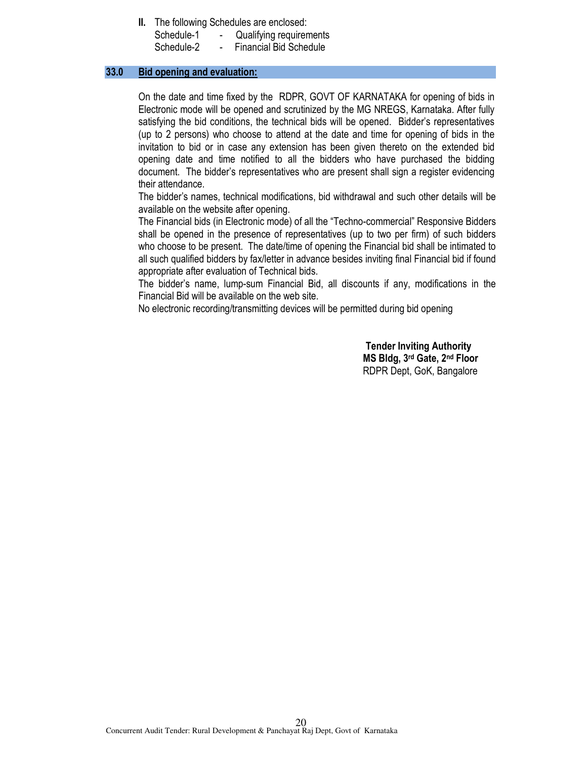**II.** The following Schedules are enclosed:

Schedule-1 - Qualifying requirements

Schedule-2 - Financial Bid Schedule

## 33.0 Bid opening and evaluation:

On the date and time fixed by the RDPR, GOVT OF KARNATAKA for opening of bids in Electronic mode will be opened and scrutinized by the MG NREGS, Karnataka. After fully satisfying the bid conditions, the technical bids will be opened. Bidder's representatives (up to 2 persons) who choose to attend at the date and time for opening of bids in the invitation to bid or in case any extension has been given thereto on the extended bid opening date and time notified to all the bidders who have purchased the bidding document. The bidder's representatives who are present shall sign a register evidencing their attendance.

The bidder's names, technical modifications, bid withdrawal and such other details will be available on the website after opening.

The Financial bids (in Electronic mode) of all the "Techno-commercial" Responsive Bidders shall be opened in the presence of representatives (up to two per firm) of such bidders who choose to be present. The date/time of opening the Financial bid shall be intimated to all such qualified bidders by fax/letter in advance besides inviting final Financial bid if found appropriate after evaluation of Technical bids.

The bidder's name, lump-sum Financial Bid, all discounts if any, modifications in the Financial Bid will be available on the web site.

No electronic recording/transmitting devices will be permitted during bid opening

**Tender Inviting Authority**
**MS Bldg, 3rd Gate, 2nd Floor**
RDPR Dept, GoK, Bangalore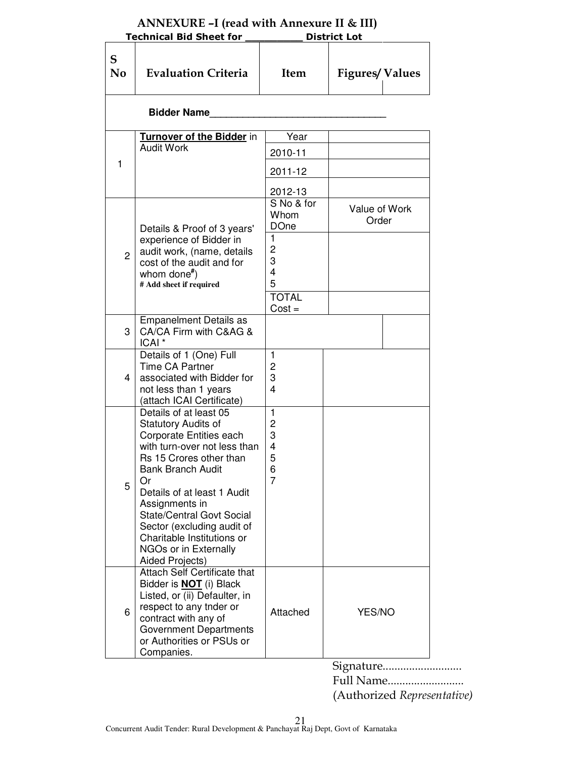## ANNEXURE –I (read with Annexure II & III)

**Technical Bid Sheet for __________ District Lot**

| S No | Evaluation Criteria | Item | Figures/ Values |
|---|---|---|---|
| | **Bidder Name**_______________________________ | | |
| 1 | **Turnover of the Bidder** in Audit Work | Year<br>2010-11<br>2011-12<br>2012-13 | |
| 2 | Details & Proof of 3 years' experience of Bidder in audit work, (name, details cost of the audit and for whom done#)<br>**# Add sheet if required** | S No & for Whom DOne<br>1<br>2<br>3<br>4<br>5<br>TOTAL Cost = | Value of Work Order |
| 3 | Empanelment Details as CA/CA Firm with C&AG & ICAI * | | |
| 4 | Details of 1 (One) Full Time CA Partner associated with Bidder for not less than 1 years (attach ICAI Certificate) | 1<br>2<br>3<br>4 | |
| 5 | Details of at least 05 Statutory Audits of Corporate Entities each with turn-over not less than Rs 15 Crores other than Bank Branch Audit<br>Or<br>Details of at least 1 Audit Assignments in State/Central Govt Social Sector (excluding audit of Charitable Institutions or NGOs or in Externally Aided Projects) | 1<br>2<br>3<br>4<br>5<br>6<br>7 | |
| 6 | Attach Self Certificate that Bidder is **NOT** (i) Black Listed, or (ii) Defaulter, in respect to any tnder or contract with any of Government Departments or Authorities or PSUs or Companies. | Attached | YES/NO |

Signature..........................

Full Name..........................

(Authorized *Representative)*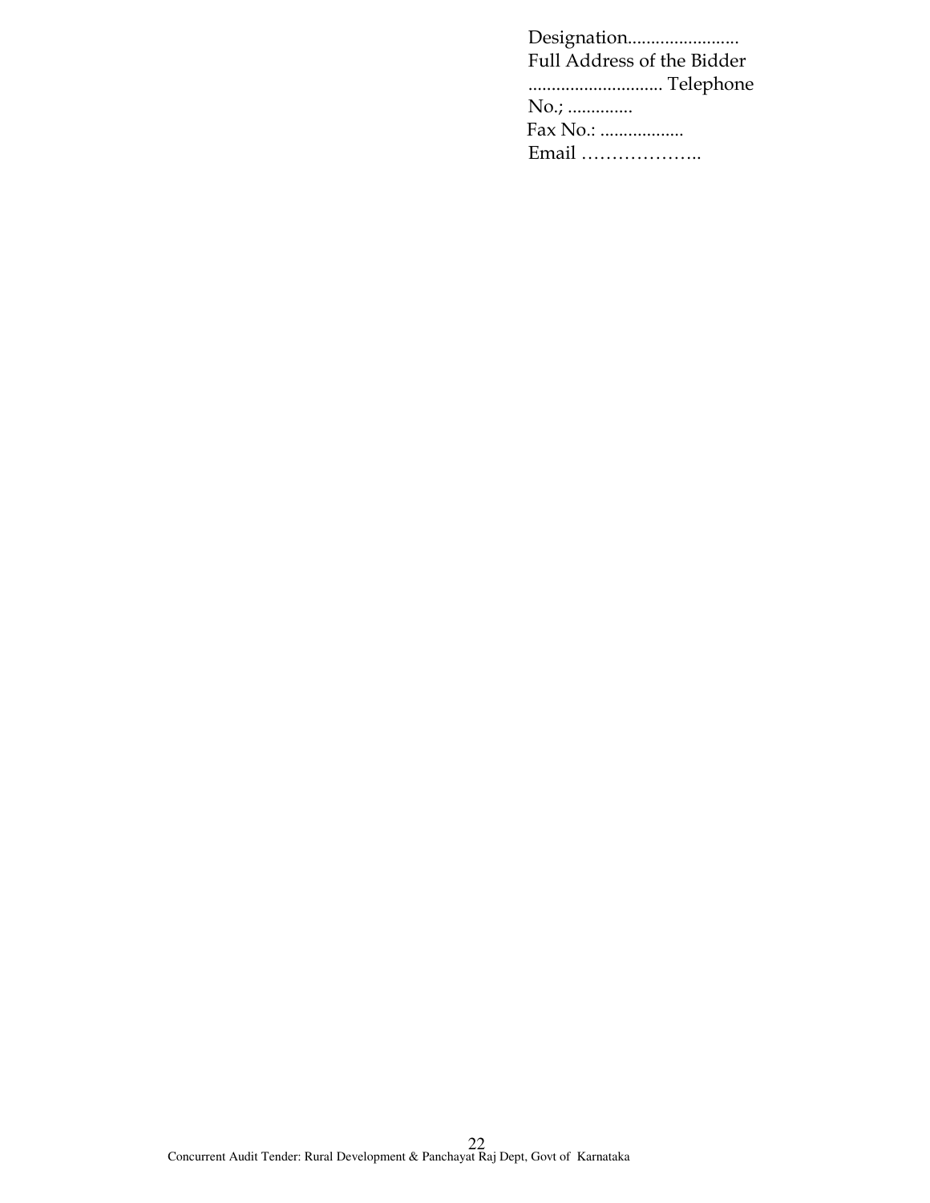Designation........................

Full Address of the Bidder

............................. Telephone

No.; ..............

Fax No.: ..................

Email ………………..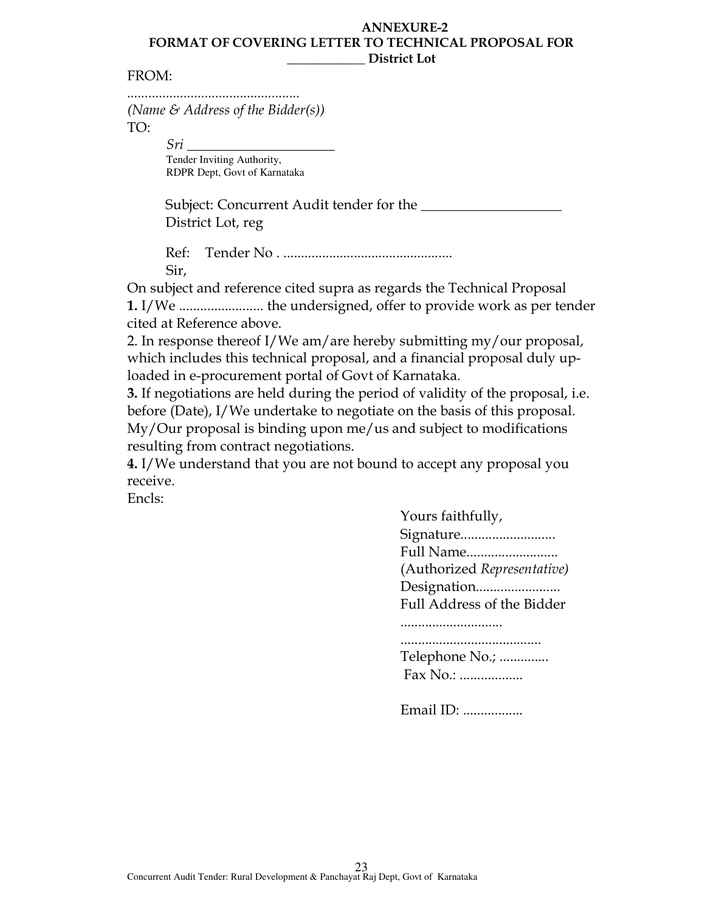**ANNEXURE-2**

**FORMAT OF COVERING LETTER TO TECHNICAL PROPOSAL FOR ____________ District Lot**

FROM:

................................................

*(Name & Address of the Bidder(s))*

TO:

*Sri* ______________________

Tender Inviting Authority,
RDPR Dept, Govt of Karnataka

Subject: Concurrent Audit tender for the ____________________ District Lot, reg

Ref: Tender No . ...............................................

Sir,

On subject and reference cited supra as regards the Technical Proposal

**1.** I/We ....................... the undersigned, offer to provide work as per tender cited at Reference above.

2. In response thereof I/We am/are hereby submitting my/our proposal, which includes this technical proposal, and a financial proposal duly up-loaded in e-procurement portal of Govt of Karnataka.

**3.** If negotiations are held during the period of validity of the proposal, i.e. before (Date), I/We undertake to negotiate on the basis of this proposal. My/Our proposal is binding upon me/us and subject to modifications resulting from contract negotiations.

**4.** I/We understand that you are not bound to accept any proposal you receive.

Encls:

Yours faithfully,
Signature..........................
Full Name.........................
(Authorized *Representative)*
Designation.......................
Full Address of the Bidder
............................
.......................................
Telephone No.; .............
Fax No.: ..................

Email ID: .................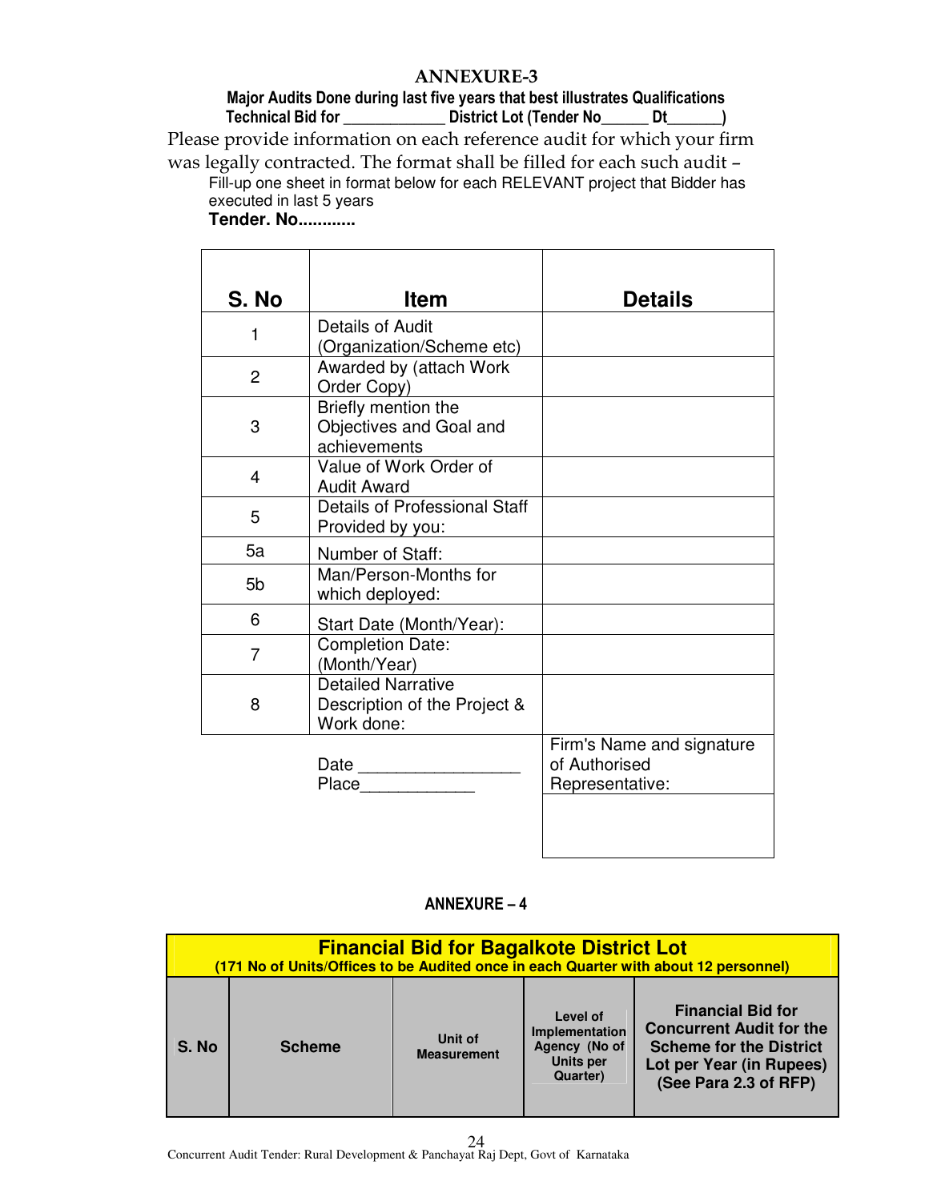## ANNEXURE-3

**Major Audits Done during last five years that best illustrates Qualifications**
**Technical Bid for ____________ District Lot (Tender No______ Dt______)**

Please provide information on each reference audit for which your firm was legally contracted. The format shall be filled for each such audit –

Fill-up one sheet in format below for each RELEVANT project that Bidder has executed in last 5 years

**Tender. No............**

| S. No | Item | Details |
|---|---|---|
| 1 | Details of Audit (Organization/Scheme etc) | |
| 2 | Awarded by (attach Work Order Copy) | |
| 3 | Briefly mention the Objectives and Goal and achievements | |
| 4 | Value of Work Order of Audit Award | |
| 5 | Details of Professional Staff Provided by you: | |
| 5a | Number of Staff: | |
| 5b | Man/Person-Months for which deployed: | |
| 6 | Start Date (Month/Year): | |
| 7 | Completion Date: (Month/Year) | |
| 8 | Detailed Narrative Description of the Project & Work done: | |
| | Date _________________<br>Place____________ | Firm's Name and signature of Authorised Representative: |

## ANNEXURE – 4

| **Financial Bid for Bagalkote District Lot**<br>**(171 No of Units/Offices to be Audited once in each Quarter with about 12 personnel)** | | | | |
|---|---|---|---|---|
| **S. No** | **Scheme** | **Unit of Measurement** | **Level of Implementation Agency (No of Units per Quarter)** | **Financial Bid for Concurrent Audit for the Scheme for the District Lot per Year (in Rupees) (See Para 2.3 of RFP)** |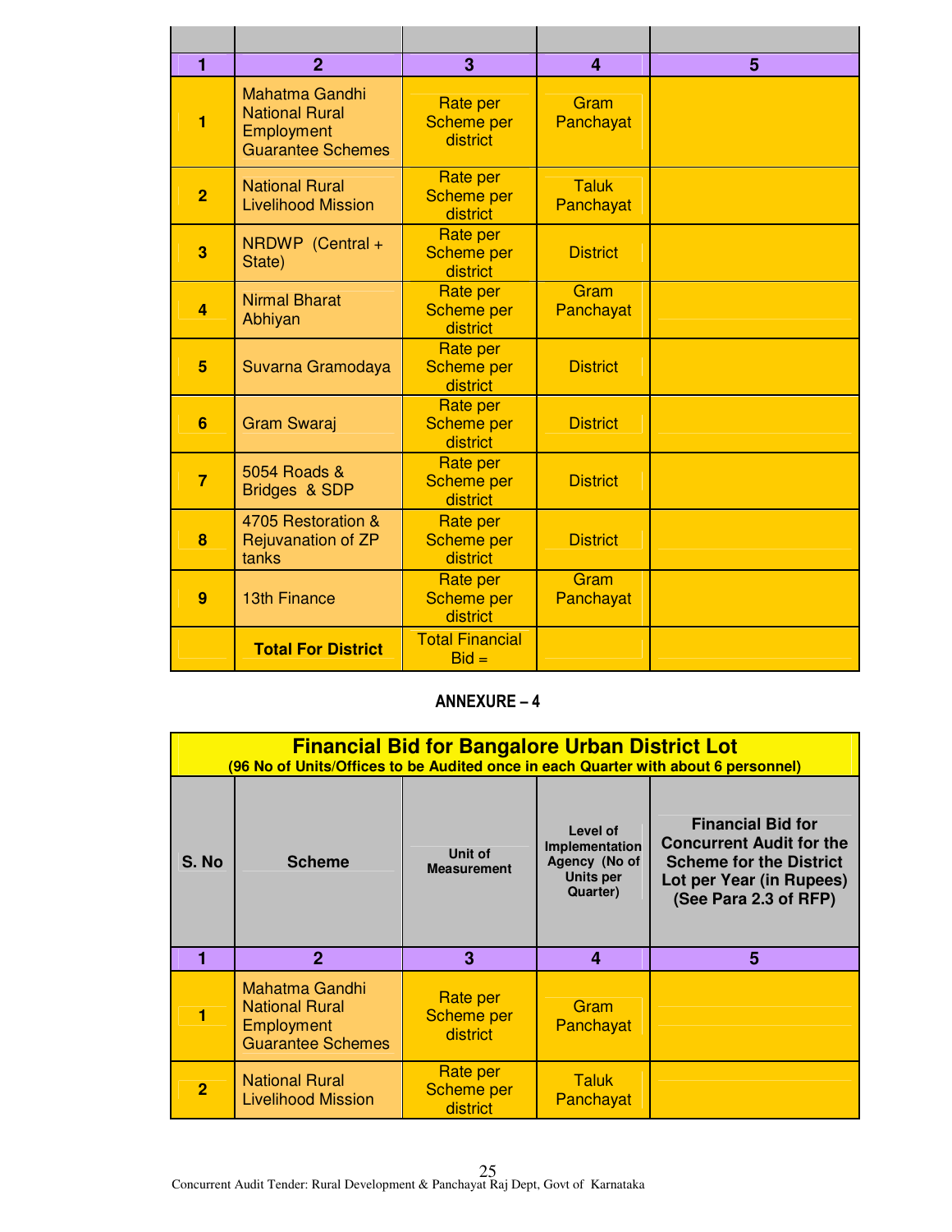| | | | | |
|---|---|---|---|---|
| 1 | 2 | 3 | 4 | 5 |
| 1 | Mahatma Gandhi National Rural Employment Guarantee Schemes | Rate per Scheme per district | Gram Panchayat | |
| 2 | National Rural Livelihood Mission | Rate per Scheme per district | Taluk Panchayat | |
| 3 | NRDWP (Central + State) | Rate per Scheme per district | District | |
| 4 | Nirmal Bharat Abhiyan | Rate per Scheme per district | Gram Panchayat | |
| 5 | Suvarna Gramodaya | Rate per Scheme per district | District | |
| 6 | Gram Swaraj | Rate per Scheme per district | District | |
| 7 | 5054 Roads & Bridges & SDP | Rate per Scheme per district | District | |
| 8 | 4705 Restoration & Rejuvanation of ZP tanks | Rate per Scheme per district | District | |
| 9 | 13th Finance | Rate per Scheme per district | Gram Panchayat | |
| | **Total For District** | Total Financial Bid = | | |

## ANNEXURE – 4

**Financial Bid for Bangalore Urban District Lot**
**(96 No of Units/Offices to be Audited once in each Quarter with about 6 personnel)**

| S. No | Scheme | Unit of Measurement | Level of Implementation Agency (No of Units per Quarter) | Financial Bid for Concurrent Audit for the Scheme for the District Lot per Year (in Rupees) (See Para 2.3 of RFP) |
|---|---|---|---|---|
| 1 | 2 | 3 | 4 | 5 |
| 1 | Mahatma Gandhi National Rural Employment Guarantee Schemes | Rate per Scheme per district | Gram Panchayat | |
| 2 | National Rural Livelihood Mission | Rate per Scheme per district | Taluk Panchayat | |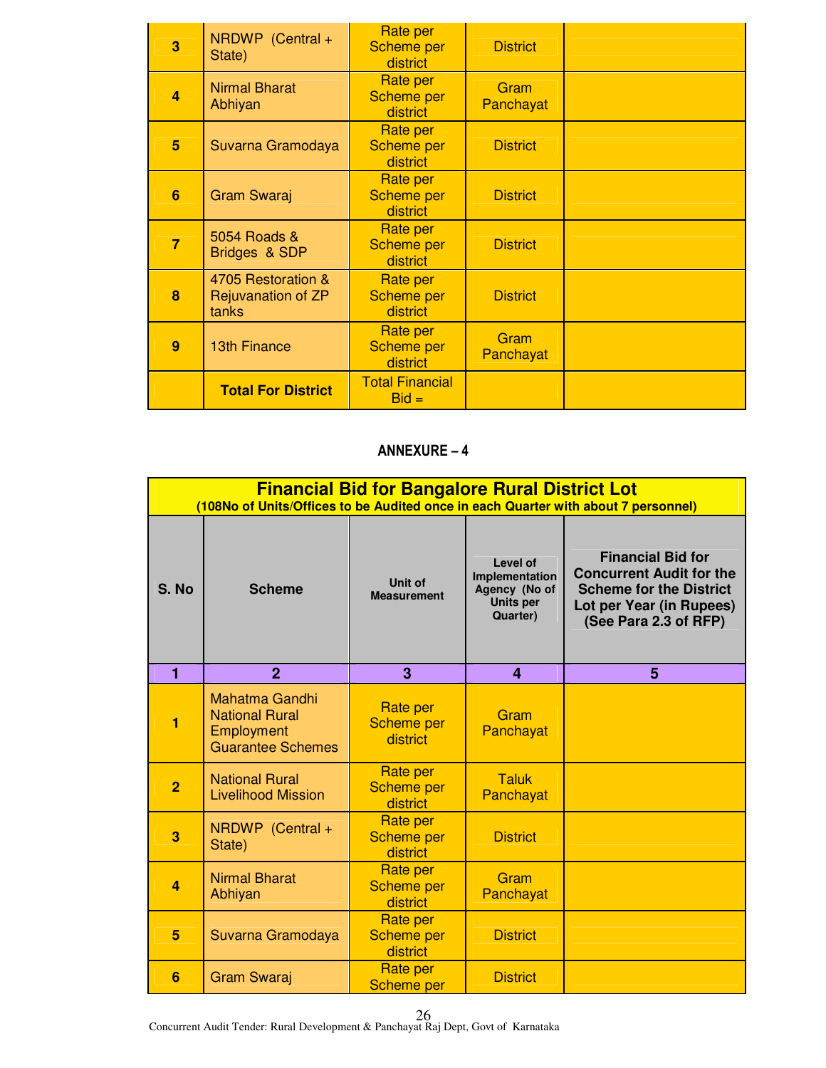| 3 | NRDWP (Central + State) | Rate per Scheme per district | District | |
|---|---|---|---|---|
| 4 | Nirmal Bharat Abhiyan | Rate per Scheme per district | Gram Panchayat | |
| 5 | Suvarna Gramodaya | Rate per Scheme per district | District | |
| 6 | Gram Swaraj | Rate per Scheme per district | District | |
| 7 | 5054 Roads & Bridges & SDP | Rate per Scheme per district | District | |
| 8 | 4705 Restoration & Rejuvanation of ZP tanks | Rate per Scheme per district | District | |
| 9 | 13th Finance | Rate per Scheme per district | Gram Panchayat | |
| | **Total For District** | Total Financial Bid = | | |

## ANNEXURE – 4

**Financial Bid for Bangalore Rural District Lot**
**(108No of Units/Offices to be Audited once in each Quarter with about 7 personnel)**

| S. No | Scheme | Unit of Measurement | Level of Implementation Agency (No of Units per Quarter) | Financial Bid for Concurrent Audit for the Scheme for the District Lot per Year (in Rupees) (See Para 2.3 of RFP) |
|---|---|---|---|---|
| 1 | 2 | 3 | 4 | 5 |
| 1 | Mahatma Gandhi National Rural Employment Guarantee Schemes | Rate per Scheme per district | Gram Panchayat | |
| 2 | National Rural Livelihood Mission | Rate per Scheme per district | Taluk Panchayat | |
| 3 | NRDWP (Central + State) | Rate per Scheme per district | District | |
| 4 | Nirmal Bharat Abhiyan | Rate per Scheme per district | Gram Panchayat | |
| 5 | Suvarna Gramodaya | Rate per Scheme per district | District | |
| 6 | Gram Swaraj | Rate per Scheme per | District | |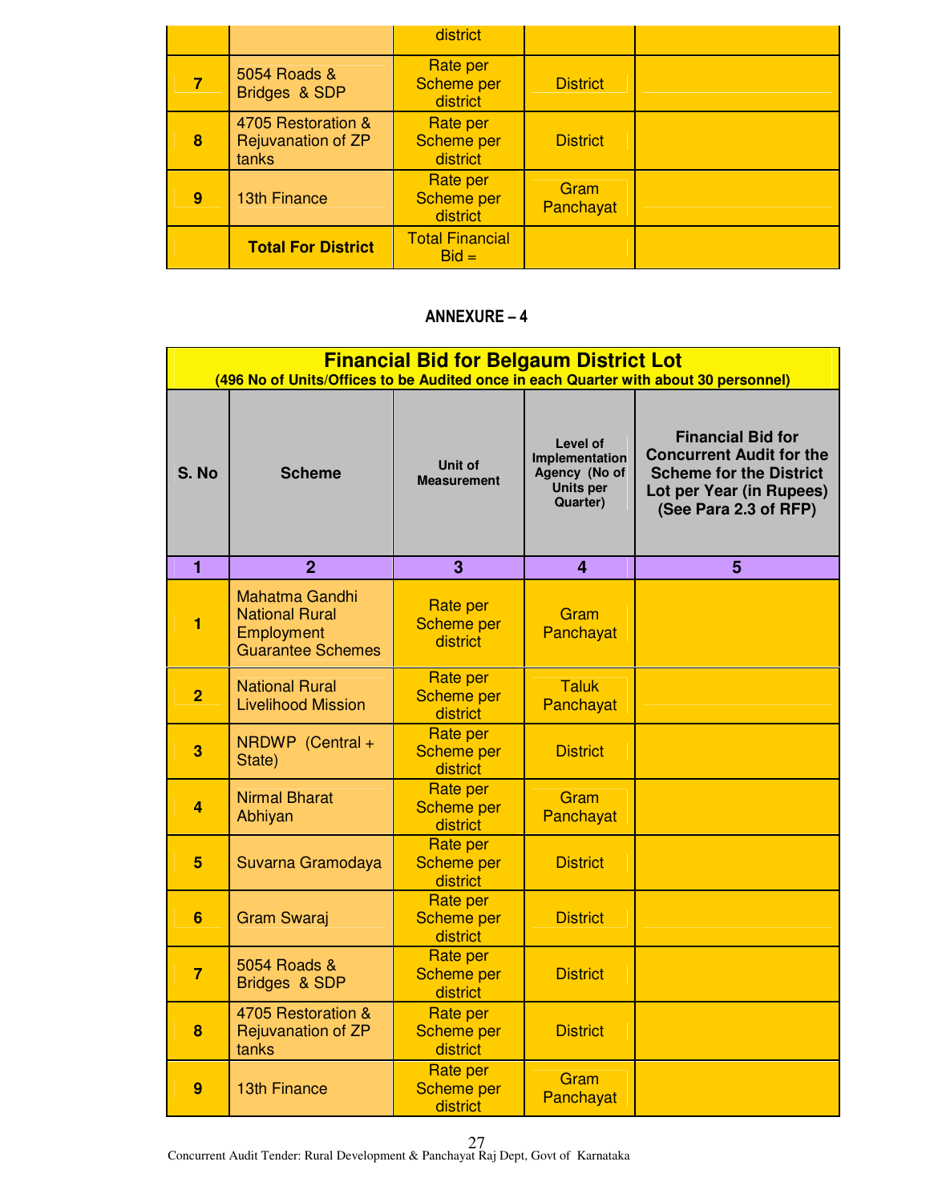| | | district | | |
|---|---|---|---|---|
| 7 | 5054 Roads & Bridges & SDP | Rate per Scheme per district | District | |
| 8 | 4705 Restoration & Rejuvanation of ZP tanks | Rate per Scheme per district | District | |
| 9 | 13th Finance | Rate per Scheme per district | Gram Panchayat | |
| | **Total For District** | Total Financial Bid = | | |

## ANNEXURE – 4

| **Financial Bid for Belgaum District Lot** (496 No of Units/Offices to be Audited once in each Quarter with about 30 personnel) | | | | |
|---|---|---|---|---|
| **S. No** | **Scheme** | **Unit of Measurement** | **Level of Implementation Agency (No of Units per Quarter)** | **Financial Bid for Concurrent Audit for the Scheme for the District Lot per Year (in Rupees) (See Para 2.3 of RFP)** |
| 1 | 2 | 3 | 4 | 5 |
| 1 | Mahatma Gandhi National Rural Employment Guarantee Schemes | Rate per Scheme per district | Gram Panchayat | |
| 2 | National Rural Livelihood Mission | Rate per Scheme per district | Taluk Panchayat | |
| 3 | NRDWP (Central + State) | Rate per Scheme per district | District | |
| 4 | Nirmal Bharat Abhiyan | Rate per Scheme per district | Gram Panchayat | |
| 5 | Suvarna Gramodaya | Rate per Scheme per district | District | |
| 6 | Gram Swaraj | Rate per Scheme per district | District | |
| 7 | 5054 Roads & Bridges & SDP | Rate per Scheme per district | District | |
| 8 | 4705 Restoration & Rejuvanation of ZP tanks | Rate per Scheme per district | District | |
| 9 | 13th Finance | Rate per Scheme per district | Gram Panchayat | |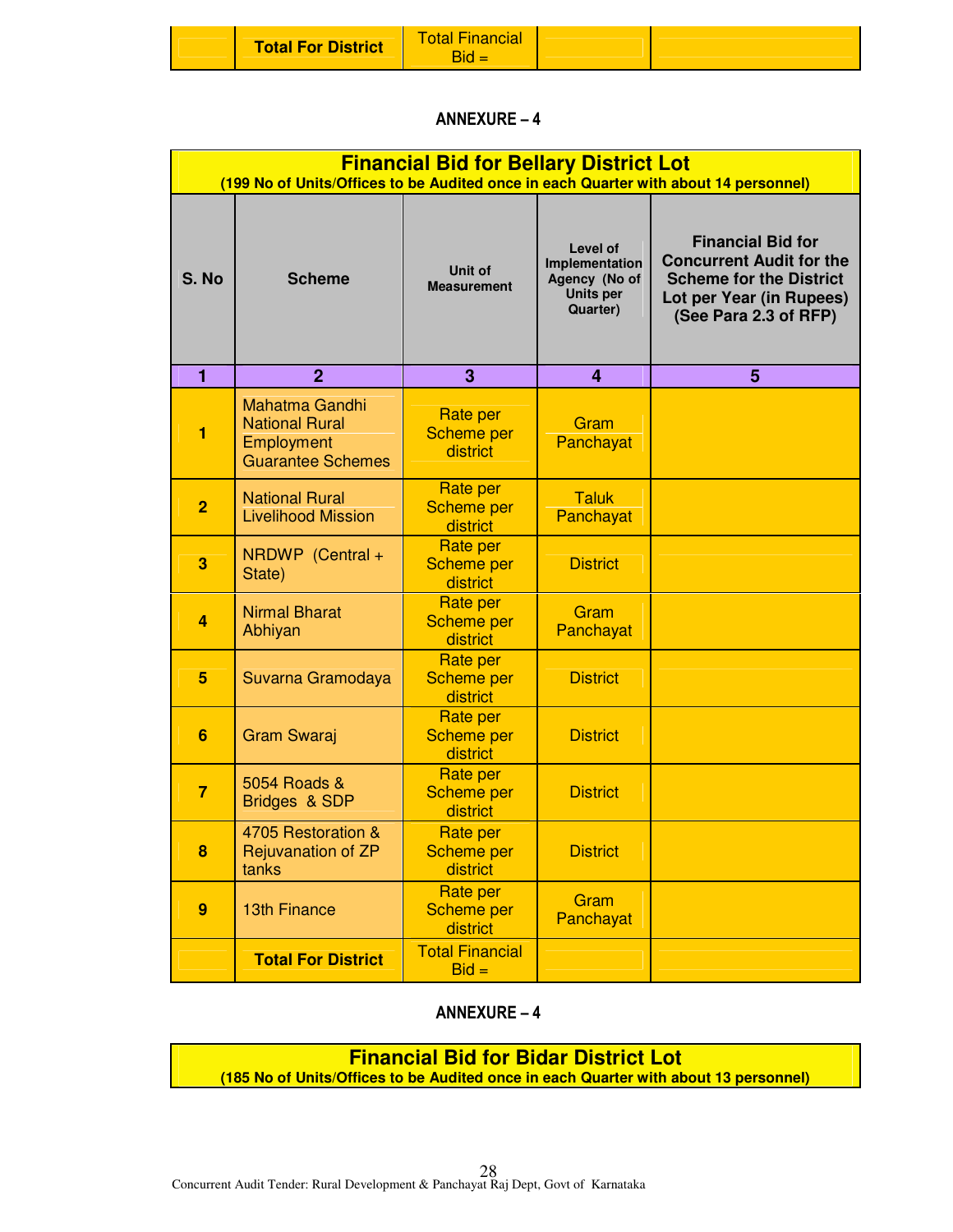| | Total For District | Total Financial Bid = | | |
|---|---|---|---|---|

**ANNEXURE – 4**

| Financial Bid for Bellary District Lot (199 No of Units/Offices to be Audited once in each Quarter with about 14 personnel) | | | | |
|---|---|---|---|---|
| **S. No** | **Scheme** | **Unit of Measurement** | **Level of Implementation Agency (No of Units per Quarter)** | **Financial Bid for Concurrent Audit for the Scheme for the District Lot per Year (in Rupees) (See Para 2.3 of RFP)** |
| 1 | 2 | 3 | 4 | 5 |
| 1 | Mahatma Gandhi National Rural Employment Guarantee Schemes | Rate per Scheme per district | Gram Panchayat | |
| 2 | National Rural Livelihood Mission | Rate per Scheme per district | Taluk Panchayat | |
| 3 | NRDWP (Central + State) | Rate per Scheme per district | District | |
| 4 | Nirmal Bharat Abhiyan | Rate per Scheme per district | Gram Panchayat | |
| 5 | Suvarna Gramodaya | Rate per Scheme per district | District | |
| 6 | Gram Swaraj | Rate per Scheme per district | District | |
| 7 | 5054 Roads & Bridges & SDP | Rate per Scheme per district | District | |
| 8 | 4705 Restoration & Rejuvanation of ZP tanks | Rate per Scheme per district | District | |
| 9 | 13th Finance | Rate per Scheme per district | Gram Panchayat | |
| | **Total For District** | Total Financial Bid = | | |

**ANNEXURE – 4**

| Financial Bid for Bidar District Lot (185 No of Units/Offices to be Audited once in each Quarter with about 13 personnel) |
|---|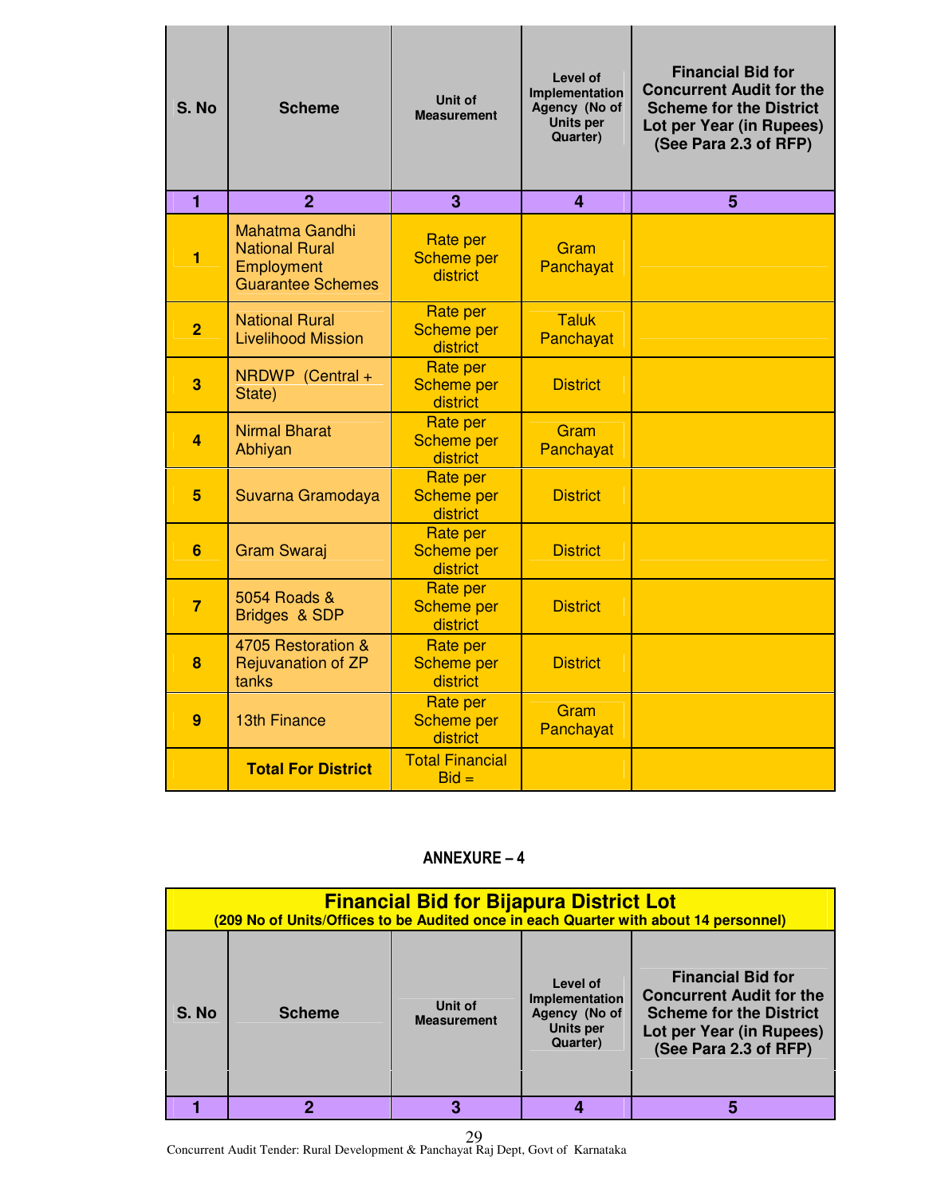| S. No | Scheme | Unit of Measurement | Level of Implementation Agency (No of Units per Quarter) | Financial Bid for Concurrent Audit for the Scheme for the District Lot per Year (in Rupees) (See Para 2.3 of RFP) |
|---|---|---|---|---|
| 1 | 2 | 3 | 4 | 5 |
| 1 | Mahatma Gandhi National Rural Employment Guarantee Schemes | Rate per Scheme per district | Gram Panchayat | |
| 2 | National Rural Livelihood Mission | Rate per Scheme per district | Taluk Panchayat | |
| 3 | NRDWP (Central + State) | Rate per Scheme per district | District | |
| 4 | Nirmal Bharat Abhiyan | Rate per Scheme per district | Gram Panchayat | |
| 5 | Suvarna Gramodaya | Rate per Scheme per district | District | |
| 6 | Gram Swaraj | Rate per Scheme per district | District | |
| 7 | 5054 Roads & Bridges & SDP | Rate per Scheme per district | District | |
| 8 | 4705 Restoration & Rejuvanation of ZP tanks | Rate per Scheme per district | District | |
| 9 | 13th Finance | Rate per Scheme per district | Gram Panchayat | |
| | **Total For District** | Total Financial Bid = | | |

## ANNEXURE – 4

| **Financial Bid for Bijapura District Lot** (209 No of Units/Offices to be Audited once in each Quarter with about 14 personnel) | | | | |
|---|---|---|---|---|
| S. No | Scheme | Unit of Measurement | Level of Implementation Agency (No of Units per Quarter) | Financial Bid for Concurrent Audit for the Scheme for the District Lot per Year (in Rupees) (See Para 2.3 of RFP) |
| 1 | 2 | 3 | 4 | 5 |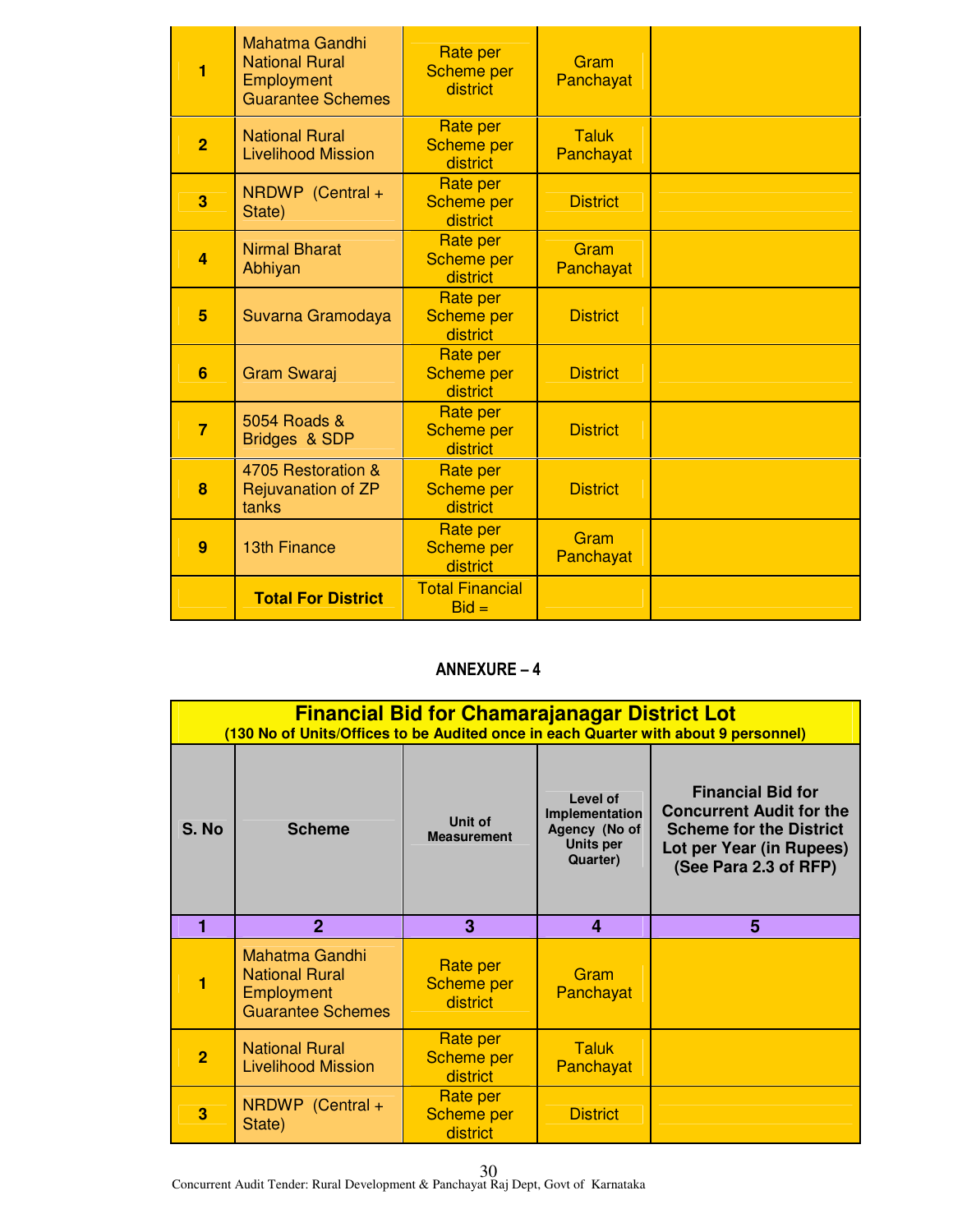| | | | | |
|---|---|---|---|---|
| 1 | Mahatma Gandhi National Rural Employment Guarantee Schemes | Rate per Scheme per district | Gram Panchayat | |
| 2 | National Rural Livelihood Mission | Rate per Scheme per district | Taluk Panchayat | |
| 3 | NRDWP (Central + State) | Rate per Scheme per district | District | |
| 4 | Nirmal Bharat Abhiyan | Rate per Scheme per district | Gram Panchayat | |
| 5 | Suvarna Gramodaya | Rate per Scheme per district | District | |
| 6 | Gram Swaraj | Rate per Scheme per district | District | |
| 7 | 5054 Roads & Bridges & SDP | Rate per Scheme per district | District | |
| 8 | 4705 Restoration & Rejuvanation of ZP tanks | Rate per Scheme per district | District | |
| 9 | 13th Finance | Rate per Scheme per district | Gram Panchayat | |
| | **Total For District** | Total Financial Bid = | | |

## ANNEXURE – 4

**Financial Bid for Chamarajanagar District Lot**
**(130 No of Units/Offices to be Audited once in each Quarter with about 9 personnel)**

| S. No | Scheme | Unit of Measurement | Level of Implementation Agency (No of Units per Quarter) | Financial Bid for Concurrent Audit for the Scheme for the District Lot per Year (in Rupees) (See Para 2.3 of RFP) |
|---|---|---|---|---|
| 1 | 2 | 3 | 4 | 5 |
| 1 | Mahatma Gandhi National Rural Employment Guarantee Schemes | Rate per Scheme per district | Gram Panchayat | |
| 2 | National Rural Livelihood Mission | Rate per Scheme per district | Taluk Panchayat | |
| 3 | NRDWP (Central + State) | Rate per Scheme per district | District | |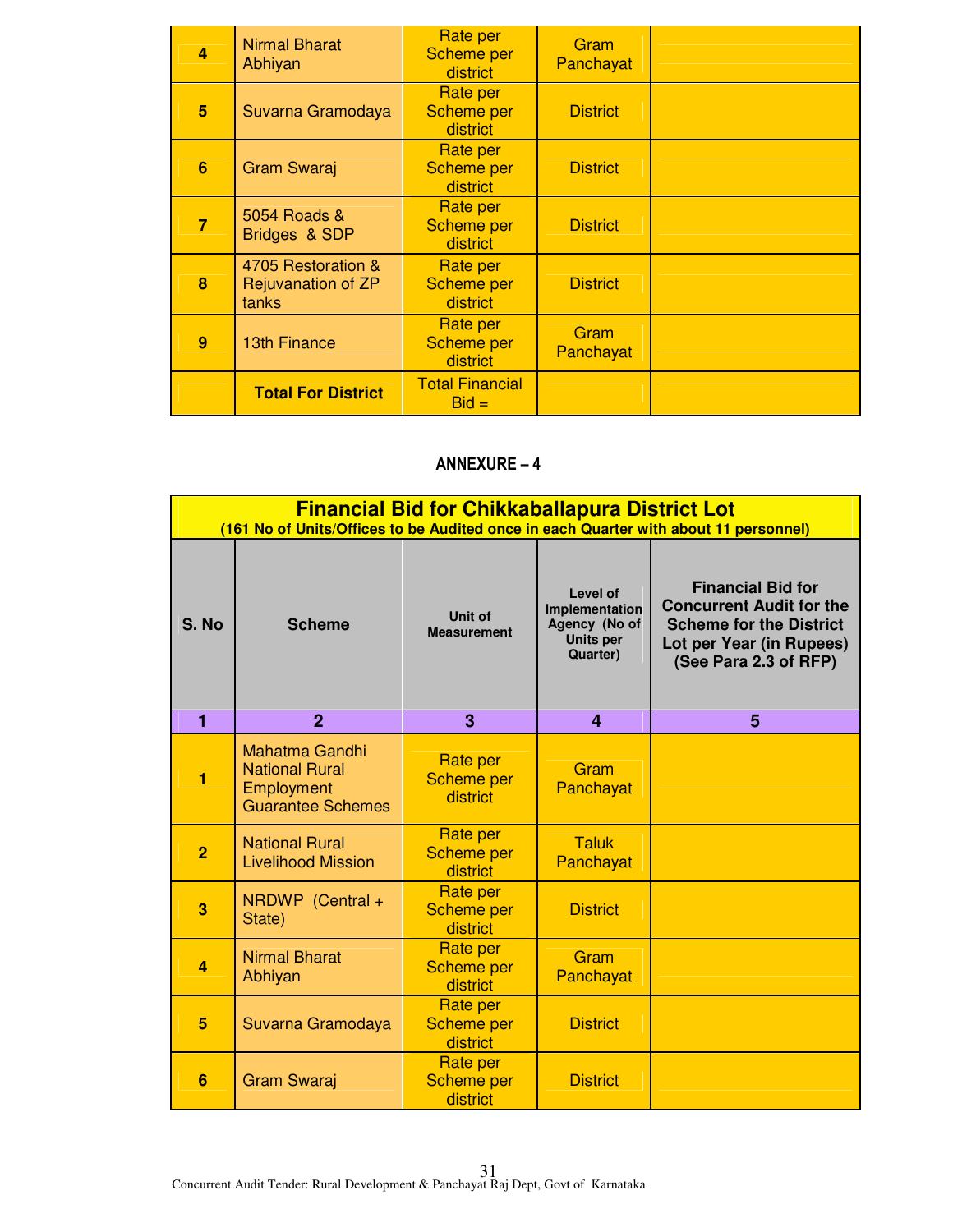| | | | | |
|---|---|---|---|---|
| 4 | Nirmal Bharat Abhiyan | Rate per Scheme per district | Gram Panchayat | |
| 5 | Suvarna Gramodaya | Rate per Scheme per district | District | |
| 6 | Gram Swaraj | Rate per Scheme per district | District | |
| 7 | 5054 Roads & Bridges & SDP | Rate per Scheme per district | District | |
| 8 | 4705 Restoration & Rejuvanation of ZP tanks | Rate per Scheme per district | District | |
| 9 | 13th Finance | Rate per Scheme per district | Gram Panchayat | |
| | **Total For District** | Total Financial Bid = | | |

**ANNEXURE – 4**

**Financial Bid for Chikkaballapura District Lot**
**(161 No of Units/Offices to be Audited once in each Quarter with about 11 personnel)**

| S. No | Scheme | Unit of Measurement | Level of Implementation Agency (No of Units per Quarter) | Financial Bid for Concurrent Audit for the Scheme for the District Lot per Year (in Rupees) (See Para 2.3 of RFP) |
|---|---|---|---|---|
| 1 | 2 | 3 | 4 | 5 |
| 1 | Mahatma Gandhi National Rural Employment Guarantee Schemes | Rate per Scheme per district | Gram Panchayat | |
| 2 | National Rural Livelihood Mission | Rate per Scheme per district | Taluk Panchayat | |
| 3 | NRDWP (Central + State) | Rate per Scheme per district | District | |
| 4 | Nirmal Bharat Abhiyan | Rate per Scheme per district | Gram Panchayat | |
| 5 | Suvarna Gramodaya | Rate per Scheme per district | District | |
| 6 | Gram Swaraj | Rate per Scheme per district | District | |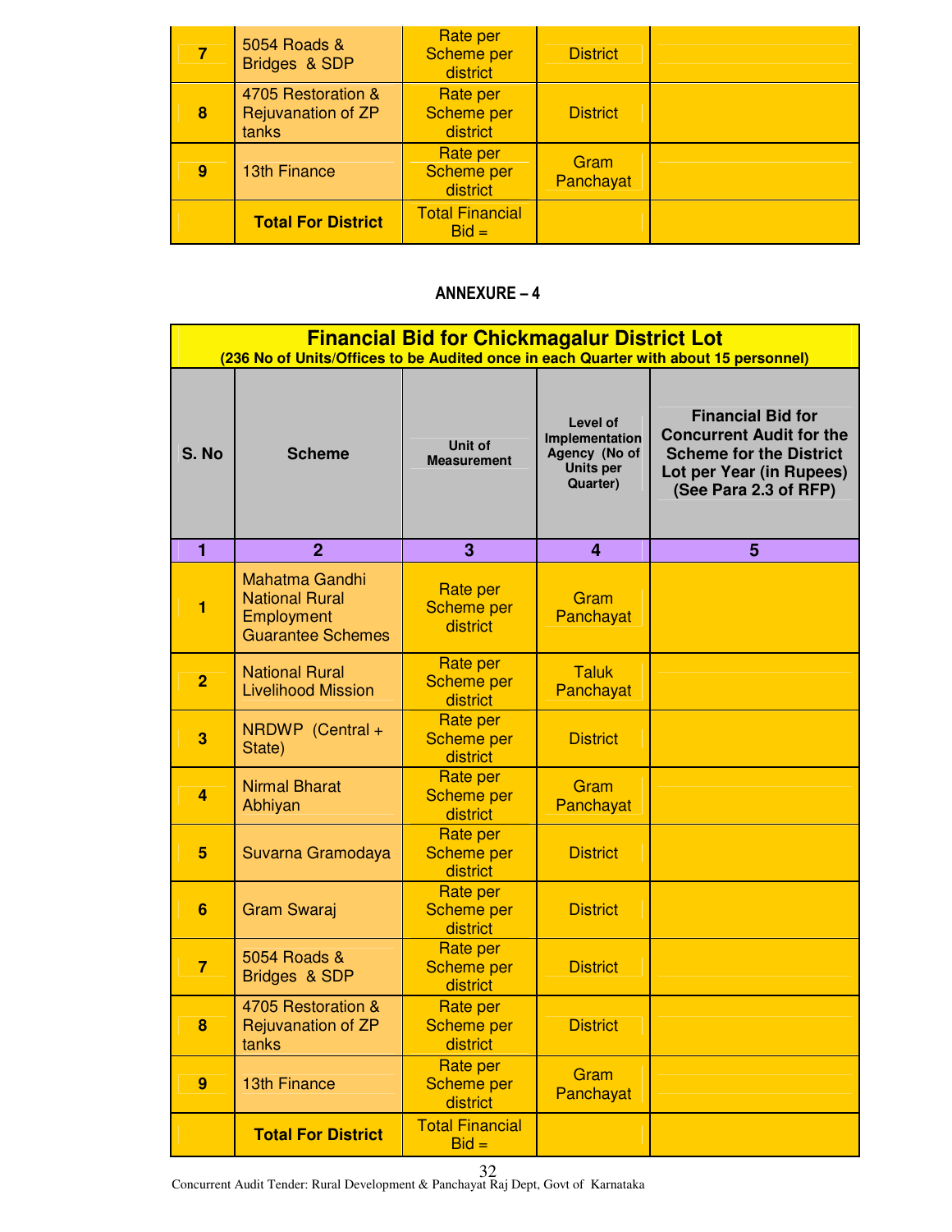| | | | | |
|---|---|---|---|---|
| 7 | 5054 Roads & Bridges & SDP | Rate per Scheme per district | District | |
| 8 | 4705 Restoration & Rejuvanation of ZP tanks | Rate per Scheme per district | District | |
| 9 | 13th Finance | Rate per Scheme per district | Gram Panchayat | |
| | **Total For District** | Total Financial Bid = | | |

**ANNEXURE – 4**

| **Financial Bid for Chickmagalur District Lot** **(236 No of Units/Offices to be Audited once in each Quarter with about 15 personnel)** | | | | |
|---|---|---|---|---|
| **S. No** | **Scheme** | **Unit of Measurement** | **Level of Implementation Agency (No of Units per Quarter)** | **Financial Bid for Concurrent Audit for the Scheme for the District Lot per Year (in Rupees) (See Para 2.3 of RFP)** |
| **1** | **2** | **3** | **4** | **5** |
| 1 | Mahatma Gandhi National Rural Employment Guarantee Schemes | Rate per Scheme per district | Gram Panchayat | |
| 2 | National Rural Livelihood Mission | Rate per Scheme per district | Taluk Panchayat | |
| 3 | NRDWP (Central + State) | Rate per Scheme per district | District | |
| 4 | Nirmal Bharat Abhiyan | Rate per Scheme per district | Gram Panchayat | |
| 5 | Suvarna Gramodaya | Rate per Scheme per district | District | |
| 6 | Gram Swaraj | Rate per Scheme per district | District | |
| 7 | 5054 Roads & Bridges & SDP | Rate per Scheme per district | District | |
| 8 | 4705 Restoration & Rejuvanation of ZP tanks | Rate per Scheme per district | District | |
| 9 | 13th Finance | Rate per Scheme per district | Gram Panchayat | |
| | **Total For District** | Total Financial Bid = | | |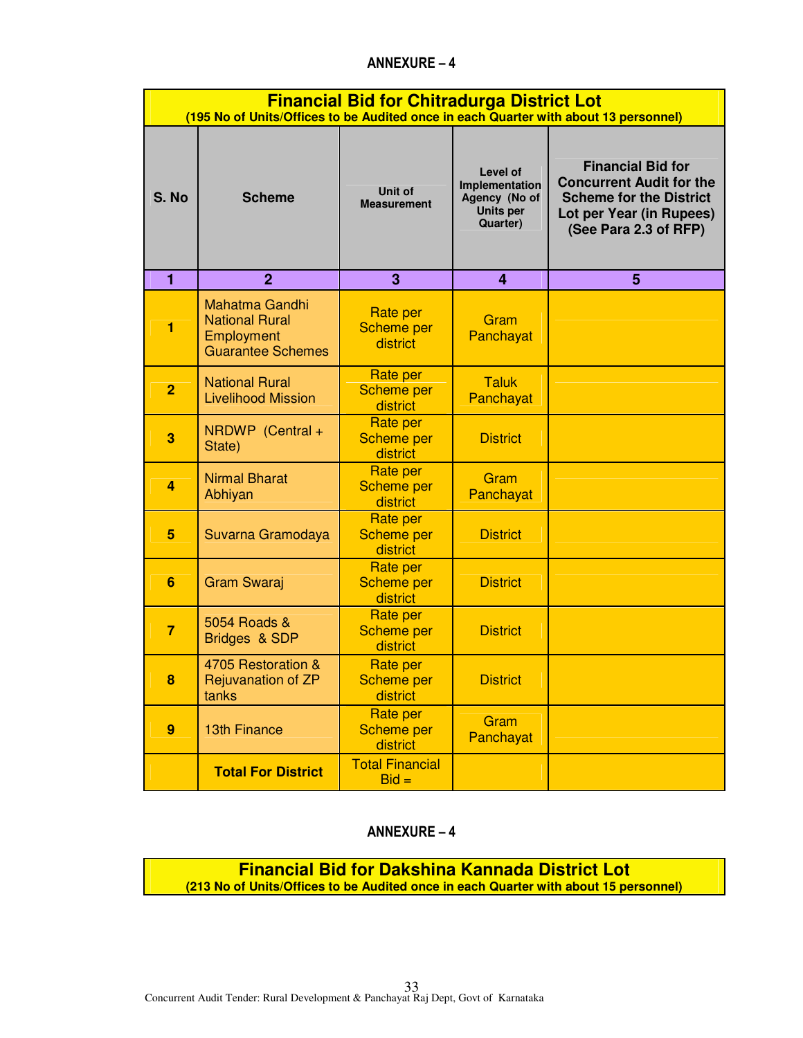## ANNEXURE – 4

**Financial Bid for Chitradurga District Lot**
**(195 No of Units/Offices to be Audited once in each Quarter with about 13 personnel)**

| S. No | Scheme | Unit of Measurement | Level of Implementation Agency (No of Units per Quarter) | Financial Bid for Concurrent Audit for the Scheme for the District Lot per Year (in Rupees) (See Para 2.3 of RFP) |
|---|---|---|---|---|
| 1 | 2 | 3 | 4 | 5 |
| 1 | Mahatma Gandhi National Rural Employment Guarantee Schemes | Rate per Scheme per district | Gram Panchayat | |
| 2 | National Rural Livelihood Mission | Rate per Scheme per district | Taluk Panchayat | |
| 3 | NRDWP (Central + State) | Rate per Scheme per district | District | |
| 4 | Nirmal Bharat Abhiyan | Rate per Scheme per district | Gram Panchayat | |
| 5 | Suvarna Gramodaya | Rate per Scheme per district | District | |
| 6 | Gram Swaraj | Rate per Scheme per district | District | |
| 7 | 5054 Roads & Bridges & SDP | Rate per Scheme per district | District | |
| 8 | 4705 Restoration & Rejuvanation of ZP tanks | Rate per Scheme per district | District | |
| 9 | 13th Finance | Rate per Scheme per district | Gram Panchayat | |
| | **Total For District** | Total Financial Bid = | | |

## ANNEXURE – 4

**Financial Bid for Dakshina Kannada District Lot**
**(213 No of Units/Offices to be Audited once in each Quarter with about 15 personnel)**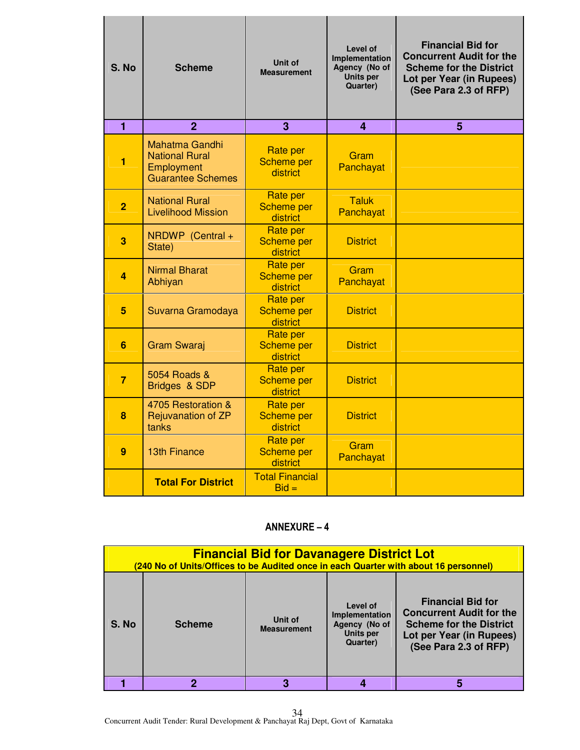| S. No | Scheme | Unit of Measurement | Level of Implementation Agency (No of Units per Quarter) | Financial Bid for Concurrent Audit for the Scheme for the District Lot per Year (in Rupees) (See Para 2.3 of RFP) |
|---|---|---|---|---|
| 1 | 2 | 3 | 4 | 5 |
| 1 | Mahatma Gandhi National Rural Employment Guarantee Schemes | Rate per Scheme per district | Gram Panchayat | |
| 2 | National Rural Livelihood Mission | Rate per Scheme per district | Taluk Panchayat | |
| 3 | NRDWP (Central + State) | Rate per Scheme per district | District | |
| 4 | Nirmal Bharat Abhiyan | Rate per Scheme per district | Gram Panchayat | |
| 5 | Suvarna Gramodaya | Rate per Scheme per district | District | |
| 6 | Gram Swaraj | Rate per Scheme per district | District | |
| 7 | 5054 Roads & Bridges & SDP | Rate per Scheme per district | District | |
| 8 | 4705 Restoration & Rejuvanation of ZP tanks | Rate per Scheme per district | District | |
| 9 | 13th Finance | Rate per Scheme per district | Gram Panchayat | |
| | **Total For District** | Total Financial Bid = | | |

## ANNEXURE – 4

| **Financial Bid for Davanagere District Lot** (240 No of Units/Offices to be Audited once in each Quarter with about 16 personnel) | | | | |
|---|---|---|---|---|
| S. No | Scheme | Unit of Measurement | Level of Implementation Agency (No of Units per Quarter) | Financial Bid for Concurrent Audit for the Scheme for the District Lot per Year (in Rupees) (See Para 2.3 of RFP) |
| 1 | 2 | 3 | 4 | 5 |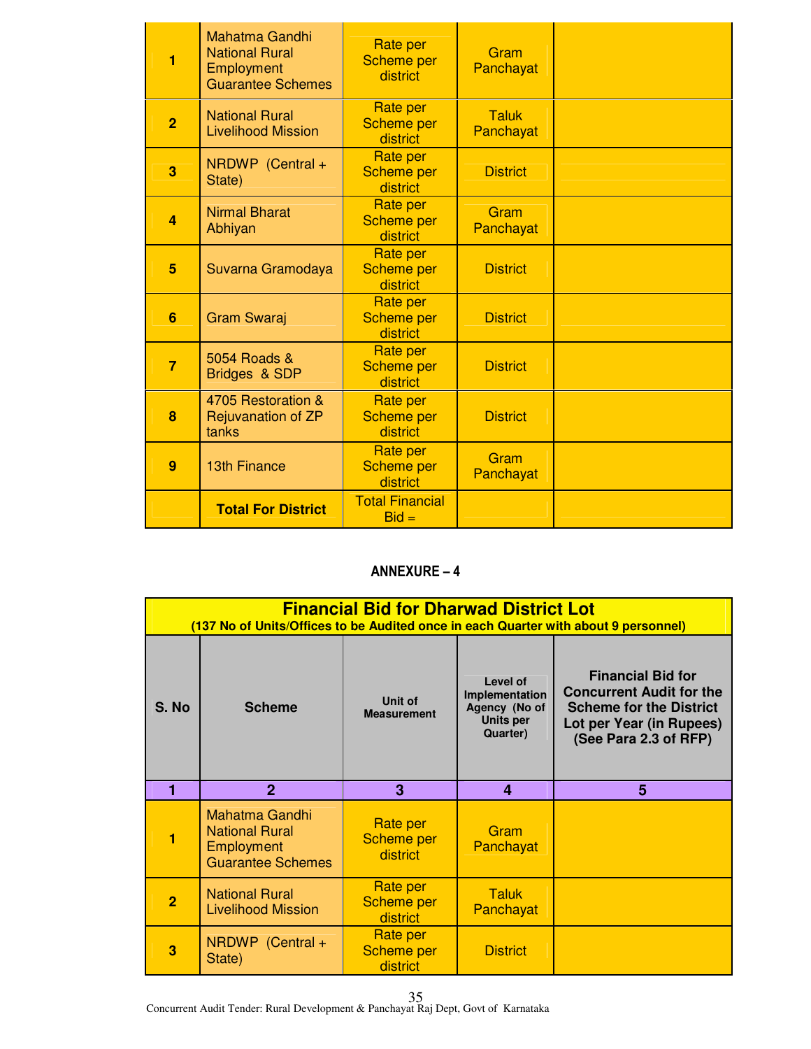| | | | | |
|---|---|---|---|---|
| 1 | Mahatma Gandhi National Rural Employment Guarantee Schemes | Rate per Scheme per district | Gram Panchayat | |
| 2 | National Rural Livelihood Mission | Rate per Scheme per district | Taluk Panchayat | |
| 3 | NRDWP (Central + State) | Rate per Scheme per district | District | |
| 4 | Nirmal Bharat Abhiyan | Rate per Scheme per district | Gram Panchayat | |
| 5 | Suvarna Gramodaya | Rate per Scheme per district | District | |
| 6 | Gram Swaraj | Rate per Scheme per district | District | |
| 7 | 5054 Roads & Bridges & SDP | Rate per Scheme per district | District | |
| 8 | 4705 Restoration & Rejuvanation of ZP tanks | Rate per Scheme per district | District | |
| 9 | 13th Finance | Rate per Scheme per district | Gram Panchayat | |
| | **Total For District** | Total Financial Bid = | | |

## ANNEXURE – 4

**Financial Bid for Dharwad District Lot**
**(137 No of Units/Offices to be Audited once in each Quarter with about 9 personnel)**

| S. No | Scheme | Unit of Measurement | Level of Implementation Agency (No of Units per Quarter) | Financial Bid for Concurrent Audit for the Scheme for the District Lot per Year (in Rupees) (See Para 2.3 of RFP) |
|---|---|---|---|---|
| 1 | 2 | 3 | 4 | 5 |
| 1 | Mahatma Gandhi National Rural Employment Guarantee Schemes | Rate per Scheme per district | Gram Panchayat | |
| 2 | National Rural Livelihood Mission | Rate per Scheme per district | Taluk Panchayat | |
| 3 | NRDWP (Central + State) | Rate per Scheme per district | District | |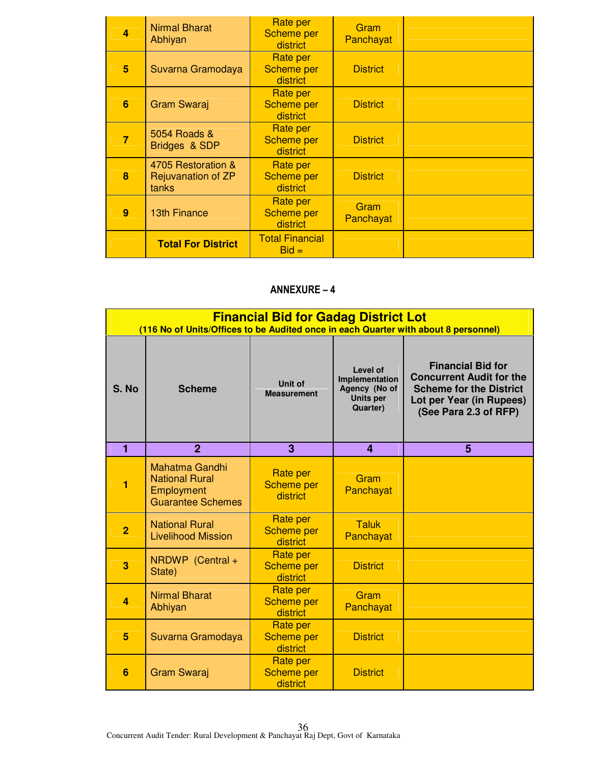| | | | | |
|---|---|---|---|---|
| 4 | Nirmal Bharat Abhiyan | Rate per Scheme per district | Gram Panchayat | |
| 5 | Suvarna Gramodaya | Rate per Scheme per district | District | |
| 6 | Gram Swaraj | Rate per Scheme per district | District | |
| 7 | 5054 Roads & Bridges & SDP | Rate per Scheme per district | District | |
| 8 | 4705 Restoration & Rejuvanation of ZP tanks | Rate per Scheme per district | District | |
| 9 | 13th Finance | Rate per Scheme per district | Gram Panchayat | |
| | **Total For District** | Total Financial Bid = | | |

**ANNEXURE – 4**

**Financial Bid for Gadag District Lot**
**(116 No of Units/Offices to be Audited once in each Quarter with about 8 personnel)**

| S. No | Scheme | Unit of Measurement | Level of Implementation Agency (No of Units per Quarter) | Financial Bid for Concurrent Audit for the Scheme for the District Lot per Year (in Rupees) (See Para 2.3 of RFP) |
|---|---|---|---|---|
| 1 | 2 | 3 | 4 | 5 |
| 1 | Mahatma Gandhi National Rural Employment Guarantee Schemes | Rate per Scheme per district | Gram Panchayat | |
| 2 | National Rural Livelihood Mission | Rate per Scheme per district | Taluk Panchayat | |
| 3 | NRDWP (Central + State) | Rate per Scheme per district | District | |
| 4 | Nirmal Bharat Abhiyan | Rate per Scheme per district | Gram Panchayat | |
| 5 | Suvarna Gramodaya | Rate per Scheme per district | District | |
| 6 | Gram Swaraj | Rate per Scheme per district | District | |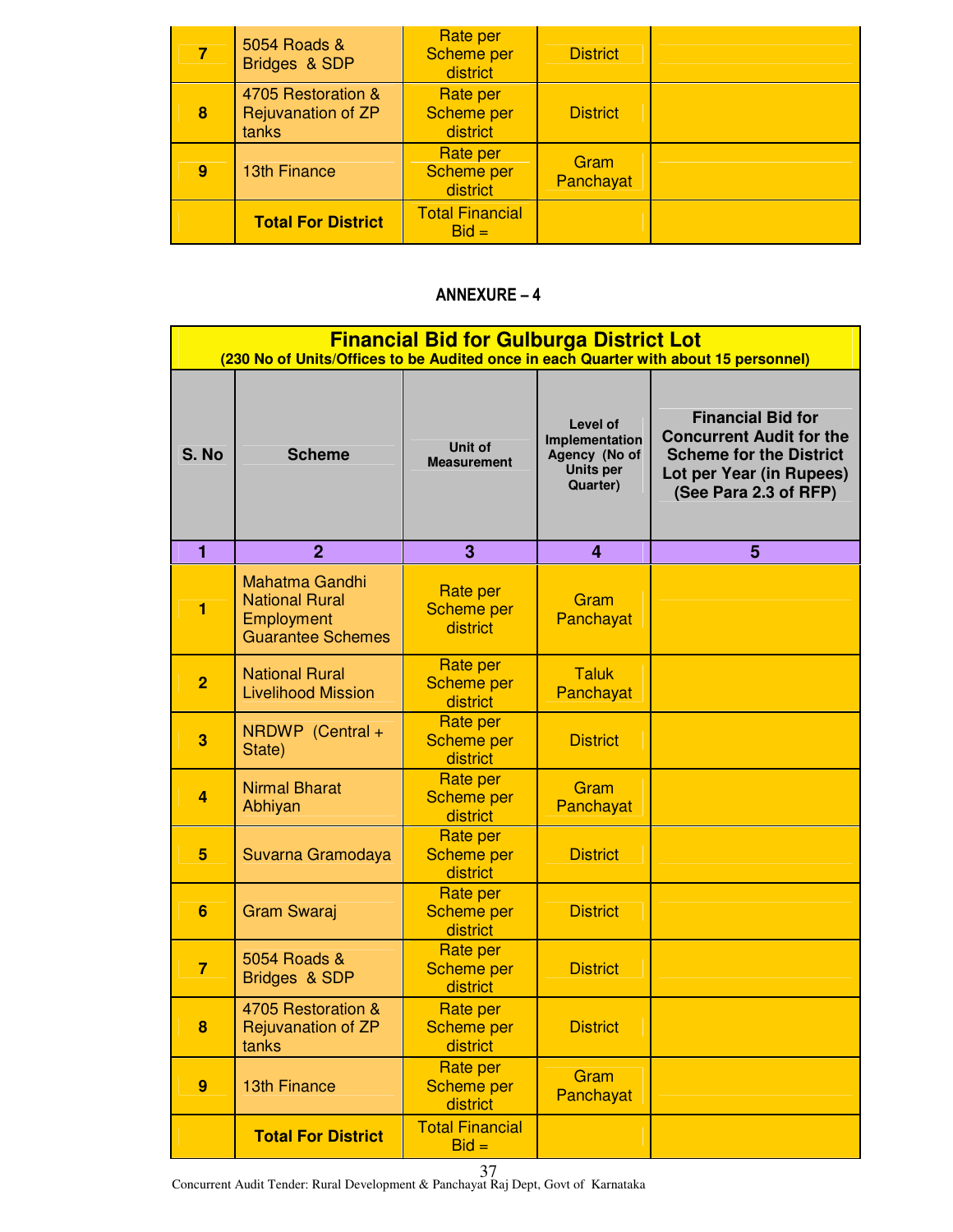| | | | | |
|---|---|---|---|---|
| **7** | 5054 Roads & Bridges & SDP | Rate per Scheme per district | District | |
| **8** | 4705 Restoration & Rejuvanation of ZP tanks | Rate per Scheme per district | District | |
| **9** | 13th Finance | Rate per Scheme per district | Gram Panchayat | |
| | **Total For District** | Total Financial Bid = | | |

## ANNEXURE – 4

**Financial Bid for Gulburga District Lot**
**(230 No of Units/Offices to be Audited once in each Quarter with about 15 personnel)**

| S. No | Scheme | Unit of Measurement | Level of Implementation Agency (No of Units per Quarter) | Financial Bid for Concurrent Audit for the Scheme for the District Lot per Year (in Rupees) (See Para 2.3 of RFP) |
|---|---|---|---|---|
| **1** | **2** | **3** | **4** | **5** |
| **1** | Mahatma Gandhi National Rural Employment Guarantee Schemes | Rate per Scheme per district | Gram Panchayat | |
| **2** | National Rural Livelihood Mission | Rate per Scheme per district | Taluk Panchayat | |
| **3** | NRDWP (Central + State) | Rate per Scheme per district | District | |
| **4** | Nirmal Bharat Abhiyan | Rate per Scheme per district | Gram Panchayat | |
| **5** | Suvarna Gramodaya | Rate per Scheme per district | District | |
| **6** | Gram Swaraj | Rate per Scheme per district | District | |
| **7** | 5054 Roads & Bridges & SDP | Rate per Scheme per district | District | |
| **8** | 4705 Restoration & Rejuvanation of ZP tanks | Rate per Scheme per district | District | |
| **9** | 13th Finance | Rate per Scheme per district | Gram Panchayat | |
| | **Total For District** | Total Financial Bid = | | |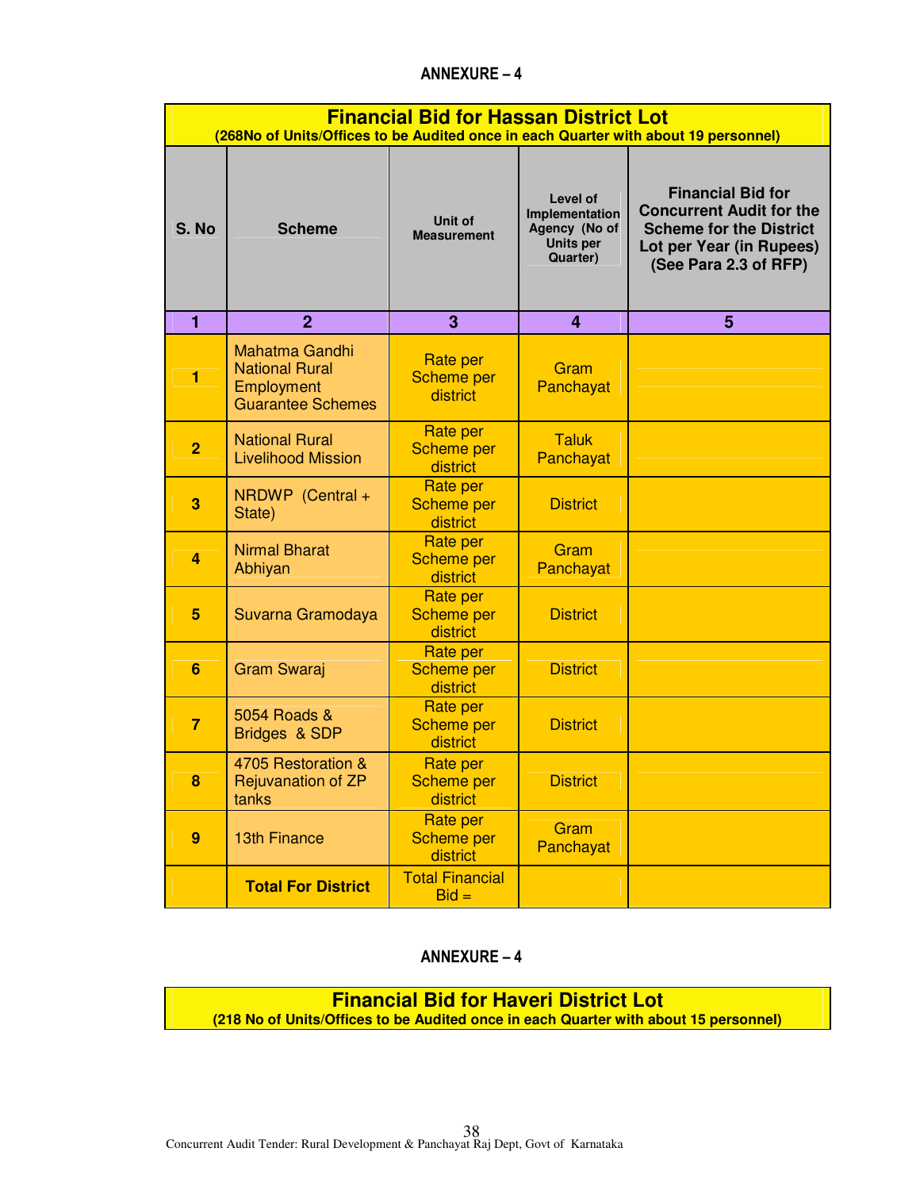**ANNEXURE – 4**

| Financial Bid for Hassan District Lot<br>(268No of Units/Offices to be Audited once in each Quarter with about 19 personnel) | | | | |
|---|---|---|---|---|
| **S. No** | **Scheme** | **Unit of Measurement** | **Level of Implementation Agency (No of Units per Quarter)** | **Financial Bid for Concurrent Audit for the Scheme for the District Lot per Year (in Rupees) (See Para 2.3 of RFP)** |
| **1** | **2** | **3** | **4** | **5** |
| **1** | Mahatma Gandhi National Rural Employment Guarantee Schemes | Rate per Scheme per district | Gram Panchayat | |
| **2** | National Rural Livelihood Mission | Rate per Scheme per district | Taluk Panchayat | |
| **3** | NRDWP (Central + State) | Rate per Scheme per district | District | |
| **4** | Nirmal Bharat Abhiyan | Rate per Scheme per district | Gram Panchayat | |
| **5** | Suvarna Gramodaya | Rate per Scheme per district | District | |
| **6** | Gram Swaraj | Rate per Scheme per district | District | |
| **7** | 5054 Roads & Bridges & SDP | Rate per Scheme per district | District | |
| **8** | 4705 Restoration & Rejuvenation of ZP tanks | Rate per Scheme per district | District | |
| **9** | 13th Finance | Rate per Scheme per district | Gram Panchayat | |
| | **Total For District** | Total Financial Bid = | | |

**ANNEXURE – 4**

| Financial Bid for Haveri District Lot<br>(218 No of Units/Offices to be Audited once in each Quarter with about 15 personnel) |
|---|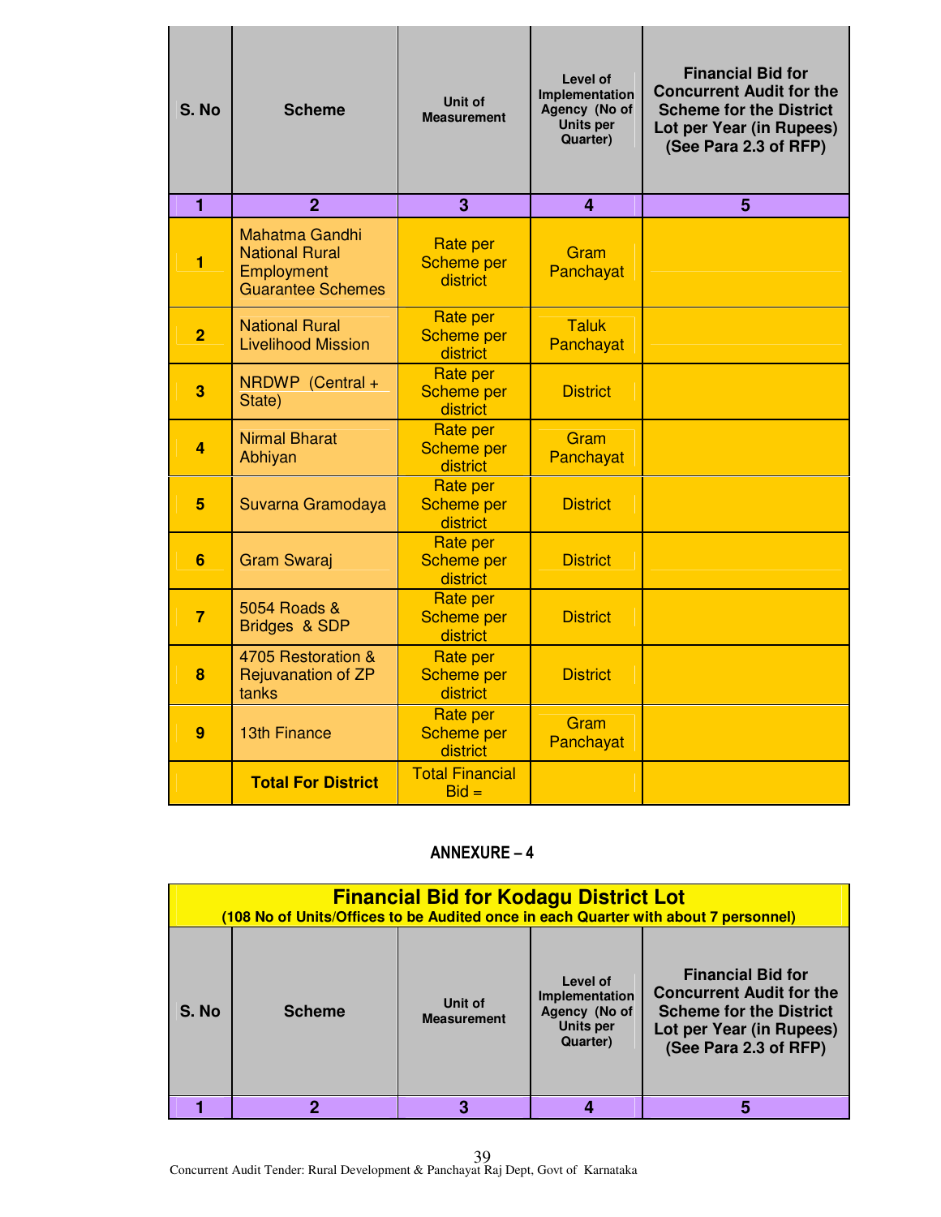| S. No | Scheme | Unit of Measurement | Level of Implementation Agency (No of Units per Quarter) | Financial Bid for Concurrent Audit for the Scheme for the District Lot per Year (in Rupees) (See Para 2.3 of RFP) |
|---|---|---|---|---|
| 1 | 2 | 3 | 4 | 5 |
| 1 | Mahatma Gandhi National Rural Employment Guarantee Schemes | Rate per Scheme per district | Gram Panchayat | |
| 2 | National Rural Livelihood Mission | Rate per Scheme per district | Taluk Panchayat | |
| 3 | NRDWP (Central + State) | Rate per Scheme per district | District | |
| 4 | Nirmal Bharat Abhiyan | Rate per Scheme per district | Gram Panchayat | |
| 5 | Suvarna Gramodaya | Rate per Scheme per district | District | |
| 6 | Gram Swaraj | Rate per Scheme per district | District | |
| 7 | 5054 Roads & Bridges & SDP | Rate per Scheme per district | District | |
| 8 | 4705 Restoration & Rejuvanation of ZP tanks | Rate per Scheme per district | District | |
| 9 | 13th Finance | Rate per Scheme per district | Gram Panchayat | |
| | **Total For District** | Total Financial Bid = | | |

## ANNEXURE – 4

**Financial Bid for Kodagu District Lot**

**(108 No of Units/Offices to be Audited once in each Quarter with about 7 personnel)**

| S. No | Scheme | Unit of Measurement | Level of Implementation Agency (No of Units per Quarter) | Financial Bid for Concurrent Audit for the Scheme for the District Lot per Year (in Rupees) (See Para 2.3 of RFP) |
|---|---|---|---|---|
| 1 | 2 | 3 | 4 | 5 |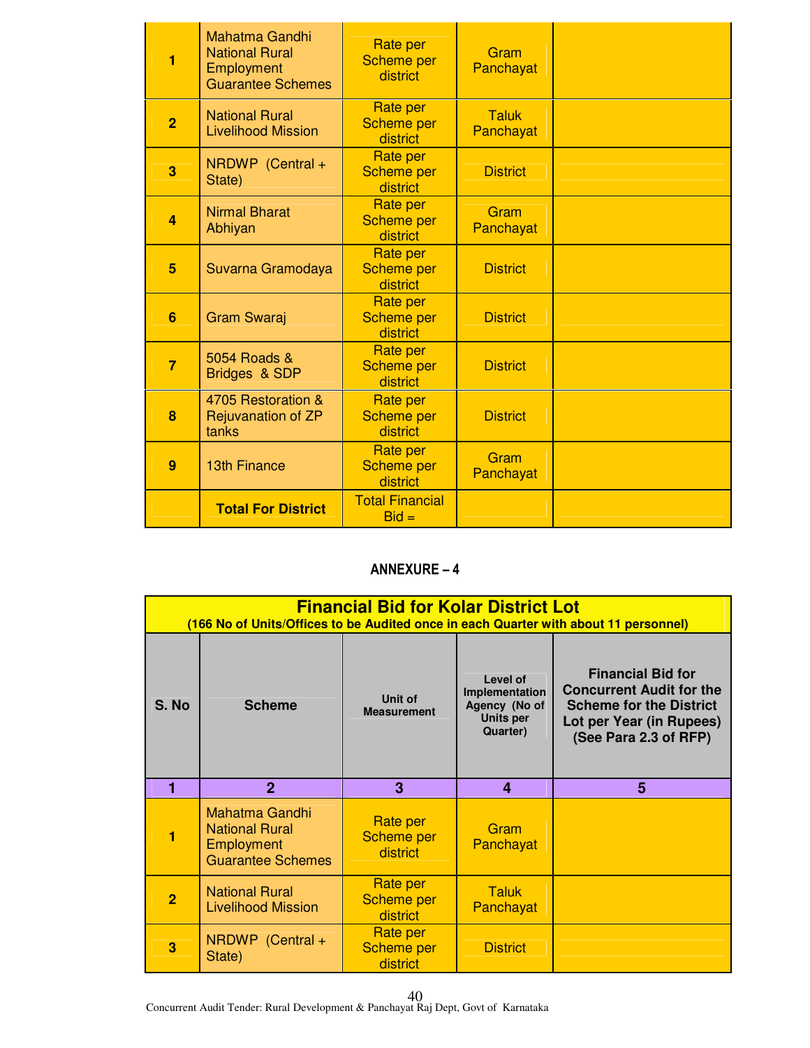| | | | | |
|---|---|---|---|---|
| 1 | Mahatma Gandhi National Rural Employment Guarantee Schemes | Rate per Scheme per district | Gram Panchayat | |
| 2 | National Rural Livelihood Mission | Rate per Scheme per district | Taluk Panchayat | |
| 3 | NRDWP (Central + State) | Rate per Scheme per district | District | |
| 4 | Nirmal Bharat Abhiyan | Rate per Scheme per district | Gram Panchayat | |
| 5 | Suvarna Gramodaya | Rate per Scheme per district | District | |
| 6 | Gram Swaraj | Rate per Scheme per district | District | |
| 7 | 5054 Roads & Bridges & SDP | Rate per Scheme per district | District | |
| 8 | 4705 Restoration & Rejuvanation of ZP tanks | Rate per Scheme per district | District | |
| 9 | 13th Finance | Rate per Scheme per district | Gram Panchayat | |
| | **Total For District** | Total Financial Bid = | | |

## ANNEXURE – 4

**Financial Bid for Kolar District Lot**
**(166 No of Units/Offices to be Audited once in each Quarter with about 11 personnel)**

| S. No | Scheme | Unit of Measurement | Level of Implementation Agency (No of Units per Quarter) | Financial Bid for Concurrent Audit for the Scheme for the District Lot per Year (in Rupees) (See Para 2.3 of RFP) |
|---|---|---|---|---|
| 1 | 2 | 3 | 4 | 5 |
| 1 | Mahatma Gandhi National Rural Employment Guarantee Schemes | Rate per Scheme per district | Gram Panchayat | |
| 2 | National Rural Livelihood Mission | Rate per Scheme per district | Taluk Panchayat | |
| 3 | NRDWP (Central + State) | Rate per Scheme per district | District | |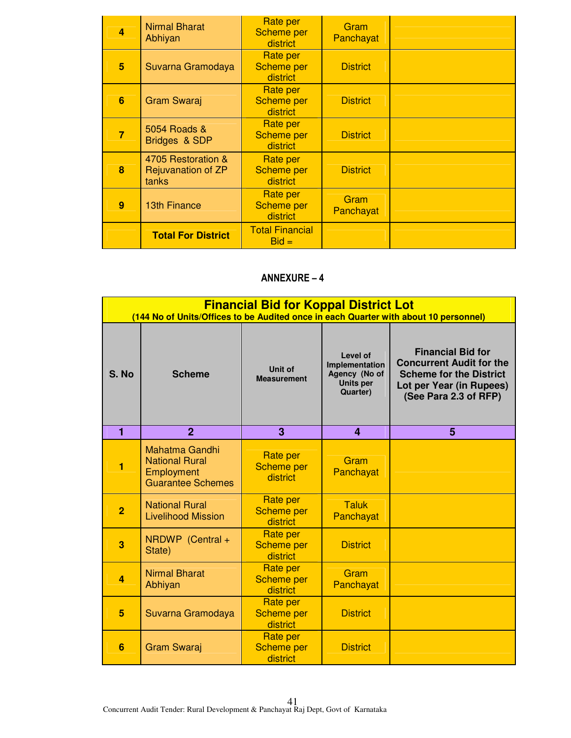| | | | | |
|---|---|---|---|---|
| 4 | Nirmal Bharat Abhiyan | Rate per Scheme per district | Gram Panchayat | |
| 5 | Suvarna Gramodaya | Rate per Scheme per district | District | |
| 6 | Gram Swaraj | Rate per Scheme per district | District | |
| 7 | 5054 Roads & Bridges & SDP | Rate per Scheme per district | District | |
| 8 | 4705 Restoration & Rejuvanation of ZP tanks | Rate per Scheme per district | District | |
| 9 | 13th Finance | Rate per Scheme per district | Gram Panchayat | |
| | **Total For District** | Total Financial Bid = | | |

## ANNEXURE – 4

**Financial Bid for Koppal District Lot**
**(144 No of Units/Offices to be Audited once in each Quarter with about 10 personnel)**

| S. No | Scheme | Unit of Measurement | Level of Implementation Agency (No of Units per Quarter) | Financial Bid for Concurrent Audit for the Scheme for the District Lot per Year (in Rupees) (See Para 2.3 of RFP) |
|---|---|---|---|---|
| 1 | 2 | 3 | 4 | 5 |
| 1 | Mahatma Gandhi National Rural Employment Guarantee Schemes | Rate per Scheme per district | Gram Panchayat | |
| 2 | National Rural Livelihood Mission | Rate per Scheme per district | Taluk Panchayat | |
| 3 | NRDWP (Central + State) | Rate per Scheme per district | District | |
| 4 | Nirmal Bharat Abhiyan | Rate per Scheme per district | Gram Panchayat | |
| 5 | Suvarna Gramodaya | Rate per Scheme per district | District | |
| 6 | Gram Swaraj | Rate per Scheme per district | District | |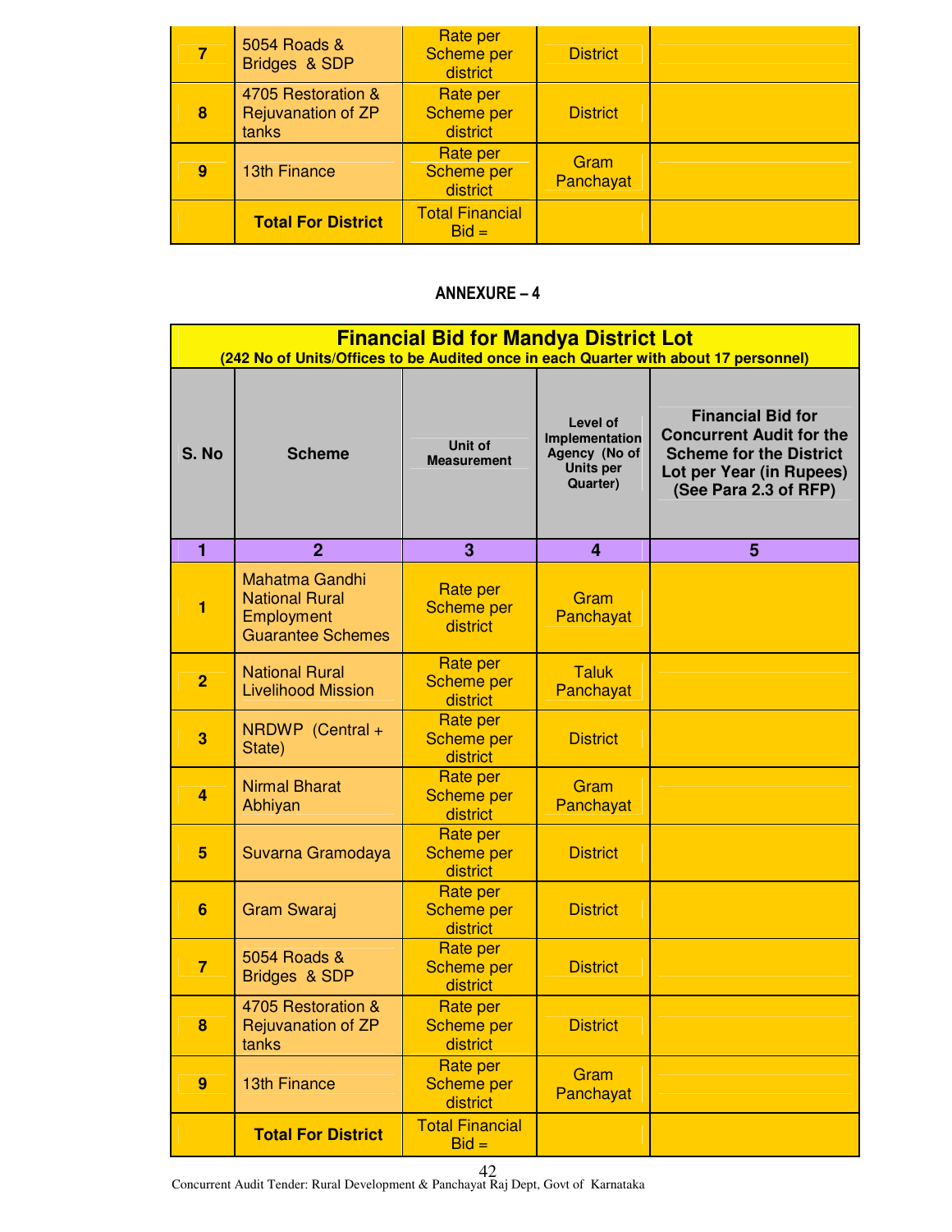| | | | | |
|---|---|---|---|---|
| 7 | 5054 Roads & Bridges & SDP | Rate per Scheme per district | District | |
| 8 | 4705 Restoration & Rejuvanation of ZP tanks | Rate per Scheme per district | District | |
| 9 | 13th Finance | Rate per Scheme per district | Gram Panchayat | |
| | **Total For District** | Total Financial Bid = | | |

## ANNEXURE – 4

**Financial Bid for Mandya District Lot**

**(242 No of Units/Offices to be Audited once in each Quarter with about 17 personnel)**

| S. No | Scheme | Unit of Measurement | Level of Implementation Agency (No of Units per Quarter) | Financial Bid for Concurrent Audit for the Scheme for the District Lot per Year (in Rupees) (See Para 2.3 of RFP) |
|---|---|---|---|---|
| 1 | 2 | 3 | 4 | 5 |
| 1 | Mahatma Gandhi National Rural Employment Guarantee Schemes | Rate per Scheme per district | Gram Panchayat | |
| 2 | National Rural Livelihood Mission | Rate per Scheme per district | Taluk Panchayat | |
| 3 | NRDWP (Central + State) | Rate per Scheme per district | District | |
| 4 | Nirmal Bharat Abhiyan | Rate per Scheme per district | Gram Panchayat | |
| 5 | Suvarna Gramodaya | Rate per Scheme per district | District | |
| 6 | Gram Swaraj | Rate per Scheme per district | District | |
| 7 | 5054 Roads & Bridges & SDP | Rate per Scheme per district | District | |
| 8 | 4705 Restoration & Rejuvanation of ZP tanks | Rate per Scheme per district | District | |
| 9 | 13th Finance | Rate per Scheme per district | Gram Panchayat | |
| | **Total For District** | Total Financial Bid = | | |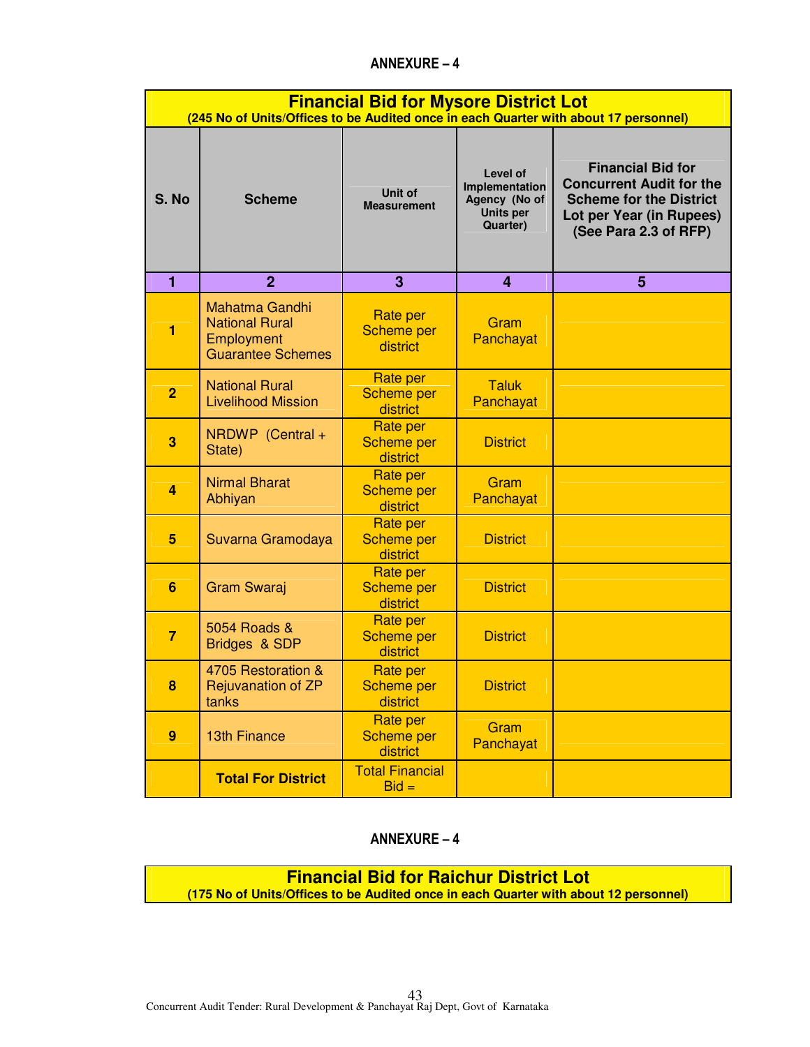**ANNEXURE – 4**

| Financial Bid for Mysore District Lot (245 No of Units/Offices to be Audited once in each Quarter with about 17 personnel) | | | | |
|---|---|---|---|---|
| **S. No** | **Scheme** | **Unit of Measurement** | **Level of Implementation Agency (No of Units per Quarter)** | **Financial Bid for Concurrent Audit for the Scheme for the District Lot per Year (in Rupees) (See Para 2.3 of RFP)** |
| **1** | **2** | **3** | **4** | **5** |
| **1** | Mahatma Gandhi National Rural Employment Guarantee Schemes | Rate per Scheme per district | Gram Panchayat | |
| **2** | National Rural Livelihood Mission | Rate per Scheme per district | Taluk Panchayat | |
| **3** | NRDWP (Central + State) | Rate per Scheme per district | District | |
| **4** | Nirmal Bharat Abhiyan | Rate per Scheme per district | Gram Panchayat | |
| **5** | Suvarna Gramodaya | Rate per Scheme per district | District | |
| **6** | Gram Swaraj | Rate per Scheme per district | District | |
| **7** | 5054 Roads & Bridges & SDP | Rate per Scheme per district | District | |
| **8** | 4705 Restoration & Rejuvanation of ZP tanks | Rate per Scheme per district | District | |
| **9** | 13th Finance | Rate per Scheme per district | Gram Panchayat | |
| | **Total For District** | Total Financial Bid = | | |

**ANNEXURE – 4**

| Financial Bid for Raichur District Lot (175 No of Units/Offices to be Audited once in each Quarter with about 12 personnel) |
|---|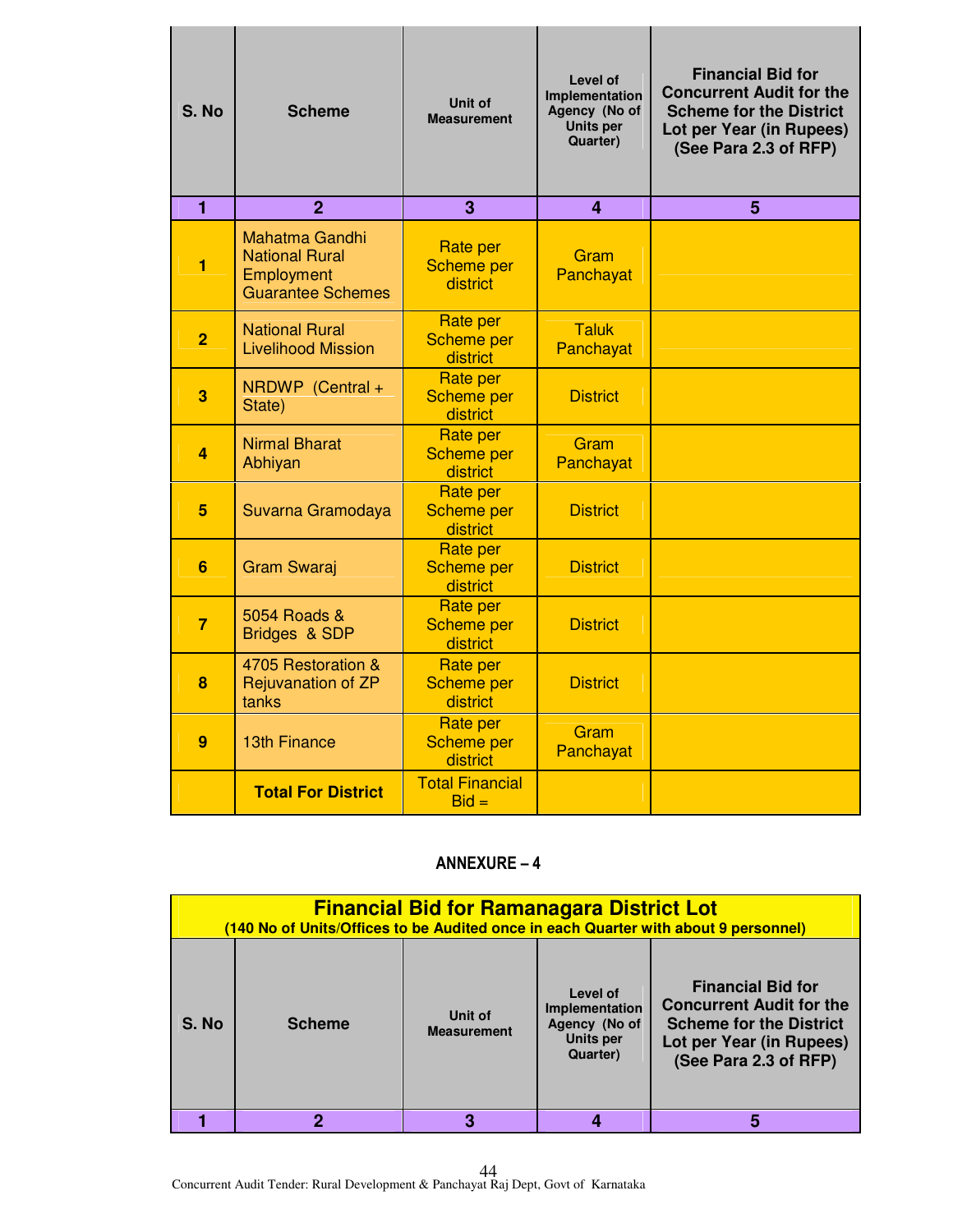| S. No | Scheme | Unit of Measurement | Level of Implementation Agency (No of Units per Quarter) | Financial Bid for Concurrent Audit for the Scheme for the District Lot per Year (in Rupees) (See Para 2.3 of RFP) |
|---|---|---|---|---|
| 1 | 2 | 3 | 4 | 5 |
| 1 | Mahatma Gandhi National Rural Employment Guarantee Schemes | Rate per Scheme per district | Gram Panchayat | |
| 2 | National Rural Livelihood Mission | Rate per Scheme per district | Taluk Panchayat | |
| 3 | NRDWP (Central + State) | Rate per Scheme per district | District | |
| 4 | Nirmal Bharat Abhiyan | Rate per Scheme per district | Gram Panchayat | |
| 5 | Suvarna Gramodaya | Rate per Scheme per district | District | |
| 6 | Gram Swaraj | Rate per Scheme per district | District | |
| 7 | 5054 Roads & Bridges & SDP | Rate per Scheme per district | District | |
| 8 | 4705 Restoration & Rejuvanation of ZP tanks | Rate per Scheme per district | District | |
| 9 | 13th Finance | Rate per Scheme per district | Gram Panchayat | |
| | **Total For District** | Total Financial Bid = | | |

**ANNEXURE – 4**

## Financial Bid for Ramanagara District Lot

**(140 No of Units/Offices to be Audited once in each Quarter with about 9 personnel)**

| S. No | Scheme | Unit of Measurement | Level of Implementation Agency (No of Units per Quarter) | Financial Bid for Concurrent Audit for the Scheme for the District Lot per Year (in Rupees) (See Para 2.3 of RFP) |
|---|---|---|---|---|
| 1 | 2 | 3 | 4 | 5 |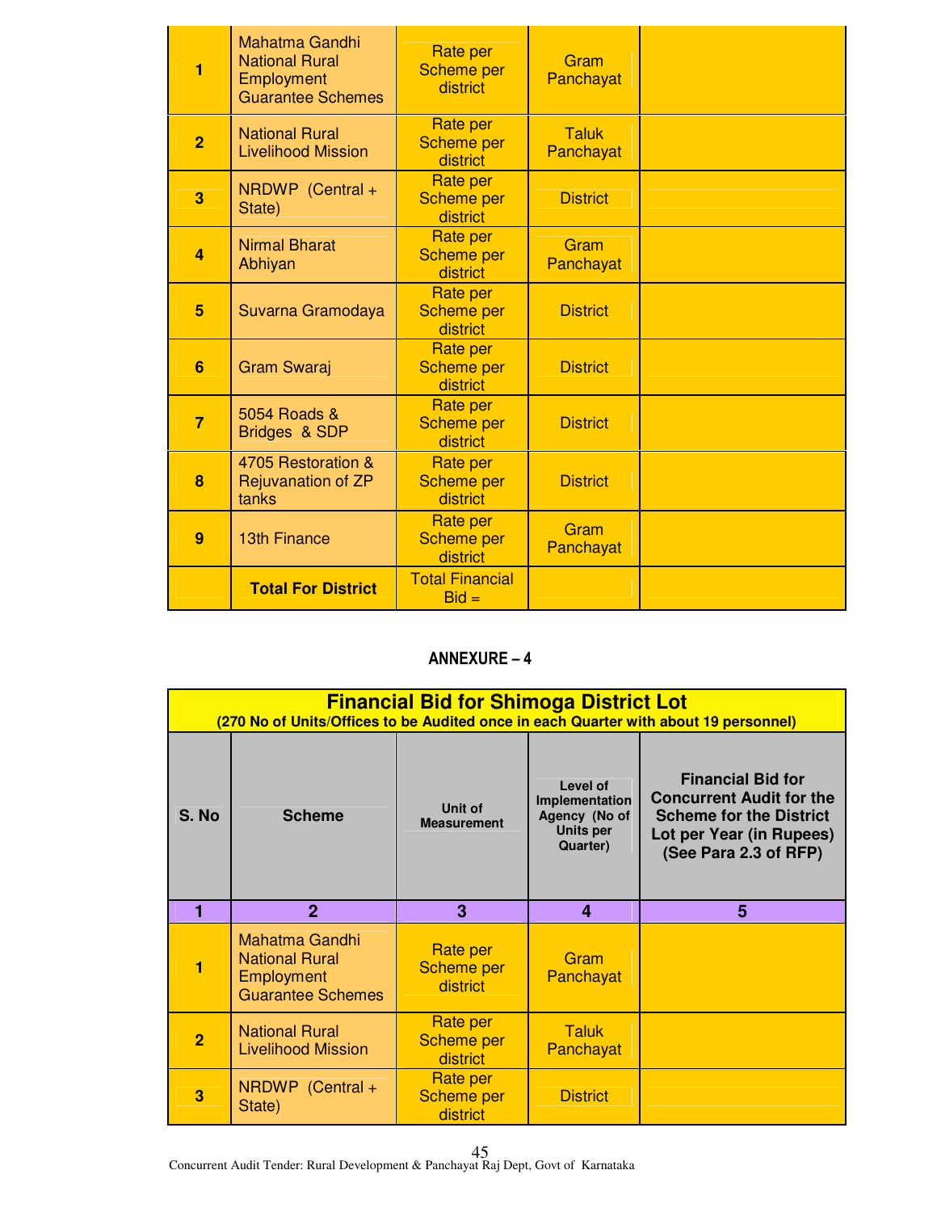| | | | | |
|---|---|---|---|---|
| 1 | Mahatma Gandhi National Rural Employment Guarantee Schemes | Rate per Scheme per district | Gram Panchayat | |
| 2 | National Rural Livelihood Mission | Rate per Scheme per district | Taluk Panchayat | |
| 3 | NRDWP (Central + State) | Rate per Scheme per district | District | |
| 4 | Nirmal Bharat Abhiyan | Rate per Scheme per district | Gram Panchayat | |
| 5 | Suvarna Gramodaya | Rate per Scheme per district | District | |
| 6 | Gram Swaraj | Rate per Scheme per district | District | |
| 7 | 5054 Roads & Bridges & SDP | Rate per Scheme per district | District | |
| 8 | 4705 Restoration & Rejuvanation of ZP tanks | Rate per Scheme per district | District | |
| 9 | 13th Finance | Rate per Scheme per district | Gram Panchayat | |
| | **Total For District** | Total Financial Bid = | | |

## ANNEXURE – 4

**Financial Bid for Shimoga District Lot**
**(270 No of Units/Offices to be Audited once in each Quarter with about 19 personnel)**

| S. No | Scheme | Unit of Measurement | Level of Implementation Agency (No of Units per Quarter) | Financial Bid for Concurrent Audit for the Scheme for the District Lot per Year (in Rupees) (See Para 2.3 of RFP) |
|---|---|---|---|---|
| 1 | 2 | 3 | 4 | 5 |
| 1 | Mahatma Gandhi National Rural Employment Guarantee Schemes | Rate per Scheme per district | Gram Panchayat | |
| 2 | National Rural Livelihood Mission | Rate per Scheme per district | Taluk Panchayat | |
| 3 | NRDWP (Central + State) | Rate per Scheme per district | District | |

Concurrent Audit Tender: Rural Development & Panchayat Raj Dept, Govt of Karnataka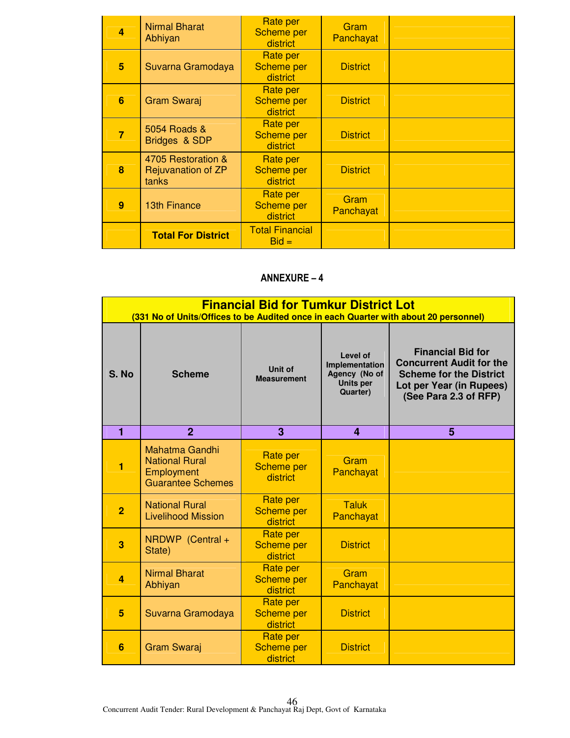| | | | | |
|---|---|---|---|---|
| 4 | Nirmal Bharat Abhiyan | Rate per Scheme per district | Gram Panchayat | |
| 5 | Suvarna Gramodaya | Rate per Scheme per district | District | |
| 6 | Gram Swaraj | Rate per Scheme per district | District | |
| 7 | 5054 Roads & Bridges & SDP | Rate per Scheme per district | District | |
| 8 | 4705 Restoration & Rejuvanation of ZP tanks | Rate per Scheme per district | District | |
| 9 | 13th Finance | Rate per Scheme per district | Gram Panchayat | |
| | **Total For District** | Total Financial Bid = | | |

## ANNEXURE – 4

| **Financial Bid for Tumkur District Lot** **(331 No of Units/Offices to be Audited once in each Quarter with about 20 personnel)** | | | | |
|---|---|---|---|---|
| **S. No** | **Scheme** | **Unit of Measurement** | **Level of Implementation Agency (No of Units per Quarter)** | **Financial Bid for Concurrent Audit for the Scheme for the District Lot per Year (in Rupees) (See Para 2.3 of RFP)** |
| 1 | 2 | 3 | 4 | 5 |
| 1 | Mahatma Gandhi National Rural Employment Guarantee Schemes | Rate per Scheme per district | Gram Panchayat | |
| 2 | National Rural Livelihood Mission | Rate per Scheme per district | Taluk Panchayat | |
| 3 | NRDWP (Central + State) | Rate per Scheme per district | District | |
| 4 | Nirmal Bharat Abhiyan | Rate per Scheme per district | Gram Panchayat | |
| 5 | Suvarna Gramodaya | Rate per Scheme per district | District | |
| 6 | Gram Swaraj | Rate per Scheme per district | District | |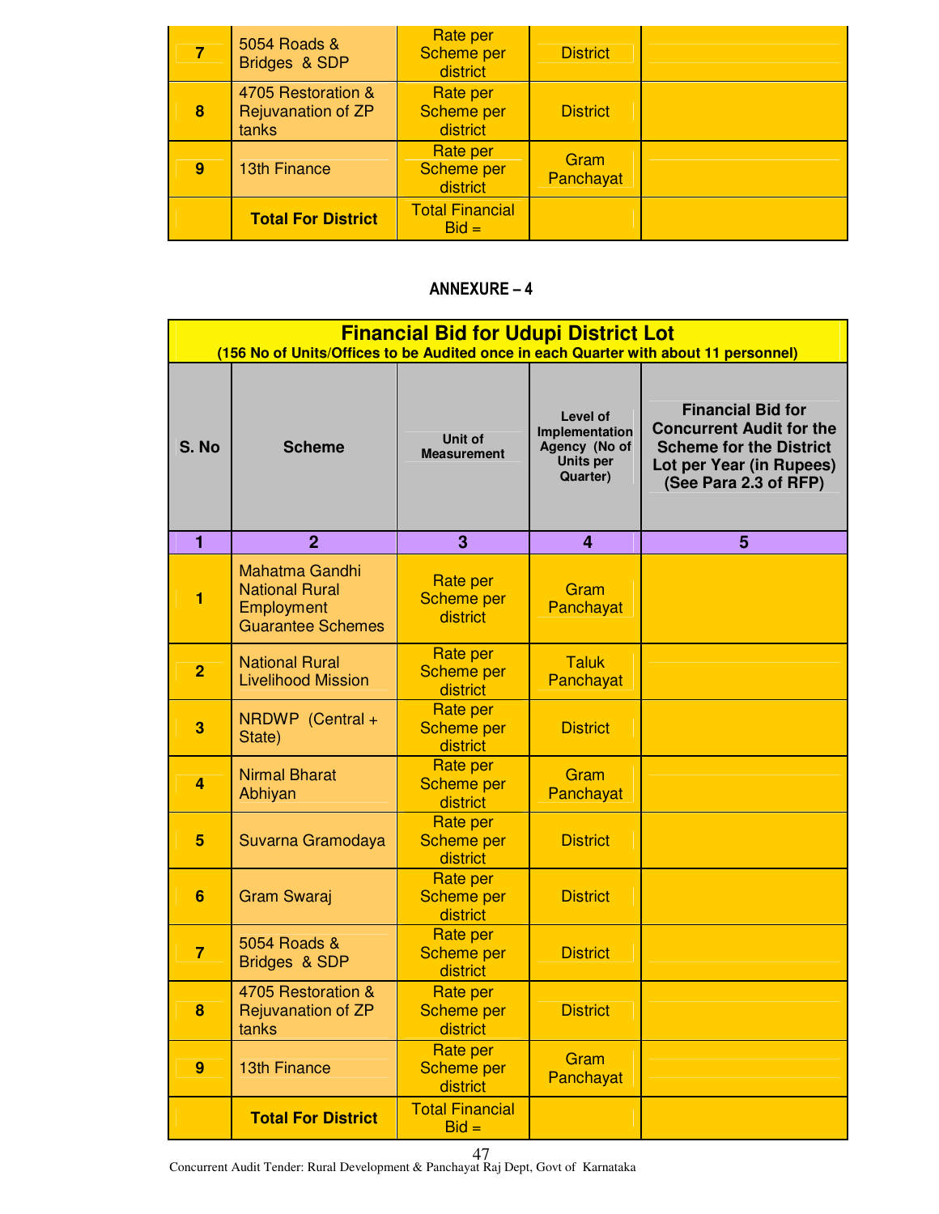| 7 | 5054 Roads & Bridges & SDP | Rate per Scheme per district | District | |
|---|---|---|---|---|
| 8 | 4705 Restoration & Rejuvanation of ZP tanks | Rate per Scheme per district | District | |
| 9 | 13th Finance | Rate per Scheme per district | Gram Panchayat | |
| | **Total For District** | Total Financial Bid = | | |

**ANNEXURE – 4**

| **Financial Bid for Udupi District Lot** **(156 No of Units/Offices to be Audited once in each Quarter with about 11 personnel)** | | | | |
|---|---|---|---|---|
| **S. No** | **Scheme** | **Unit of Measurement** | **Level of Implementation Agency (No of Units per Quarter)** | **Financial Bid for Concurrent Audit for the Scheme for the District Lot per Year (in Rupees) (See Para 2.3 of RFP)** |
| **1** | **2** | **3** | **4** | **5** |
| 1 | Mahatma Gandhi National Rural Employment Guarantee Schemes | Rate per Scheme per district | Gram Panchayat | |
| 2 | National Rural Livelihood Mission | Rate per Scheme per district | Taluk Panchayat | |
| 3 | NRDWP (Central + State) | Rate per Scheme per district | District | |
| 4 | Nirmal Bharat Abhiyan | Rate per Scheme per district | Gram Panchayat | |
| 5 | Suvarna Gramodaya | Rate per Scheme per district | District | |
| 6 | Gram Swaraj | Rate per Scheme per district | District | |
| 7 | 5054 Roads & Bridges & SDP | Rate per Scheme per district | District | |
| 8 | 4705 Restoration & Rejuvanation of ZP tanks | Rate per Scheme per district | District | |
| 9 | 13th Finance | Rate per Scheme per district | Gram Panchayat | |
| | **Total For District** | Total Financial Bid = | | |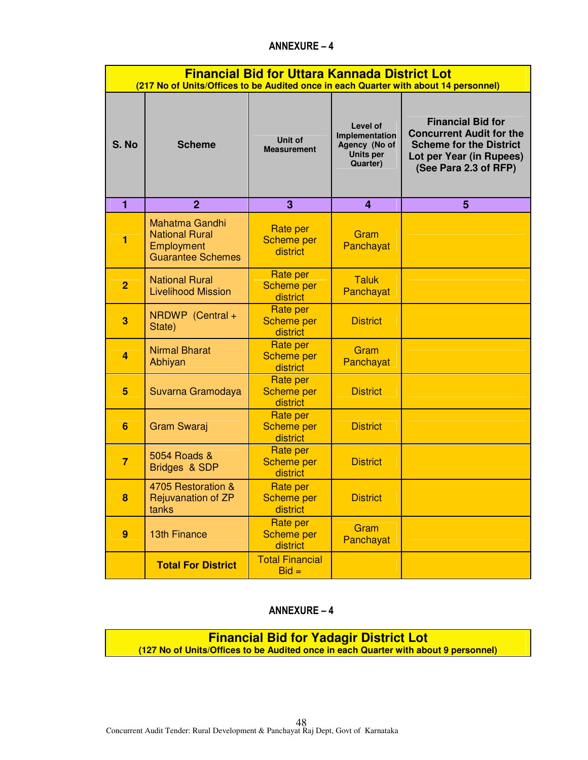## ANNEXURE – 4

| **Financial Bid for Uttara Kannada District Lot**<br>**(217 No of Units/Offices to be Audited once in each Quarter with about 14 personnel)** | | | | |
|---|---|---|---|---|
| **S. No** | **Scheme** | **Unit of Measurement** | **Level of Implementation Agency (No of Units per Quarter)** | **Financial Bid for Concurrent Audit for the Scheme for the District Lot per Year (in Rupees) (See Para 2.3 of RFP)** |
| **1** | **2** | **3** | **4** | **5** |
| **1** | Mahatma Gandhi National Rural Employment Guarantee Schemes | Rate per Scheme per district | Gram Panchayat | |
| **2** | National Rural Livelihood Mission | Rate per Scheme per district | Taluk Panchayat | |
| **3** | NRDWP (Central + State) | Rate per Scheme per district | District | |
| **4** | Nirmal Bharat Abhiyan | Rate per Scheme per district | Gram Panchayat | |
| **5** | Suvarna Gramodaya | Rate per Scheme per district | District | |
| **6** | Gram Swaraj | Rate per Scheme per district | District | |
| **7** | 5054 Roads & Bridges & SDP | Rate per Scheme per district | District | |
| **8** | 4705 Restoration & Rejuvanation of ZP tanks | Rate per Scheme per district | District | |
| **9** | 13th Finance | Rate per Scheme per district | Gram Panchayat | |
| | **Total For District** | Total Financial Bid = | | |

## ANNEXURE – 4

| **Financial Bid for Yadagir District Lot**<br>**(127 No of Units/Offices to be Audited once in each Quarter with about 9 personnel)** |
|---|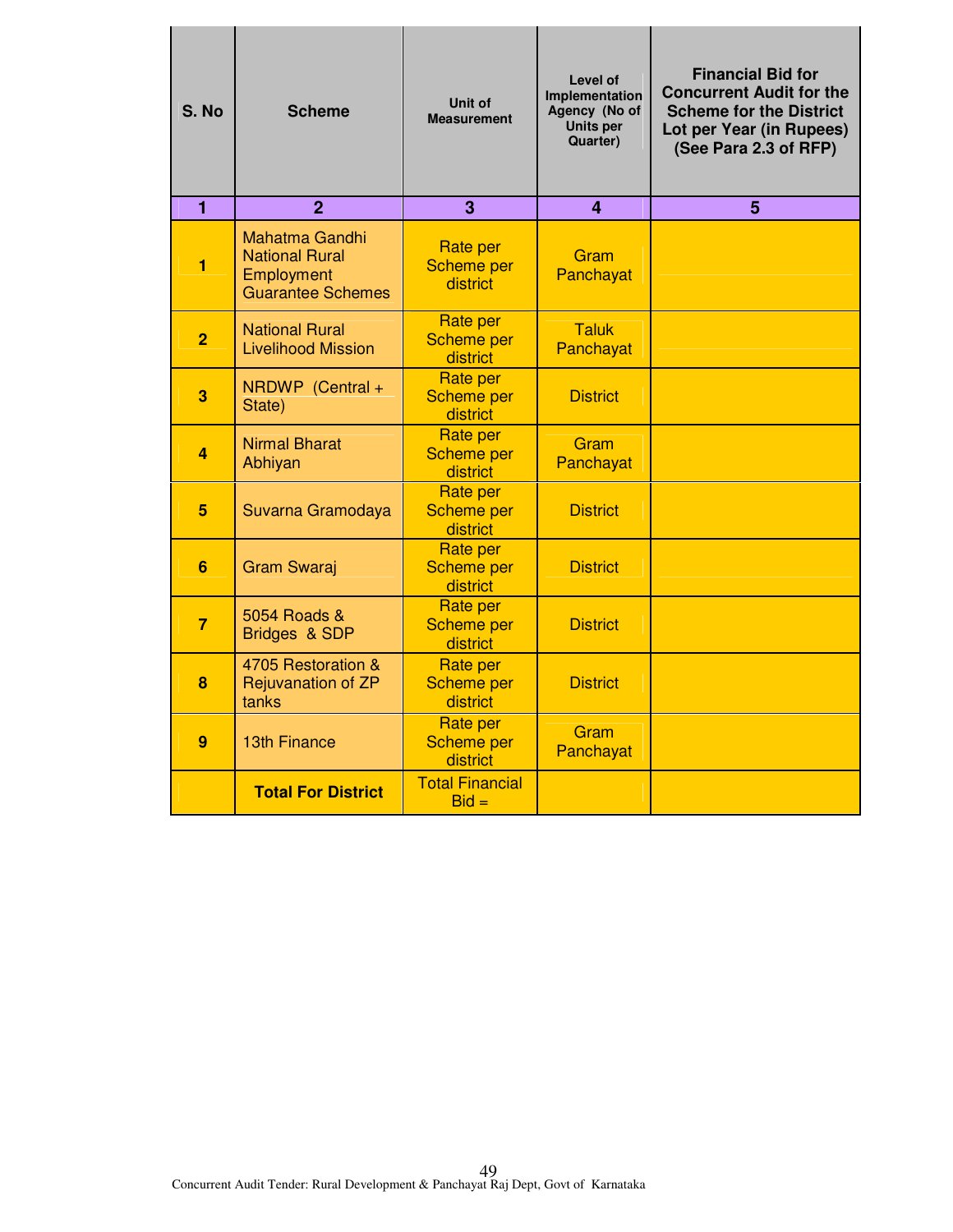| S. No | Scheme | Unit of Measurement | Level of Implementation Agency (No of Units per Quarter) | Financial Bid for Concurrent Audit for the Scheme for the District Lot per Year (in Rupees) (See Para 2.3 of RFP) |
|---|---|---|---|---|
| 1 | 2 | 3 | 4 | 5 |
| 1 | Mahatma Gandhi National Rural Employment Guarantee Schemes | Rate per Scheme per district | Gram Panchayat | |
| 2 | National Rural Livelihood Mission | Rate per Scheme per district | Taluk Panchayat | |
| 3 | NRDWP (Central + State) | Rate per Scheme per district | District | |
| 4 | Nirmal Bharat Abhiyan | Rate per Scheme per district | Gram Panchayat | |
| 5 | Suvarna Gramodaya | Rate per Scheme per district | District | |
| 6 | Gram Swaraj | Rate per Scheme per district | District | |
| 7 | 5054 Roads & Bridges & SDP | Rate per Scheme per district | District | |
| 8 | 4705 Restoration & Rejuvanation of ZP tanks | Rate per Scheme per district | District | |
| 9 | 13th Finance | Rate per Scheme per district | Gram Panchayat | |
| | **Total For District** | Total Financial Bid = | | |